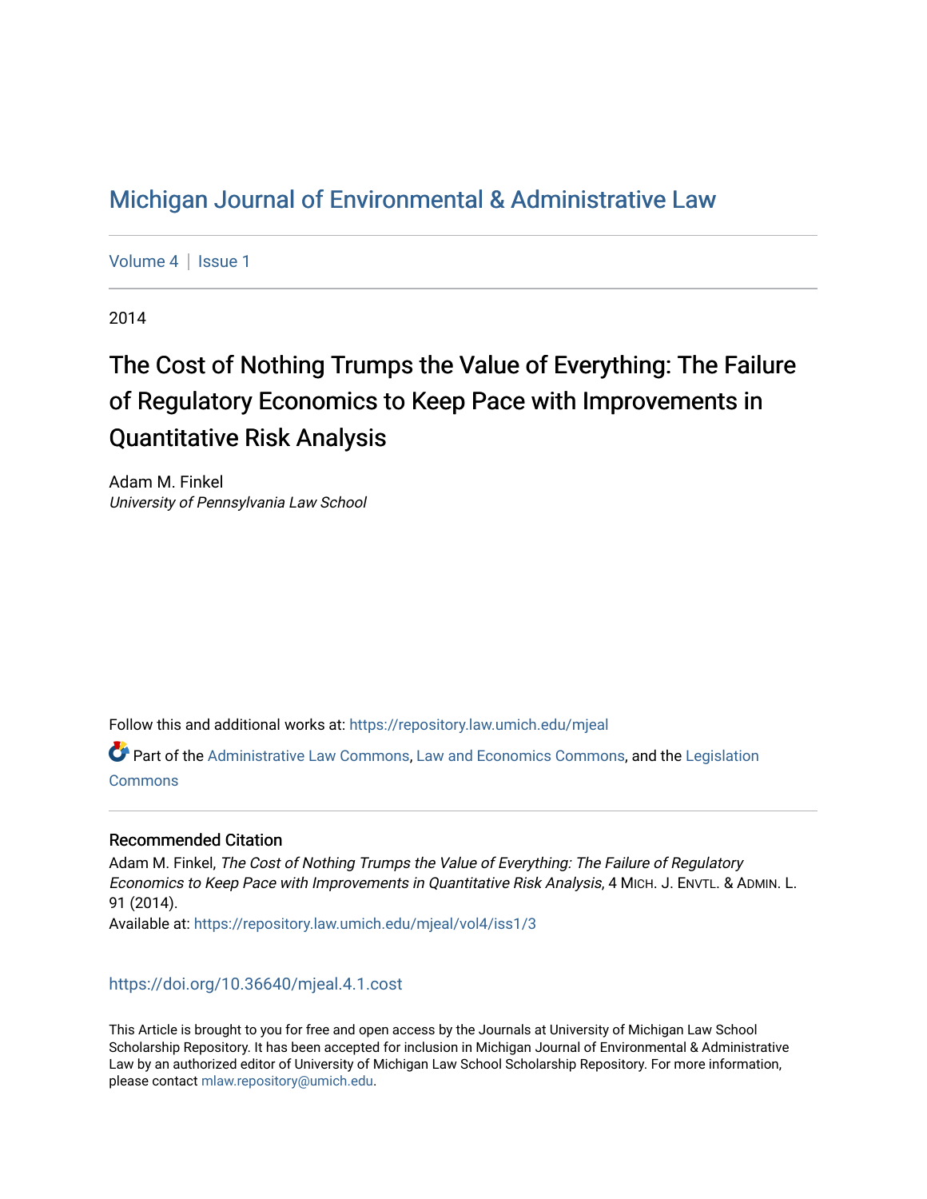# Michigan Journal of Environmental & Administrative Law

Volume 4 | Issue 1

2014

## The Cost of Nothing Trumps the Value of Everything: The Failure of Regulatory Economics to Keep Pace with Improvements in Quantitative Risk Analysis

Adam M. Finkel
*University of Pennsylvania Law School*

Follow this and additional works at: https://repository.law.umich.edu/mjeal

Part of the Administrative Law Commons, Law and Economics Commons, and the Legislation Commons

### Recommended Citation

Adam M. Finkel, *The Cost of Nothing Trumps the Value of Everything: The Failure of Regulatory Economics to Keep Pace with Improvements in Quantitative Risk Analysis*, 4 MICH. J. ENVTL. & ADMIN. L. 91 (2014).
Available at: https://repository.law.umich.edu/mjeal/vol4/iss1/3

https://doi.org/10.36640/mjeal.4.1.cost

This Article is brought to you for free and open access by the Journals at University of Michigan Law School Scholarship Repository. It has been accepted for inclusion in Michigan Journal of Environmental & Administrative Law by an authorized editor of University of Michigan Law School Scholarship Repository. For more information, please contact mlaw.repository@umich.edu.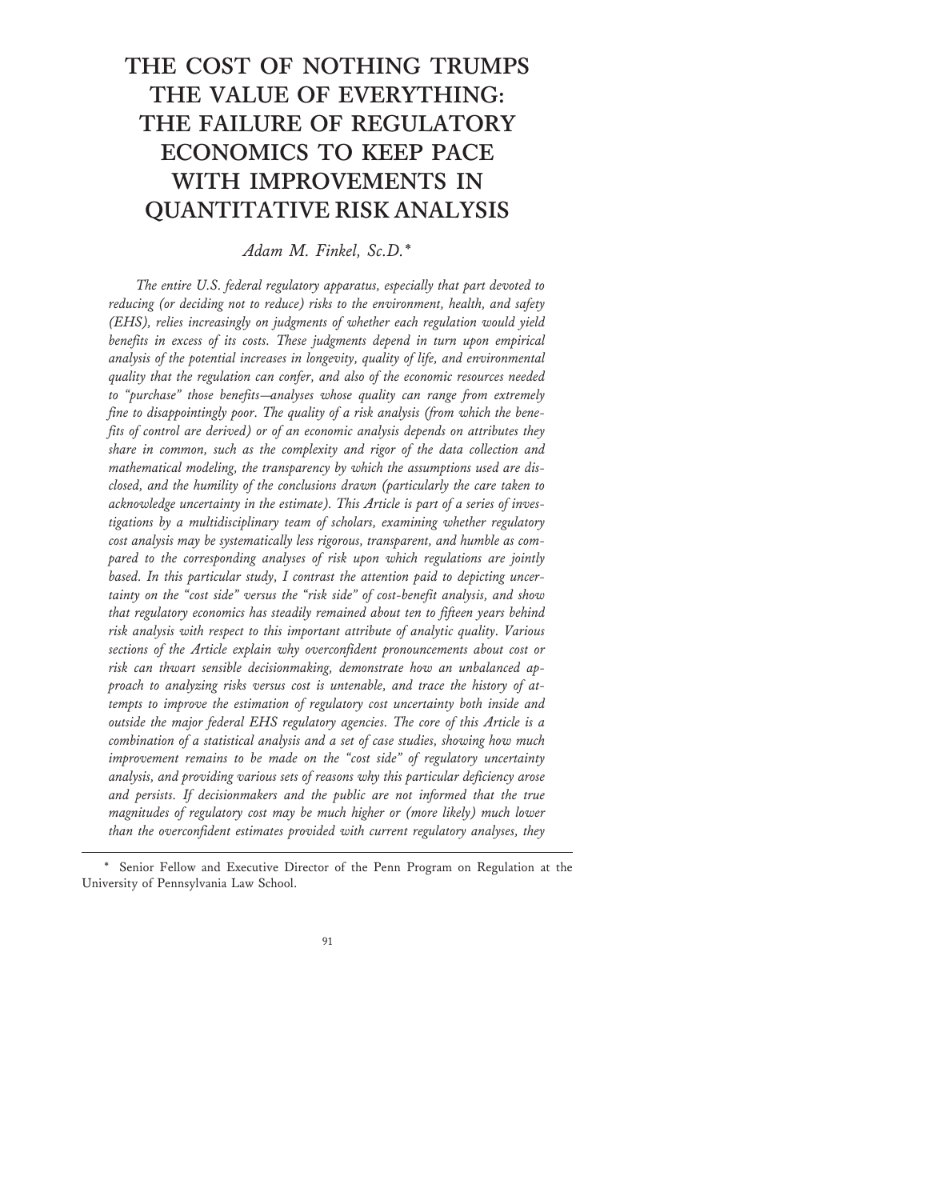# THE COST OF NOTHING TRUMPS THE VALUE OF EVERYTHING: THE FAILURE OF REGULATORY ECONOMICS TO KEEP PACE WITH IMPROVEMENTS IN QUANTITATIVE RISK ANALYSIS

*Adam M. Finkel, Sc.D.**

*The entire U.S. federal regulatory apparatus, especially that part devoted to reducing (or deciding not to reduce) risks to the environment, health, and safety (EHS), relies increasingly on judgments of whether each regulation would yield benefits in excess of its costs. These judgments depend in turn upon empirical analysis of the potential increases in longevity, quality of life, and environmental quality that the regulation can confer, and also of the economic resources needed to "purchase" those benefits—analyses whose quality can range from extremely fine to disappointingly poor. The quality of a risk analysis (from which the benefits of control are derived) or of an economic analysis depends on attributes they share in common, such as the complexity and rigor of the data collection and mathematical modeling, the transparency by which the assumptions used are disclosed, and the humility of the conclusions drawn (particularly the care taken to acknowledge uncertainty in the estimate). This Article is part of a series of investigations by a multidisciplinary team of scholars, examining whether regulatory cost analysis may be systematically less rigorous, transparent, and humble as compared to the corresponding analyses of risk upon which regulations are jointly based. In this particular study, I contrast the attention paid to depicting uncertainty on the "cost side" versus the "risk side" of cost-benefit analysis, and show that regulatory economics has steadily remained about ten to fifteen years behind risk analysis with respect to this important attribute of analytic quality. Various sections of the Article explain why overconfident pronouncements about cost or risk can thwart sensible decisionmaking, demonstrate how an unbalanced approach to analyzing risks versus cost is untenable, and trace the history of attempts to improve the estimation of regulatory cost uncertainty both inside and outside the major federal EHS regulatory agencies. The core of this Article is a combination of a statistical analysis and a set of case studies, showing how much improvement remains to be made on the "cost side" of regulatory uncertainty analysis, and providing various sets of reasons why this particular deficiency arose and persists. If decisionmakers and the public are not informed that the true magnitudes of regulatory cost may be much higher or (more likely) much lower than the overconfident estimates provided with current regulatory analyses, they*

---

\* Senior Fellow and Executive Director of the Penn Program on Regulation at the University of Pennsylvania Law School.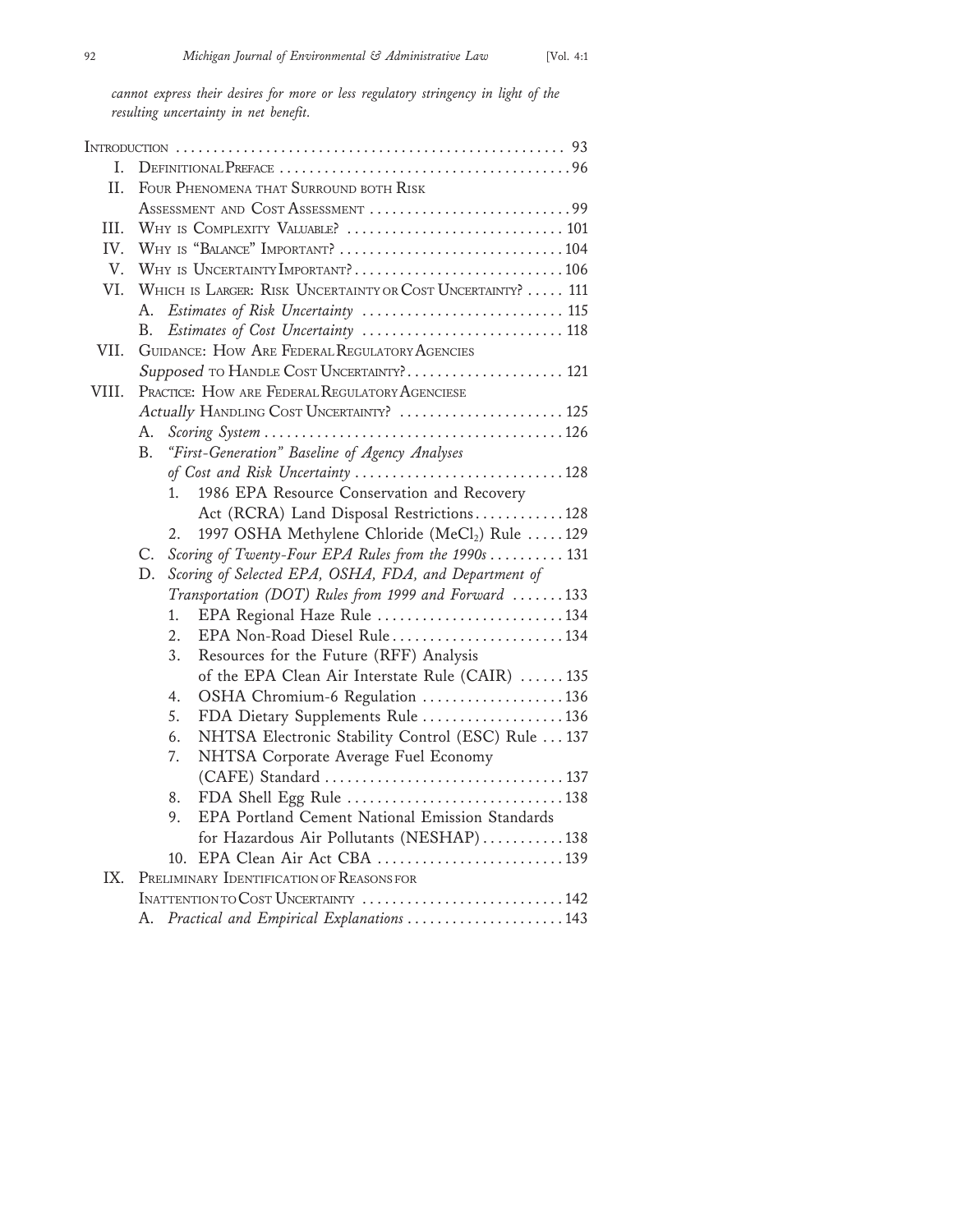*cannot express their desires for more or less regulatory stringency in light of the resulting uncertainty in net benefit.*

Introduction .................................................... 93

I. Definitional Preface ....................................... 96

II. Four Phenomena that Surround both Risk Assessment and Cost Assessment ........................... 99

III. Why is Complexity Valuable? ............................ 101

IV. Why is "Balance" Important? .............................. 104

V. Why is Uncertainty Important? ........................... 106

VI. Which is Larger: Risk Uncertainty or Cost Uncertainty? ..... 111

- A. *Estimates of Risk Uncertainty* ........................... 115
- B. *Estimates of Cost Uncertainty* ........................... 118

VII. Guidance: How Are Federal Regulatory Agencies *Supposed* to Handle Cost Uncertainty? ..................... 121

VIII. Practice: How are Federal Regulatory Agenciese *Actually* Handling Cost Uncertainty? ...................... 125

- A. *Scoring System* ....................................... 126
- B. *"First-Generation" Baseline of Agency Analyses of Cost and Risk Uncertainty* ........................... 128
  1. 1986 EPA Resource Conservation and Recovery Act (RCRA) Land Disposal Restrictions ............ 128
  2. 1997 OSHA Methylene Chloride ($MeCl_2$) Rule ..... 129
- C. *Scoring of Twenty-Four EPA Rules from the 1990s* .......... 131
- D. *Scoring of Selected EPA, OSHA, FDA, and Department of Transportation (DOT) Rules from 1999 and Forward* ....... 133
  1. EPA Regional Haze Rule ......................... 134
  2. EPA Non-Road Diesel Rule ....................... 134
  3. Resources for the Future (RFF) Analysis of the EPA Clean Air Interstate Rule (CAIR) ...... 135
  4. OSHA Chromium-6 Regulation ................... 136
  5. FDA Dietary Supplements Rule ................... 136
  6. NHTSA Electronic Stability Control (ESC) Rule ... 137
  7. NHTSA Corporate Average Fuel Economy (CAFE) Standard ................................ 137
  8. FDA Shell Egg Rule ............................ 138
  9. EPA Portland Cement National Emission Standards for Hazardous Air Pollutants (NESHAP) ........... 138
  10. EPA Clean Air Act CBA ......................... 139

IX. Preliminary Identification of Reasons for Inattention to Cost Uncertainty ........................... 142

- A. *Practical and Empirical Explanations* ..................... 143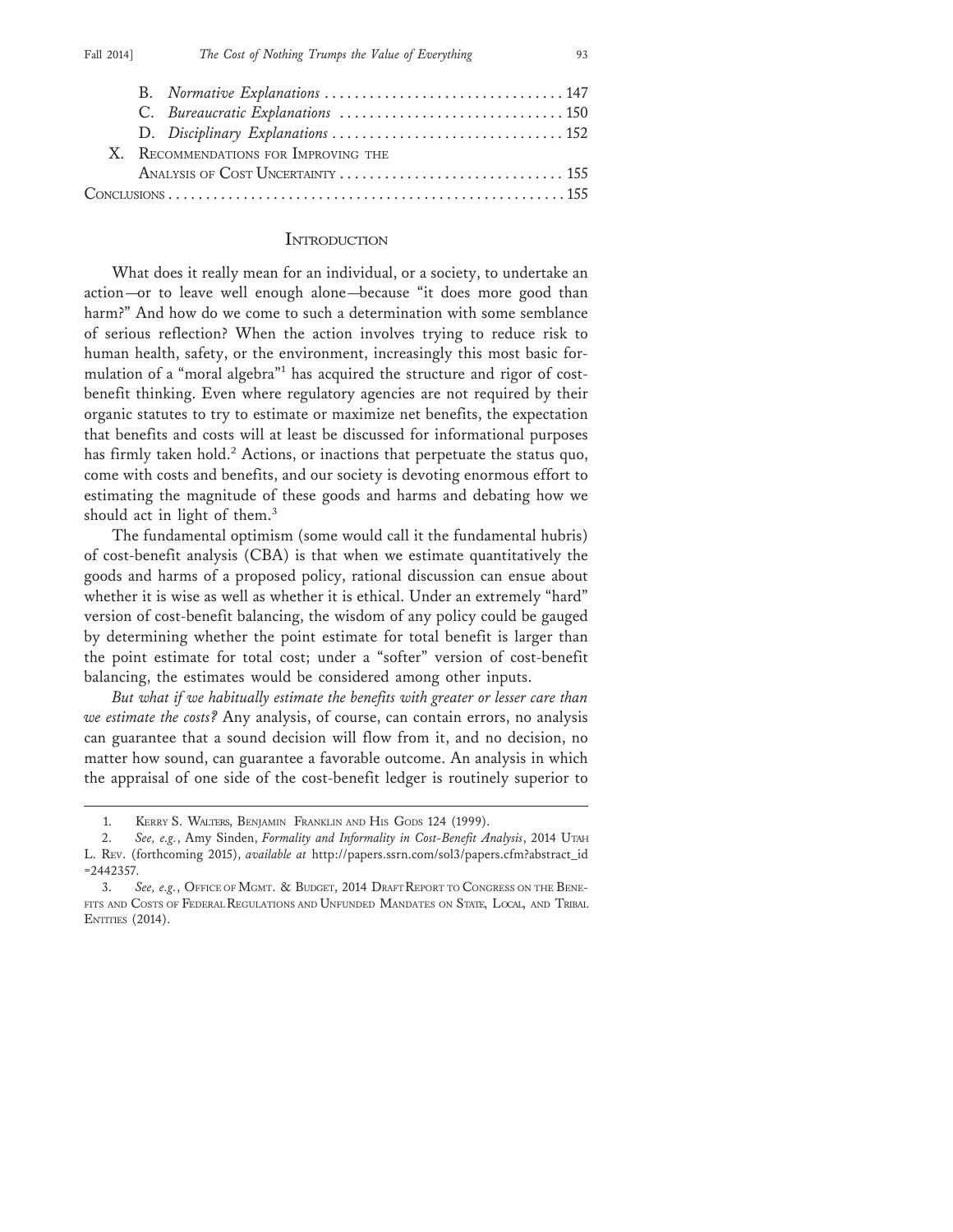B. *Normative Explanations* . . . . . . . . . . . . . . . . . . . . . . . . . . . . . . . . 147
C. *Bureaucratic Explanations* . . . . . . . . . . . . . . . . . . . . . . . . . . . . . 150
D. *Disciplinary Explanations* . . . . . . . . . . . . . . . . . . . . . . . . . . . . . . 152

X. Recommendations for Improving the Analysis of Cost Uncertainty . . . . . . . . . . . . . . . . . . . . . . . . . . . . . 155

Conclusions . . . . . . . . . . . . . . . . . . . . . . . . . . . . . . . . . . . . . . . . . . . . . . . . . . . 155

## Introduction

What does it really mean for an individual, or a society, to undertake an action—or to leave well enough alone—because "it does more good than harm?" And how do we come to such a determination with some semblance of serious reflection? When the action involves trying to reduce risk to human health, safety, or the environment, increasingly this most basic formulation of a "moral algebra"[1] has acquired the structure and rigor of cost-benefit thinking. Even where regulatory agencies are not required by their organic statutes to try to estimate or maximize net benefits, the expectation that benefits and costs will at least be discussed for informational purposes has firmly taken hold.[2] Actions, or inactions that perpetuate the status quo, come with costs and benefits, and our society is devoting enormous effort to estimating the magnitude of these goods and harms and debating how we should act in light of them.[3]

The fundamental optimism (some would call it the fundamental hubris) of cost-benefit analysis (CBA) is that when we estimate quantitatively the goods and harms of a proposed policy, rational discussion can ensue about whether it is wise as well as whether it is ethical. Under an extremely "hard" version of cost-benefit balancing, the wisdom of any policy could be gauged by determining whether the point estimate for total benefit is larger than the point estimate for total cost; under a "softer" version of cost-benefit balancing, the estimates would be considered among other inputs.

*But what if we habitually estimate the benefits with greater or lesser care than we estimate the costs?* Any analysis, of course, can contain errors, no analysis can guarantee that a sound decision will flow from it, and no decision, no matter how sound, can guarantee a favorable outcome. An analysis in which the appraisal of one side of the cost-benefit ledger is routinely superior to

---

1. Kerry S. Walters, Benjamin Franklin and His Gods 124 (1999).

2. *See, e.g.*, Amy Sinden, *Formality and Informality in Cost-Benefit Analysis*, 2014 Utah L. Rev. (forthcoming 2015), *available at* http://papers.ssrn.com/sol3/papers.cfm?abstract_id=2442357.

3. *See, e.g.*, Office of Mgmt. & Budget, 2014 Draft Report to Congress on the Benefits and Costs of Federal Regulations and Unfunded Mandates on State, Local, and Tribal Entities (2014).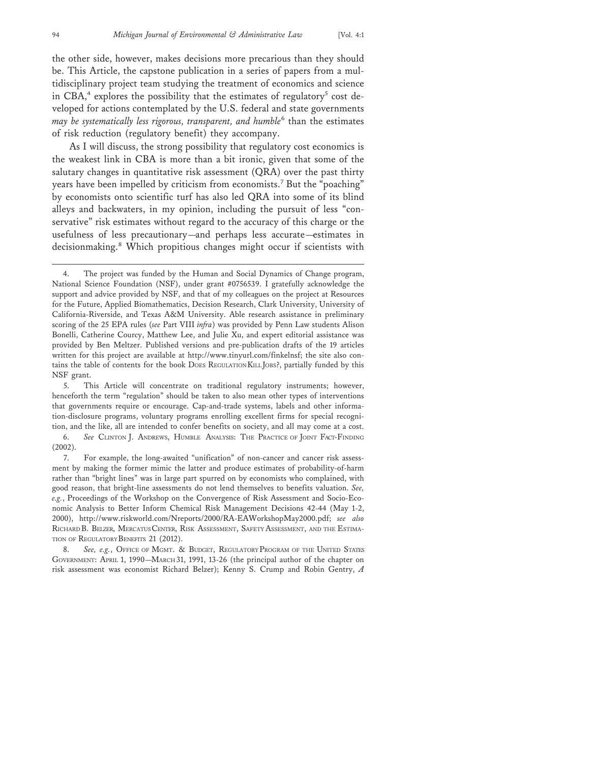the other side, however, makes decisions more precarious than they should be. This Article, the capstone publication in a series of papers from a multidisciplinary project team studying the treatment of economics and science in CBA,[4] explores the possibility that the estimates of regulatory[5] cost developed for actions contemplated by the U.S. federal and state governments *may be systematically less rigorous, transparent, and humble*[6] than the estimates of risk reduction (regulatory benefit) they accompany.

As I will discuss, the strong possibility that regulatory cost economics is the weakest link in CBA is more than a bit ironic, given that some of the salutary changes in quantitative risk assessment (QRA) over the past thirty years have been impelled by criticism from economists.[7] But the "poaching" by economists onto scientific turf has also led QRA into some of its blind alleys and backwaters, in my opinion, including the pursuit of less "conservative" risk estimates without regard to the accuracy of this charge or the usefulness of less precautionary—and perhaps less accurate—estimates in decisionmaking.[8] Which propitious changes might occur if scientists with

---

4. The project was funded by the Human and Social Dynamics of Change program, National Science Foundation (NSF), under grant #0756539. I gratefully acknowledge the support and advice provided by NSF, and that of my colleagues on the project at Resources for the Future, Applied Biomathematics, Decision Research, Clark University, University of California-Riverside, and Texas A&M University. Able research assistance in preliminary scoring of the 25 EPA rules (*see* Part VIII *infra*) was provided by Penn Law students Alison Bonelli, Catherine Courcy, Matthew Lee, and Julie Xu, and expert editorial assistance was provided by Ben Meltzer. Published versions and pre-publication drafts of the 19 articles written for this project are available at http://www.tinyurl.com/finkelnsf; the site also contains the table of contents for the book DOES REGULATION KILL JOBS?, partially funded by this NSF grant.

5. This Article will concentrate on traditional regulatory instruments; however, henceforth the term "regulation" should be taken to also mean other types of interventions that governments require or encourage. Cap-and-trade systems, labels and other information-disclosure programs, voluntary programs enrolling excellent firms for special recognition, and the like, all are intended to confer benefits on society, and all may come at a cost.

6. *See* CLINTON J. ANDREWS, HUMBLE ANALYSIS: THE PRACTICE OF JOINT FACT-FINDING (2002).

7. For example, the long-awaited "unification" of non-cancer and cancer risk assessment by making the former mimic the latter and produce estimates of probability-of-harm rather than "bright lines" was in large part spurred on by economists who complained, with good reason, that bright-line assessments do not lend themselves to benefits valuation. *See, e.g.*, Proceedings of the Workshop on the Convergence of Risk Assessment and Socio-Economic Analysis to Better Inform Chemical Risk Management Decisions 42-44 (May 1-2, 2000), http://www.riskworld.com/Nreports/2000/RA-EAWorkshopMay2000.pdf; *see also* RICHARD B. BELZER, MERCATUS CENTER, RISK ASSESSMENT, SAFETY ASSESSMENT, AND THE ESTIMATION OF REGULATORY BENEFITS 21 (2012).

8. *See, e.g.*, OFFICE OF MGMT. & BUDGET, REGULATORY PROGRAM OF THE UNITED STATES GOVERNMENT: APRIL 1, 1990—MARCH 31, 1991, 13-26 (the principal author of the chapter on risk assessment was economist Richard Belzer); Kenny S. Crump and Robin Gentry, *A*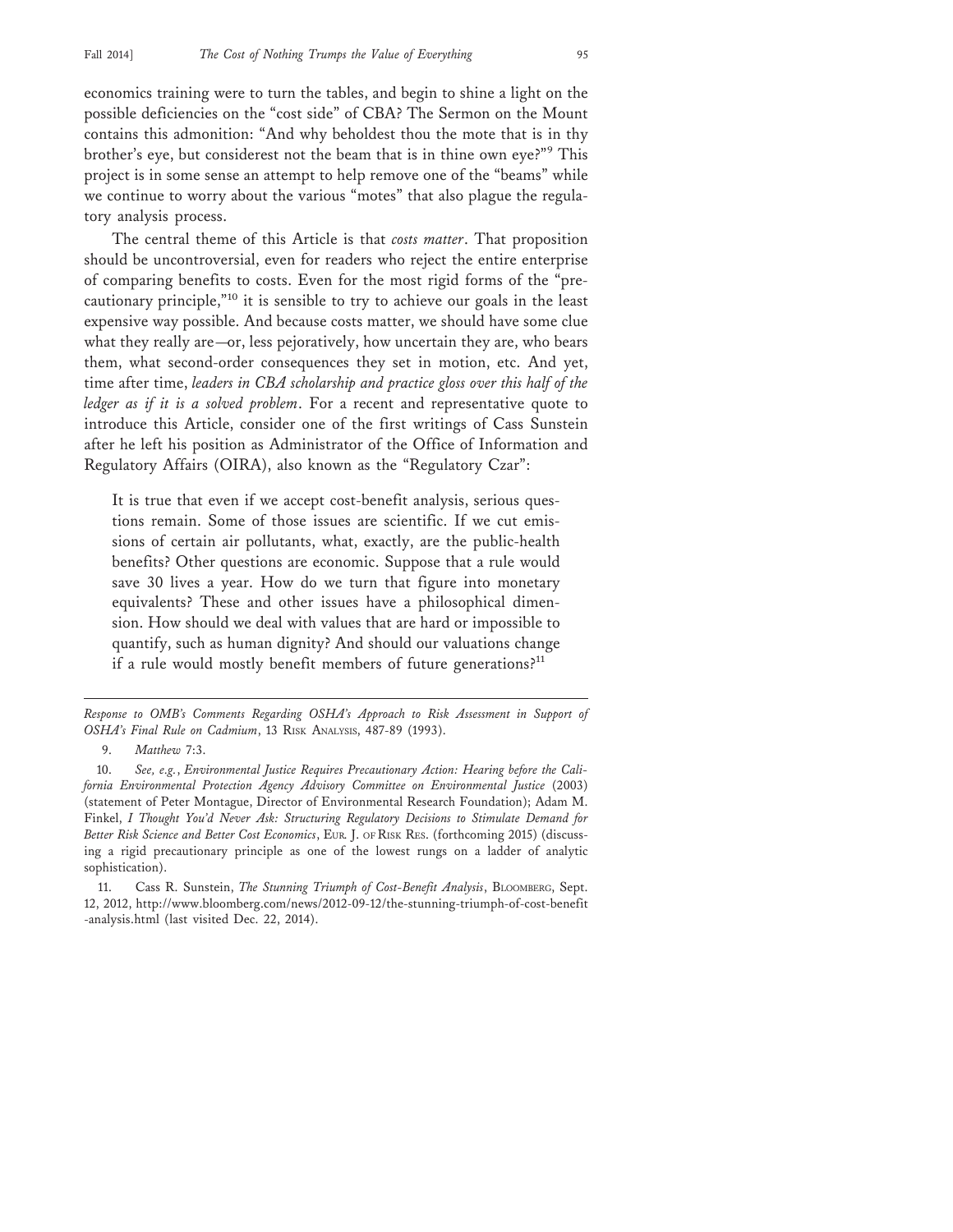economics training were to turn the tables, and begin to shine a light on the possible deficiencies on the "cost side" of CBA? The Sermon on the Mount contains this admonition: "And why beholdest thou the mote that is in thy brother's eye, but considerest not the beam that is in thine own eye?"[9] This project is in some sense an attempt to help remove one of the "beams" while we continue to worry about the various "motes" that also plague the regulatory analysis process.

The central theme of this Article is that *costs matter*. That proposition should be uncontroversial, even for readers who reject the entire enterprise of comparing benefits to costs. Even for the most rigid forms of the "precautionary principle,"[10] it is sensible to try to achieve our goals in the least expensive way possible. And because costs matter, we should have some clue what they really are—or, less pejoratively, how uncertain they are, who bears them, what second-order consequences they set in motion, etc. And yet, time after time, *leaders in CBA scholarship and practice gloss over this half of the ledger as if it is a solved problem*. For a recent and representative quote to introduce this Article, consider one of the first writings of Cass Sunstein after he left his position as Administrator of the Office of Information and Regulatory Affairs (OIRA), also known as the "Regulatory Czar":

> It is true that even if we accept cost-benefit analysis, serious questions remain. Some of those issues are scientific. If we cut emissions of certain air pollutants, what, exactly, are the public-health benefits? Other questions are economic. Suppose that a rule would save 30 lives a year. How do we turn that figure into monetary equivalents? These and other issues have a philosophical dimension. How should we deal with values that are hard or impossible to quantify, such as human dignity? And should our valuations change if a rule would mostly benefit members of future generations?[11]

---

*Response to OMB's Comments Regarding OSHA's Approach to Risk Assessment in Support of OSHA's Final Rule on Cadmium*, 13 RISK ANALYSIS, 487-89 (1993).

9. *Matthew* 7:3.

10. *See, e.g.*, *Environmental Justice Requires Precautionary Action: Hearing before the California Environmental Protection Agency Advisory Committee on Environmental Justice* (2003) (statement of Peter Montague, Director of Environmental Research Foundation); Adam M. Finkel, *I Thought You'd Never Ask: Structuring Regulatory Decisions to Stimulate Demand for Better Risk Science and Better Cost Economics*, EUR. J. OF RISK RES. (forthcoming 2015) (discussing a rigid precautionary principle as one of the lowest rungs on a ladder of analytic sophistication).

11. Cass R. Sunstein, *The Stunning Triumph of Cost-Benefit Analysis*, BLOOMBERG, Sept. 12, 2012, http://www.bloomberg.com/news/2012-09-12/the-stunning-triumph-of-cost-benefit-analysis.html (last visited Dec. 22, 2014).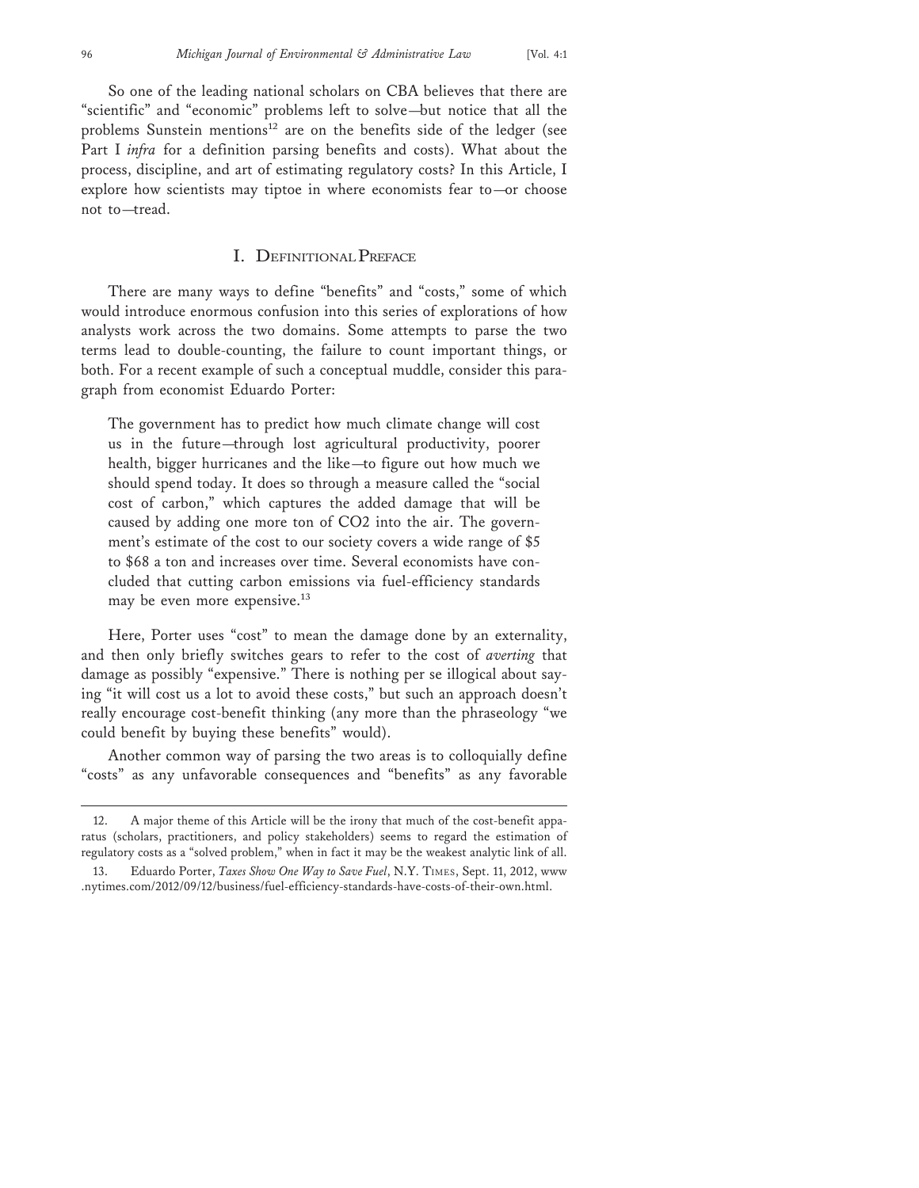So one of the leading national scholars on CBA believes that there are "scientific" and "economic" problems left to solve—but notice that all the problems Sunstein mentions[12] are on the benefits side of the ledger (see Part I *infra* for a definition parsing benefits and costs). What about the process, discipline, and art of estimating regulatory costs? In this Article, I explore how scientists may tiptoe in where economists fear to—or choose not to—tread.

## I. Definitional Preface

There are many ways to define "benefits" and "costs," some of which would introduce enormous confusion into this series of explorations of how analysts work across the two domains. Some attempts to parse the two terms lead to double-counting, the failure to count important things, or both. For a recent example of such a conceptual muddle, consider this paragraph from economist Eduardo Porter:

> The government has to predict how much climate change will cost us in the future—through lost agricultural productivity, poorer health, bigger hurricanes and the like—to figure out how much we should spend today. It does so through a measure called the "social cost of carbon," which captures the added damage that will be caused by adding one more ton of CO2 into the air. The government's estimate of the cost to our society covers a wide range of $5 to $68 a ton and increases over time. Several economists have concluded that cutting carbon emissions via fuel-efficiency standards may be even more expensive.[13]

Here, Porter uses "cost" to mean the damage done by an externality, and then only briefly switches gears to refer to the cost of *averting* that damage as possibly "expensive." There is nothing per se illogical about saying "it will cost us a lot to avoid these costs," but such an approach doesn't really encourage cost-benefit thinking (any more than the phraseology "we could benefit by buying these benefits" would).

Another common way of parsing the two areas is to colloquially define "costs" as any unfavorable consequences and "benefits" as any favorable

---

12. A major theme of this Article will be the irony that much of the cost-benefit apparatus (scholars, practitioners, and policy stakeholders) seems to regard the estimation of regulatory costs as a "solved problem," when in fact it may be the weakest analytic link of all.

13. Eduardo Porter, *Taxes Show One Way to Save Fuel*, N.Y. Times, Sept. 11, 2012, www.nytimes.com/2012/09/12/business/fuel-efficiency-standards-have-costs-of-their-own.html.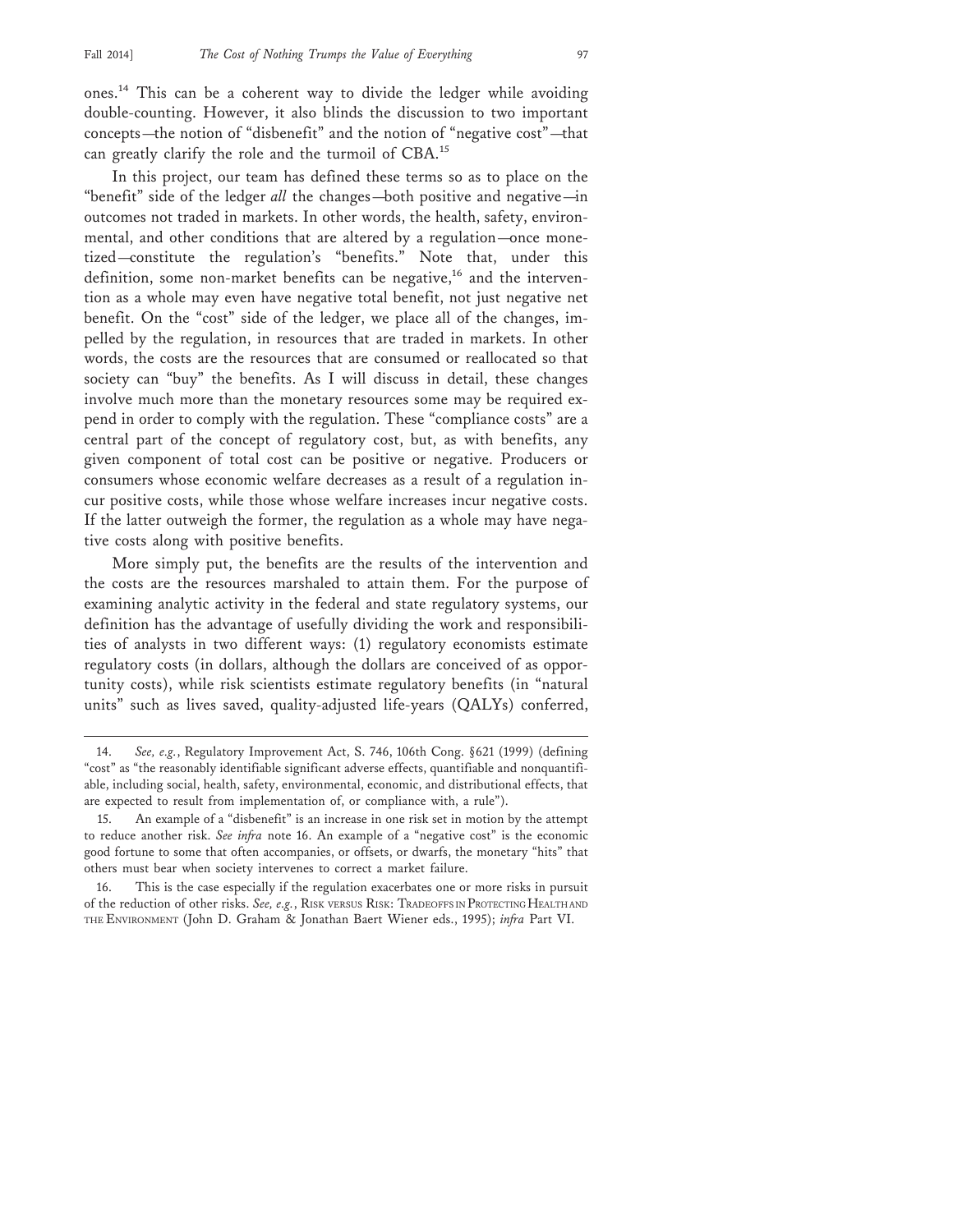ones.[14] This can be a coherent way to divide the ledger while avoiding double-counting. However, it also blinds the discussion to two important concepts—the notion of "disbenefit" and the notion of "negative cost"—that can greatly clarify the role and the turmoil of CBA.[15]

In this project, our team has defined these terms so as to place on the "benefit" side of the ledger *all* the changes—both positive and negative—in outcomes not traded in markets. In other words, the health, safety, environmental, and other conditions that are altered by a regulation—once monetized—constitute the regulation's "benefits." Note that, under this definition, some non-market benefits can be negative,[16] and the intervention as a whole may even have negative total benefit, not just negative net benefit. On the "cost" side of the ledger, we place all of the changes, impelled by the regulation, in resources that are traded in markets. In other words, the costs are the resources that are consumed or reallocated so that society can "buy" the benefits. As I will discuss in detail, these changes involve much more than the monetary resources some may be required expend in order to comply with the regulation. These "compliance costs" are a central part of the concept of regulatory cost, but, as with benefits, any given component of total cost can be positive or negative. Producers or consumers whose economic welfare decreases as a result of a regulation incur positive costs, while those whose welfare increases incur negative costs. If the latter outweigh the former, the regulation as a whole may have negative costs along with positive benefits.

More simply put, the benefits are the results of the intervention and the costs are the resources marshaled to attain them. For the purpose of examining analytic activity in the federal and state regulatory systems, our definition has the advantage of usefully dividing the work and responsibilities of analysts in two different ways: (1) regulatory economists estimate regulatory costs (in dollars, although the dollars are conceived of as opportunity costs), while risk scientists estimate regulatory benefits (in "natural units" such as lives saved, quality-adjusted life-years (QALYs) conferred,

---

14. *See, e.g.*, Regulatory Improvement Act, S. 746, 106th Cong. §621 (1999) (defining "cost" as "the reasonably identifiable significant adverse effects, quantifiable and nonquantifiable, including social, health, safety, environmental, economic, and distributional effects, that are expected to result from implementation of, or compliance with, a rule").

15. An example of a "disbenefit" is an increase in one risk set in motion by the attempt to reduce another risk. *See infra* note 16. An example of a "negative cost" is the economic good fortune to some that often accompanies, or offsets, or dwarfs, the monetary "hits" that others must bear when society intervenes to correct a market failure.

16. This is the case especially if the regulation exacerbates one or more risks in pursuit of the reduction of other risks. *See, e.g.*, RISK VERSUS RISK: TRADEOFFS IN PROTECTING HEALTH AND THE ENVIRONMENT (John D. Graham & Jonathan Baert Wiener eds., 1995); *infra* Part VI.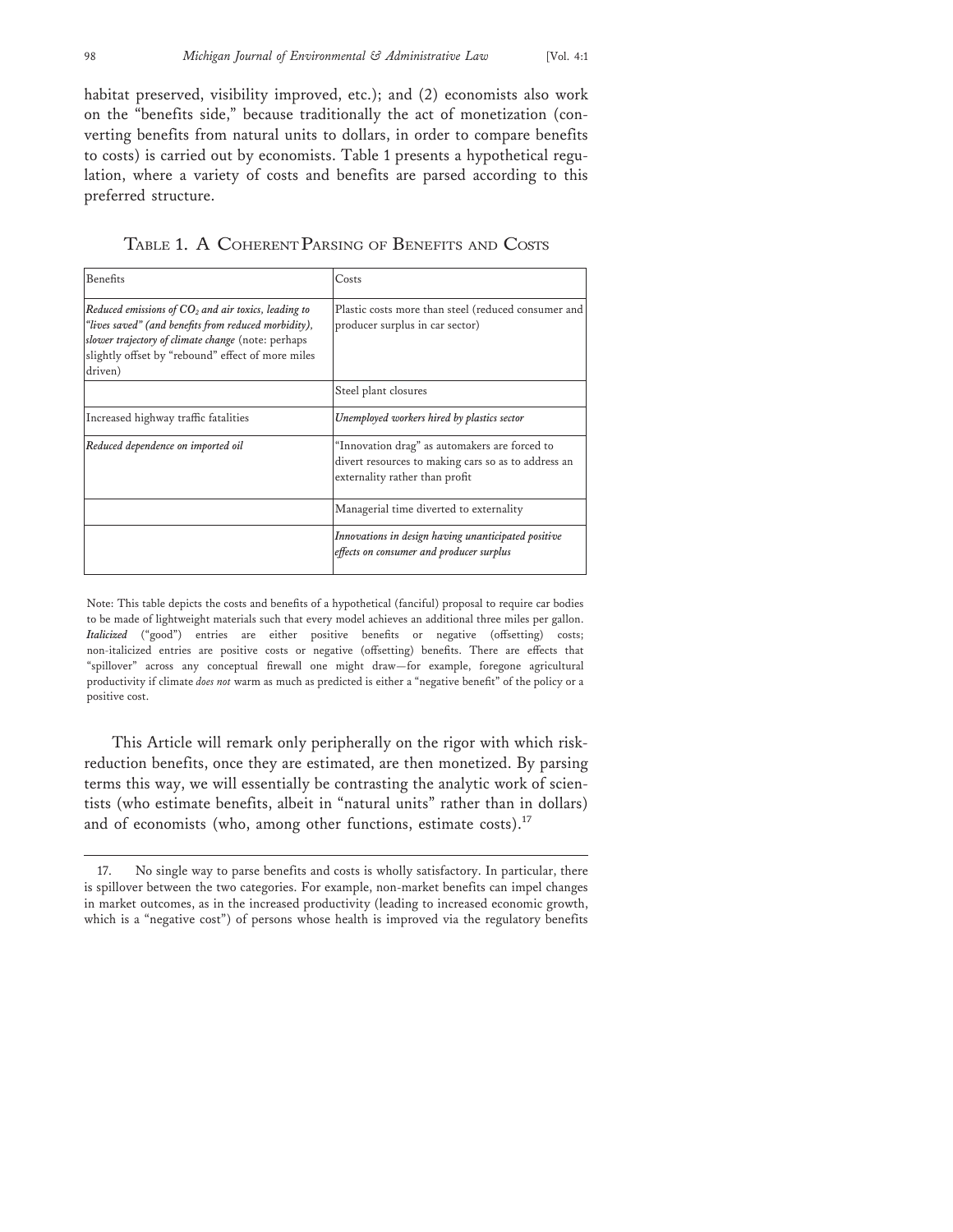habitat preserved, visibility improved, etc.); and (2) economists also work on the "benefits side," because traditionally the act of monetization (converting benefits from natural units to dollars, in order to compare benefits to costs) is carried out by economists. Table 1 presents a hypothetical regulation, where a variety of costs and benefits are parsed according to this preferred structure.

TABLE 1. A COHERENT PARSING OF BENEFITS AND COSTS

| Benefits | Costs |
|---|---|
| *Reduced emissions of $CO_2$ and air toxics, leading to "lives saved" (and benefits from reduced morbidity), slower trajectory of climate change* (note: perhaps slightly offset by "rebound" effect of more miles driven) | Plastic costs more than steel (reduced consumer and producer surplus in car sector) |
| | Steel plant closures |
| Increased highway traffic fatalities | *Unemployed workers hired by plastics sector* |
| *Reduced dependence on imported oil* | "Innovation drag" as automakers are forced to divert resources to making cars so as to address an externality rather than profit |
| | Managerial time diverted to externality |
| | *Innovations in design having unanticipated positive effects on consumer and producer surplus* |

Note: This table depicts the costs and benefits of a hypothetical (fanciful) proposal to require car bodies to be made of lightweight materials such that every model achieves an additional three miles per gallon. ***Italicized*** ("good") entries are either positive benefits or negative (offsetting) costs; non-italicized entries are positive costs or negative (offsetting) benefits. There are effects that "spillover" across any conceptual firewall one might draw—for example, foregone agricultural productivity if climate *does not* warm as much as predicted is either a "negative benefit" of the policy or a positive cost.

This Article will remark only peripherally on the rigor with which risk-reduction benefits, once they are estimated, are then monetized. By parsing terms this way, we will essentially be contrasting the analytic work of scientists (who estimate benefits, albeit in "natural units" rather than in dollars) and of economists (who, among other functions, estimate costs).[17]

17. No single way to parse benefits and costs is wholly satisfactory. In particular, there is spillover between the two categories. For example, non-market benefits can impel changes in market outcomes, as in the increased productivity (leading to increased economic growth, which is a "negative cost") of persons whose health is improved via the regulatory benefits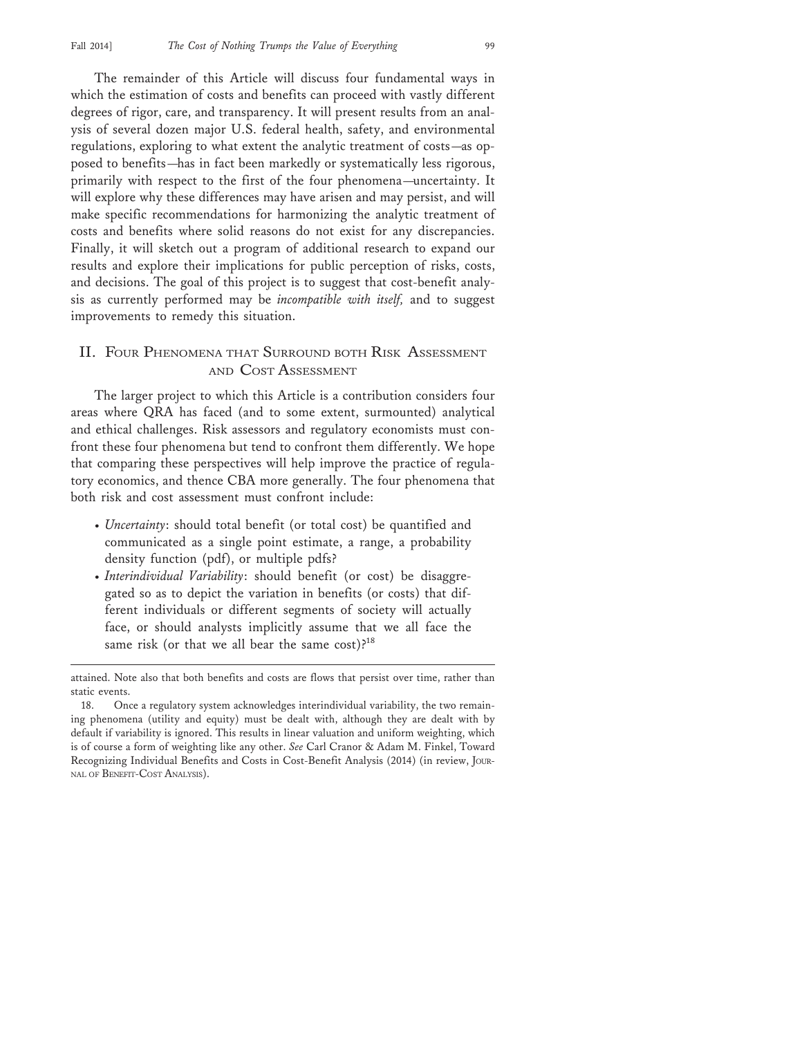The remainder of this Article will discuss four fundamental ways in which the estimation of costs and benefits can proceed with vastly different degrees of rigor, care, and transparency. It will present results from an analysis of several dozen major U.S. federal health, safety, and environmental regulations, exploring to what extent the analytic treatment of costs—as opposed to benefits—has in fact been markedly or systematically less rigorous, primarily with respect to the first of the four phenomena—uncertainty. It will explore why these differences may have arisen and may persist, and will make specific recommendations for harmonizing the analytic treatment of costs and benefits where solid reasons do not exist for any discrepancies. Finally, it will sketch out a program of additional research to expand our results and explore their implications for public perception of risks, costs, and decisions. The goal of this project is to suggest that cost-benefit analysis as currently performed may be *incompatible with itself,* and to suggest improvements to remedy this situation.

## II. Four Phenomena that Surround both Risk Assessment and Cost Assessment

The larger project to which this Article is a contribution considers four areas where QRA has faced (and to some extent, surmounted) analytical and ethical challenges. Risk assessors and regulatory economists must confront these four phenomena but tend to confront them differently. We hope that comparing these perspectives will help improve the practice of regulatory economics, and thence CBA more generally. The four phenomena that both risk and cost assessment must confront include:

- *Uncertainty*: should total benefit (or total cost) be quantified and communicated as a single point estimate, a range, a probability density function (pdf), or multiple pdfs?
- *Interindividual Variability*: should benefit (or cost) be disaggregated so as to depict the variation in benefits (or costs) that different individuals or different segments of society will actually face, or should analysts implicitly assume that we all face the same risk (or that we all bear the same cost)?[18]

---

attained. Note also that both benefits and costs are flows that persist over time, rather than static events.

18. Once a regulatory system acknowledges interindividual variability, the two remaining phenomena (utility and equity) must be dealt with, although they are dealt with by default if variability is ignored. This results in linear valuation and uniform weighting, which is of course a form of weighting like any other. *See* Carl Cranor & Adam M. Finkel, Toward Recognizing Individual Benefits and Costs in Cost-Benefit Analysis (2014) (in review, Journal of Benefit-Cost Analysis).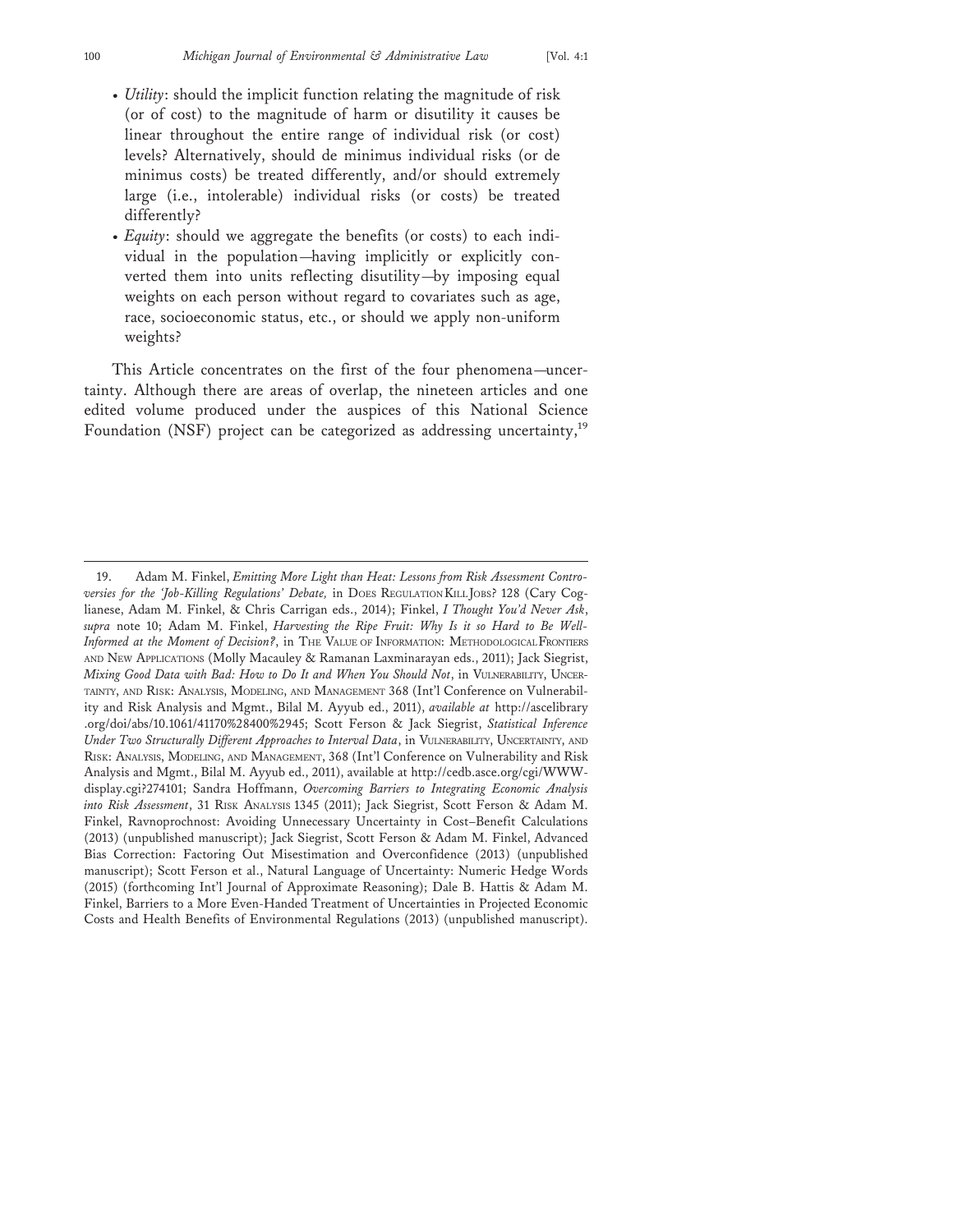- *Utility*: should the implicit function relating the magnitude of risk (or of cost) to the magnitude of harm or disutility it causes be linear throughout the entire range of individual risk (or cost) levels? Alternatively, should de minimus individual risks (or de minimus costs) be treated differently, and/or should extremely large (i.e., intolerable) individual risks (or costs) be treated differently?
- *Equity*: should we aggregate the benefits (or costs) to each individual in the population—having implicitly or explicitly converted them into units reflecting disutility—by imposing equal weights on each person without regard to covariates such as age, race, socioeconomic status, etc., or should we apply non-uniform weights?

This Article concentrates on the first of the four phenomena—uncertainty. Although there are areas of overlap, the nineteen articles and one edited volume produced under the auspices of this National Science Foundation (NSF) project can be categorized as addressing uncertainty,[19]

---

19. Adam M. Finkel, *Emitting More Light than Heat: Lessons from Risk Assessment Controversies for the 'Job-Killing Regulations' Debate,* in DOES REGULATION KILL JOBS? 128 (Cary Coglianese, Adam M. Finkel, & Chris Carrigan eds., 2014); Finkel, *I Thought You'd Never Ask*, *supra* note 10; Adam M. Finkel, *Harvesting the Ripe Fruit: Why Is it so Hard to Be Well-Informed at the Moment of Decision?*, in THE VALUE OF INFORMATION: METHODOLOGICAL FRONTIERS AND NEW APPLICATIONS (Molly Macauley & Ramanan Laxminarayan eds., 2011); Jack Siegrist, *Mixing Good Data with Bad: How to Do It and When You Should Not*, in VULNERABILITY, UNCERTAINTY, AND RISK: ANALYSIS, MODELING, AND MANAGEMENT 368 (Int'l Conference on Vulnerability and Risk Analysis and Mgmt., Bilal M. Ayyub ed., 2011), *available at* http://ascelibrary.org/doi/abs/10.1061/41170%28400%2945; Scott Ferson & Jack Siegrist, *Statistical Inference Under Two Structurally Different Approaches to Interval Data*, in VULNERABILITY, UNCERTAINTY, AND RISK: ANALYSIS, MODELING, AND MANAGEMENT, 368 (Int'l Conference on Vulnerability and Risk Analysis and Mgmt., Bilal M. Ayyub ed., 2011), available at http://cedb.asce.org/cgi/WWWdisplay.cgi?274101; Sandra Hoffmann, *Overcoming Barriers to Integrating Economic Analysis into Risk Assessment*, 31 RISK ANALYSIS 1345 (2011); Jack Siegrist, Scott Ferson & Adam M. Finkel, Ravnoprochnost: Avoiding Unnecessary Uncertainty in Cost–Benefit Calculations (2013) (unpublished manuscript); Jack Siegrist, Scott Ferson & Adam M. Finkel, Advanced Bias Correction: Factoring Out Misestimation and Overconfidence (2013) (unpublished manuscript); Scott Ferson et al., Natural Language of Uncertainty: Numeric Hedge Words (2015) (forthcoming Int'l Journal of Approximate Reasoning); Dale B. Hattis & Adam M. Finkel, Barriers to a More Even-Handed Treatment of Uncertainties in Projected Economic Costs and Health Benefits of Environmental Regulations (2013) (unpublished manuscript).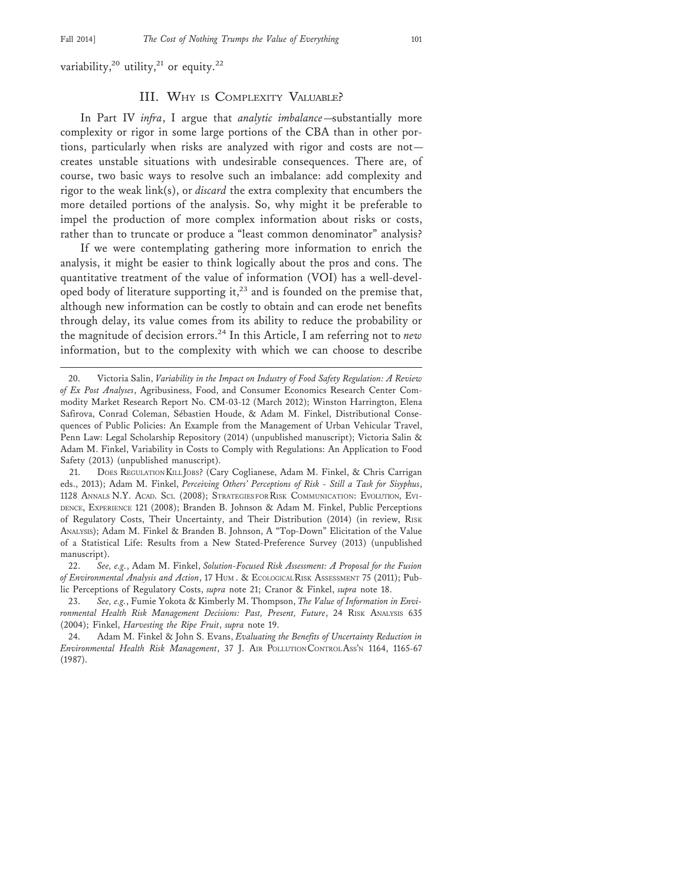variability,[20] utility,[21] or equity.[22]

## III. Why is Complexity Valuable?

In Part IV *infra*, I argue that *analytic imbalance*—substantially more complexity or rigor in some large portions of the CBA than in other portions, particularly when risks are analyzed with rigor and costs are not—creates unstable situations with undesirable consequences. There are, of course, two basic ways to resolve such an imbalance: add complexity and rigor to the weak link(s), or *discard* the extra complexity that encumbers the more detailed portions of the analysis. So, why might it be preferable to impel the production of more complex information about risks or costs, rather than to truncate or produce a "least common denominator" analysis?

If we were contemplating gathering more information to enrich the analysis, it might be easier to think logically about the pros and cons. The quantitative treatment of the value of information (VOI) has a well-developed body of literature supporting it,[23] and is founded on the premise that, although new information can be costly to obtain and can erode net benefits through delay, its value comes from its ability to reduce the probability or the magnitude of decision errors.[24] In this Article, I am referring not to *new* information, but to the complexity with which we can choose to describe

---

20. Victoria Salin, *Variability in the Impact on Industry of Food Safety Regulation: A Review of Ex Post Analyses*, Agribusiness, Food, and Consumer Economics Research Center Commodity Market Research Report No. CM-03-12 (March 2012); Winston Harrington, Elena Safirova, Conrad Coleman, Sébastien Houde, & Adam M. Finkel, Distributional Consequences of Public Policies: An Example from the Management of Urban Vehicular Travel, Penn Law: Legal Scholarship Repository (2014) (unpublished manuscript); Victoria Salin & Adam M. Finkel, Variability in Costs to Comply with Regulations: An Application to Food Safety (2013) (unpublished manuscript).

21. Does Regulation Kill Jobs? (Cary Coglianese, Adam M. Finkel, & Chris Carrigan eds., 2013); Adam M. Finkel, *Perceiving Others' Perceptions of Risk - Still a Task for Sisyphus*, 1128 Annals N.Y. Acad. Sci. (2008); Strategies for Risk Communication: Evolution, Evidence, Experience 121 (2008); Branden B. Johnson & Adam M. Finkel, Public Perceptions of Regulatory Costs, Their Uncertainty, and Their Distribution (2014) (in review, Risk Analysis); Adam M. Finkel & Branden B. Johnson, A "Top-Down" Elicitation of the Value of a Statistical Life: Results from a New Stated-Preference Survey (2013) (unpublished manuscript).

22. *See, e.g.*, Adam M. Finkel, *Solution-Focused Risk Assessment: A Proposal for the Fusion of Environmental Analysis and Action*, 17 Hum. & Ecological Risk Assessment 75 (2011); Public Perceptions of Regulatory Costs, *supra* note 21; Cranor & Finkel, *supra* note 18.

23. *See, e.g.*, Fumie Yokota & Kimberly M. Thompson, *The Value of Information in Environmental Health Risk Management Decisions: Past, Present, Future*, 24 Risk Analysis 635 (2004); Finkel, *Harvesting the Ripe Fruit*, *supra* note 19.

24. Adam M. Finkel & John S. Evans, *Evaluating the Benefits of Uncertainty Reduction in Environmental Health Risk Management*, 37 J. Air Pollution Control Ass'n 1164, 1165-67 (1987).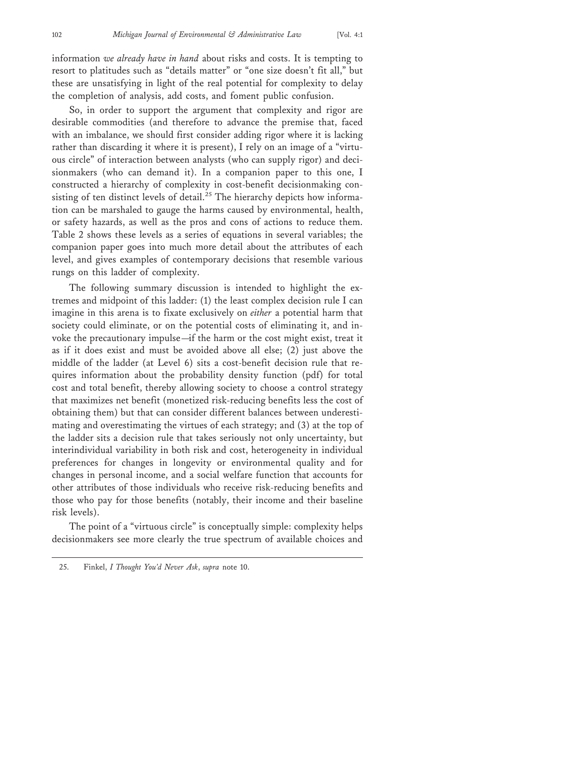information *we already have in hand* about risks and costs. It is tempting to resort to platitudes such as "details matter" or "one size doesn't fit all," but these are unsatisfying in light of the real potential for complexity to delay the completion of analysis, add costs, and foment public confusion.

So, in order to support the argument that complexity and rigor are desirable commodities (and therefore to advance the premise that, faced with an imbalance, we should first consider adding rigor where it is lacking rather than discarding it where it is present), I rely on an image of a "virtuous circle" of interaction between analysts (who can supply rigor) and decisionmakers (who can demand it). In a companion paper to this one, I constructed a hierarchy of complexity in cost-benefit decisionmaking consisting of ten distinct levels of detail.[25] The hierarchy depicts how information can be marshaled to gauge the harms caused by environmental, health, or safety hazards, as well as the pros and cons of actions to reduce them. Table 2 shows these levels as a series of equations in several variables; the companion paper goes into much more detail about the attributes of each level, and gives examples of contemporary decisions that resemble various rungs on this ladder of complexity.

The following summary discussion is intended to highlight the extremes and midpoint of this ladder: (1) the least complex decision rule I can imagine in this arena is to fixate exclusively on *either* a potential harm that society could eliminate, or on the potential costs of eliminating it, and invoke the precautionary impulse—if the harm or the cost might exist, treat it as if it does exist and must be avoided above all else; (2) just above the middle of the ladder (at Level 6) sits a cost-benefit decision rule that requires information about the probability density function (pdf) for total cost and total benefit, thereby allowing society to choose a control strategy that maximizes net benefit (monetized risk-reducing benefits less the cost of obtaining them) but that can consider different balances between underestimating and overestimating the virtues of each strategy; and (3) at the top of the ladder sits a decision rule that takes seriously not only uncertainty, but interindividual variability in both risk and cost, heterogeneity in individual preferences for changes in longevity or environmental quality and for changes in personal income, and a social welfare function that accounts for other attributes of those individuals who receive risk-reducing benefits and those who pay for those benefits (notably, their income and their baseline risk levels).

The point of a "virtuous circle" is conceptually simple: complexity helps decisionmakers see more clearly the true spectrum of available choices and

25. Finkel, *I Thought You'd Never Ask*, *supra* note 10.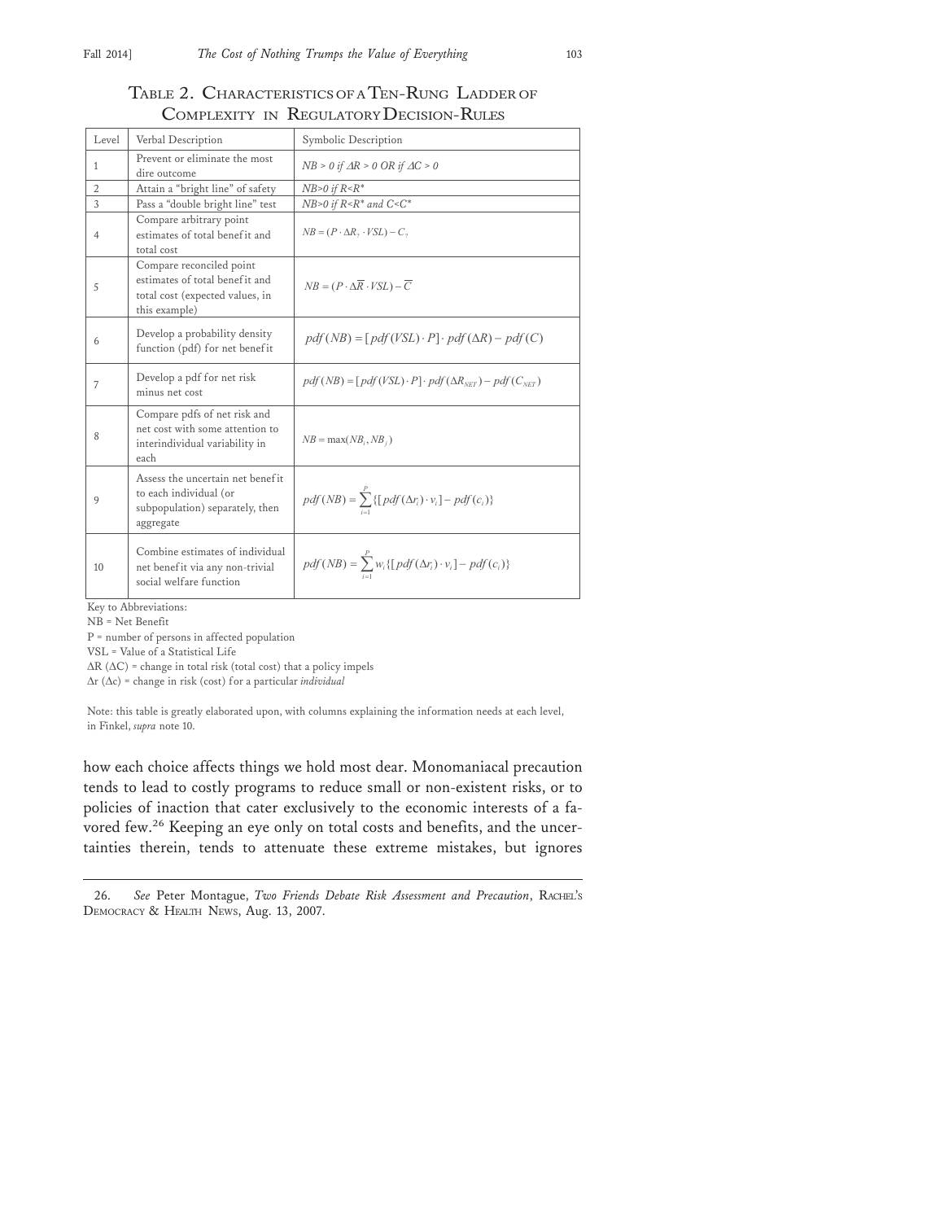### TABLE 2. CHARACTERISTICS OF A TEN-RUNG LADDER OF COMPLEXITY IN REGULATORY DECISION-RULES

| Level | Verbal Description | Symbolic Description |
|---|---|---|
| 1 | Prevent or eliminate the most dire outcome | $NB > 0 \text{ if } \Delta R > 0 \text{ OR if } \Delta C > 0$ |
| 2 | Attain a "bright line" of safety | $NB>0 \text{ if } R<R^*$ |
| 3 | Pass a "double bright line" test | $NB>0 \text{ if } R<R^* \text{ and } C<C^*$ |
| 4 | Compare arbitrary point estimates of total benefit and total cost | $NB = (P \cdot \Delta R_? \cdot VSL) - C_?$ |
| 5 | Compare reconciled point estimates of total benefit and total cost (expected values, in this example) | $NB = (P \cdot \Delta\overline{R} \cdot VSL) - \overline{C}$ |
| 6 | Develop a probability density function (pdf) for net benefit | $pdf(NB) = [pdf(VSL) \cdot P] \cdot pdf(\Delta R) - pdf(C)$ |
| 7 | Develop a pdf for net risk minus net cost | $pdf(NB) = [pdf(VSL) \cdot P] \cdot pdf(\Delta R_{NET}) - pdf(C_{NET})$ |
| 8 | Compare pdfs of net risk and net cost with some attention to interindividual variability in each | $NB = \max(NB_i, NB_j)$ |
| 9 | Assess the uncertain net benefit to each individual (or subpopulation) separately, then aggregate | $pdf(NB) = \sum_{i=1}^{P} \{[pdf(\Delta r_i) \cdot v_i] - pdf(c_i)\}$ |
| 10 | Combine estimates of individual net benefit via any non-trivial social welfare function | $pdf(NB) = \sum_{i=1}^{P} w_i \{[pdf(\Delta r_i) \cdot v_i] - pdf(c_i)\}$ |

Key to Abbreviations:
NB = Net Benefit
P = number of persons in affected population
VSL = Value of a Statistical Life
$\Delta R$ ($\Delta C$) = change in total risk (total cost) that a policy impels
$\Delta r$ ($\Delta c$) = change in risk (cost) for a particular *individual*

Note: this table is greatly elaborated upon, with columns explaining the information needs at each level, in Finkel, *supra* note 10.

how each choice affects things we hold most dear. Monomaniacal precaution tends to lead to costly programs to reduce small or non-existent risks, or to policies of inaction that cater exclusively to the economic interests of a favored few.[26] Keeping an eye only on total costs and benefits, and the uncertainties therein, tends to attenuate these extreme mistakes, but ignores

26. *See* Peter Montague, *Two Friends Debate Risk Assessment and Precaution*, RACHEL'S DEMOCRACY & HEALTH NEWS, Aug. 13, 2007.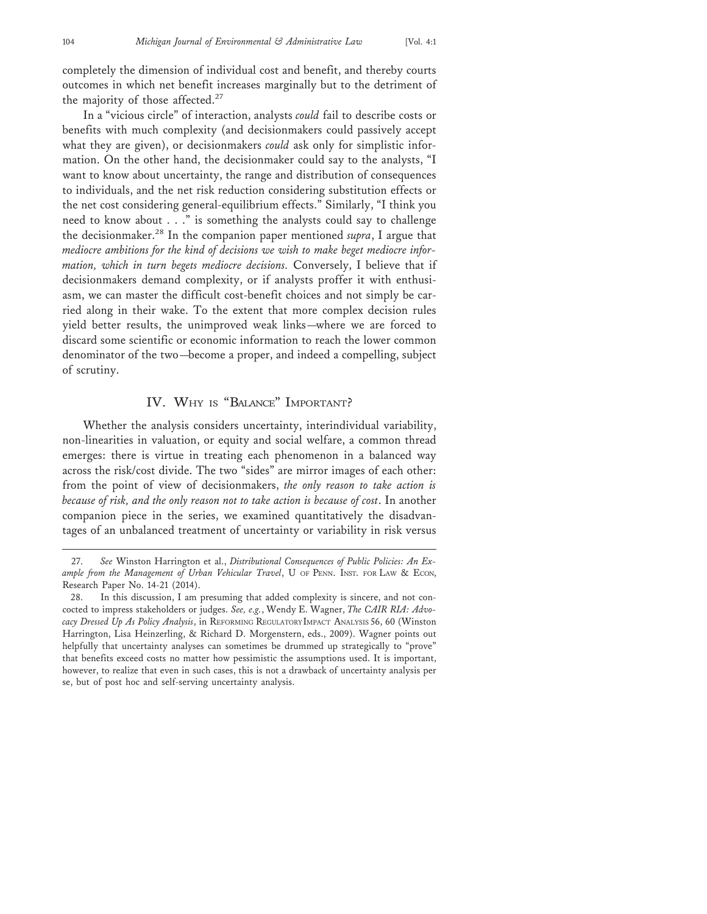completely the dimension of individual cost and benefit, and thereby courts outcomes in which net benefit increases marginally but to the detriment of the majority of those affected.[27]

In a "vicious circle" of interaction, analysts *could* fail to describe costs or benefits with much complexity (and decisionmakers could passively accept what they are given), or decisionmakers *could* ask only for simplistic information. On the other hand, the decisionmaker could say to the analysts, "I want to know about uncertainty, the range and distribution of consequences to individuals, and the net risk reduction considering substitution effects or the net cost considering general-equilibrium effects." Similarly, "I think you need to know about . . ." is something the analysts could say to challenge the decisionmaker.[28] In the companion paper mentioned *supra*, I argue that *mediocre ambitions for the kind of decisions we wish to make beget mediocre information, which in turn begets mediocre decisions.* Conversely, I believe that if decisionmakers demand complexity, or if analysts proffer it with enthusiasm, we can master the difficult cost-benefit choices and not simply be carried along in their wake. To the extent that more complex decision rules yield better results, the unimproved weak links—where we are forced to discard some scientific or economic information to reach the lower common denominator of the two—become a proper, and indeed a compelling, subject of scrutiny.

## IV. Why is "Balance" Important?

Whether the analysis considers uncertainty, interindividual variability, non-linearities in valuation, or equity and social welfare, a common thread emerges: there is virtue in treating each phenomenon in a balanced way across the risk/cost divide. The two "sides" are mirror images of each other: from the point of view of decisionmakers, *the only reason to take action is because of risk, and the only reason not to take action is because of cost*. In another companion piece in the series, we examined quantitatively the disadvantages of an unbalanced treatment of uncertainty or variability in risk versus

---

27. *See* Winston Harrington et al., *Distributional Consequences of Public Policies: An Example from the Management of Urban Vehicular Travel*, U of Penn. Inst. for Law & Econ, Research Paper No. 14-21 (2014).

28. In this discussion, I am presuming that added complexity is sincere, and not concocted to impress stakeholders or judges. *See, e.g.*, Wendy E. Wagner, *The CAIR RIA: Advocacy Dressed Up As Policy Analysis*, in Reforming Regulatory Impact Analysis 56, 60 (Winston Harrington, Lisa Heinzerling, & Richard D. Morgenstern, eds., 2009). Wagner points out helpfully that uncertainty analyses can sometimes be drummed up strategically to "prove" that benefits exceed costs no matter how pessimistic the assumptions used. It is important, however, to realize that even in such cases, this is not a drawback of uncertainty analysis per se, but of post hoc and self-serving uncertainty analysis.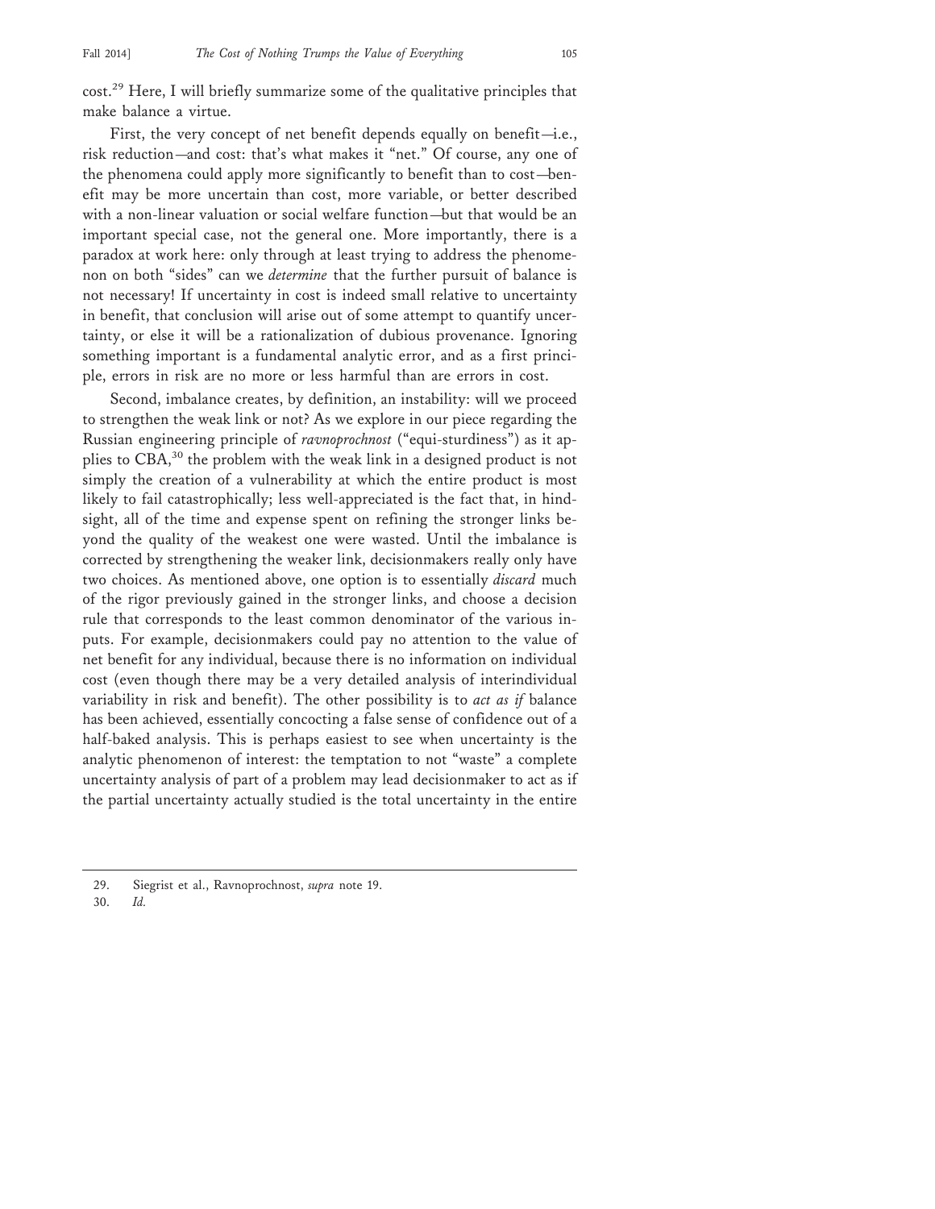cost.[29] Here, I will briefly summarize some of the qualitative principles that make balance a virtue.

First, the very concept of net benefit depends equally on benefit—i.e., risk reduction—and cost: that's what makes it "net." Of course, any one of the phenomena could apply more significantly to benefit than to cost—benefit may be more uncertain than cost, more variable, or better described with a non-linear valuation or social welfare function—but that would be an important special case, not the general one. More importantly, there is a paradox at work here: only through at least trying to address the phenomenon on both "sides" can we *determine* that the further pursuit of balance is not necessary! If uncertainty in cost is indeed small relative to uncertainty in benefit, that conclusion will arise out of some attempt to quantify uncertainty, or else it will be a rationalization of dubious provenance. Ignoring something important is a fundamental analytic error, and as a first principle, errors in risk are no more or less harmful than are errors in cost.

Second, imbalance creates, by definition, an instability: will we proceed to strengthen the weak link or not? As we explore in our piece regarding the Russian engineering principle of *ravnoprochnost* ("equi-sturdiness") as it applies to CBA,[30] the problem with the weak link in a designed product is not simply the creation of a vulnerability at which the entire product is most likely to fail catastrophically; less well-appreciated is the fact that, in hindsight, all of the time and expense spent on refining the stronger links beyond the quality of the weakest one were wasted. Until the imbalance is corrected by strengthening the weaker link, decisionmakers really only have two choices. As mentioned above, one option is to essentially *discard* much of the rigor previously gained in the stronger links, and choose a decision rule that corresponds to the least common denominator of the various inputs. For example, decisionmakers could pay no attention to the value of net benefit for any individual, because there is no information on individual cost (even though there may be a very detailed analysis of interindividual variability in risk and benefit). The other possibility is to *act as if* balance has been achieved, essentially concocting a false sense of confidence out of a half-baked analysis. This is perhaps easiest to see when uncertainty is the analytic phenomenon of interest: the temptation to not "waste" a complete uncertainty analysis of part of a problem may lead decisionmaker to act as if the partial uncertainty actually studied is the total uncertainty in the entire

---

29. Siegrist et al., Ravnoprochnost, *supra* note 19.

30. *Id.*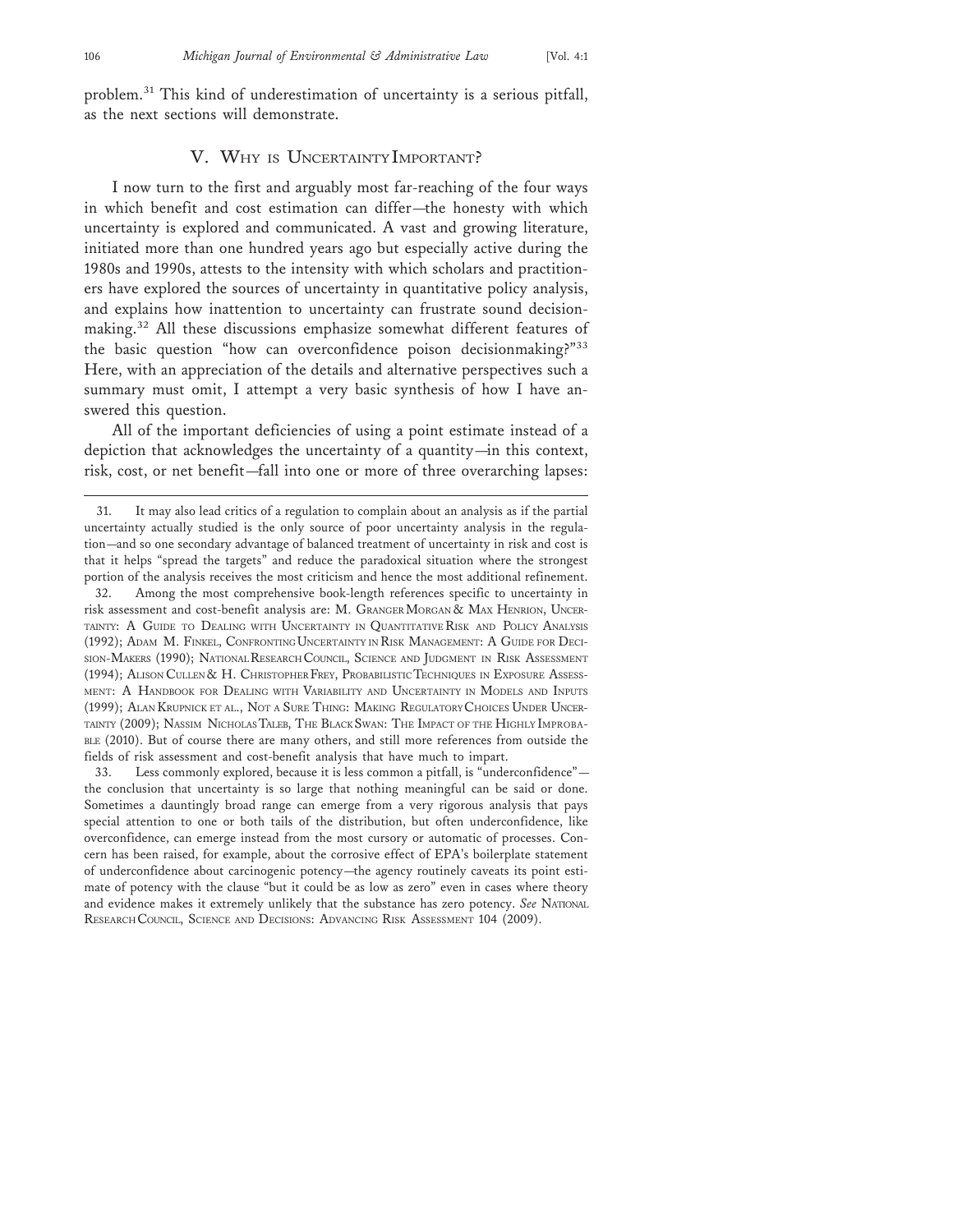problem.[31] This kind of underestimation of uncertainty is a serious pitfall, as the next sections will demonstrate.

## V. Why is Uncertainty Important?

I now turn to the first and arguably most far-reaching of the four ways in which benefit and cost estimation can differ—the honesty with which uncertainty is explored and communicated. A vast and growing literature, initiated more than one hundred years ago but especially active during the 1980s and 1990s, attests to the intensity with which scholars and practitioners have explored the sources of uncertainty in quantitative policy analysis, and explains how inattention to uncertainty can frustrate sound decisionmaking.[32] All these discussions emphasize somewhat different features of the basic question "how can overconfidence poison decisionmaking?"[33] Here, with an appreciation of the details and alternative perspectives such a summary must omit, I attempt a very basic synthesis of how I have answered this question.

All of the important deficiencies of using a point estimate instead of a depiction that acknowledges the uncertainty of a quantity—in this context, risk, cost, or net benefit—fall into one or more of three overarching lapses:

---

31. It may also lead critics of a regulation to complain about an analysis as if the partial uncertainty actually studied is the only source of poor uncertainty analysis in the regulation—and so one secondary advantage of balanced treatment of uncertainty in risk and cost is that it helps "spread the targets" and reduce the paradoxical situation where the strongest portion of the analysis receives the most criticism and hence the most additional refinement.

32. Among the most comprehensive book-length references specific to uncertainty in risk assessment and cost-benefit analysis are: M. Granger Morgan & Max Henrion, Uncertainty: A Guide to Dealing with Uncertainty in Quantitative Risk and Policy Analysis (1992); Adam M. Finkel, Confronting Uncertainty in Risk Management: A Guide for Decision-Makers (1990); National Research Council, Science and Judgment in Risk Assessment (1994); Alison Cullen & H. Christopher Frey, Probabilistic Techniques in Exposure Assessment: A Handbook for Dealing with Variability and Uncertainty in Models and Inputs (1999); Alan Krupnick et al., Not a Sure Thing: Making Regulatory Choices Under Uncertainty (2009); Nassim Nicholas Taleb, The Black Swan: The Impact of the Highly Improbable (2010). But of course there are many others, and still more references from outside the fields of risk assessment and cost-benefit analysis that have much to impart.

33. Less commonly explored, because it is less common a pitfall, is "underconfidence"—the conclusion that uncertainty is so large that nothing meaningful can be said or done. Sometimes a dauntingly broad range can emerge from a very rigorous analysis that pays special attention to one or both tails of the distribution, but often underconfidence, like overconfidence, can emerge instead from the most cursory or automatic of processes. Concern has been raised, for example, about the corrosive effect of EPA's boilerplate statement of underconfidence about carcinogenic potency—the agency routinely caveats its point estimate of potency with the clause "but it could be as low as zero" even in cases where theory and evidence makes it extremely unlikely that the substance has zero potency. *See* National Research Council, Science and Decisions: Advancing Risk Assessment 104 (2009).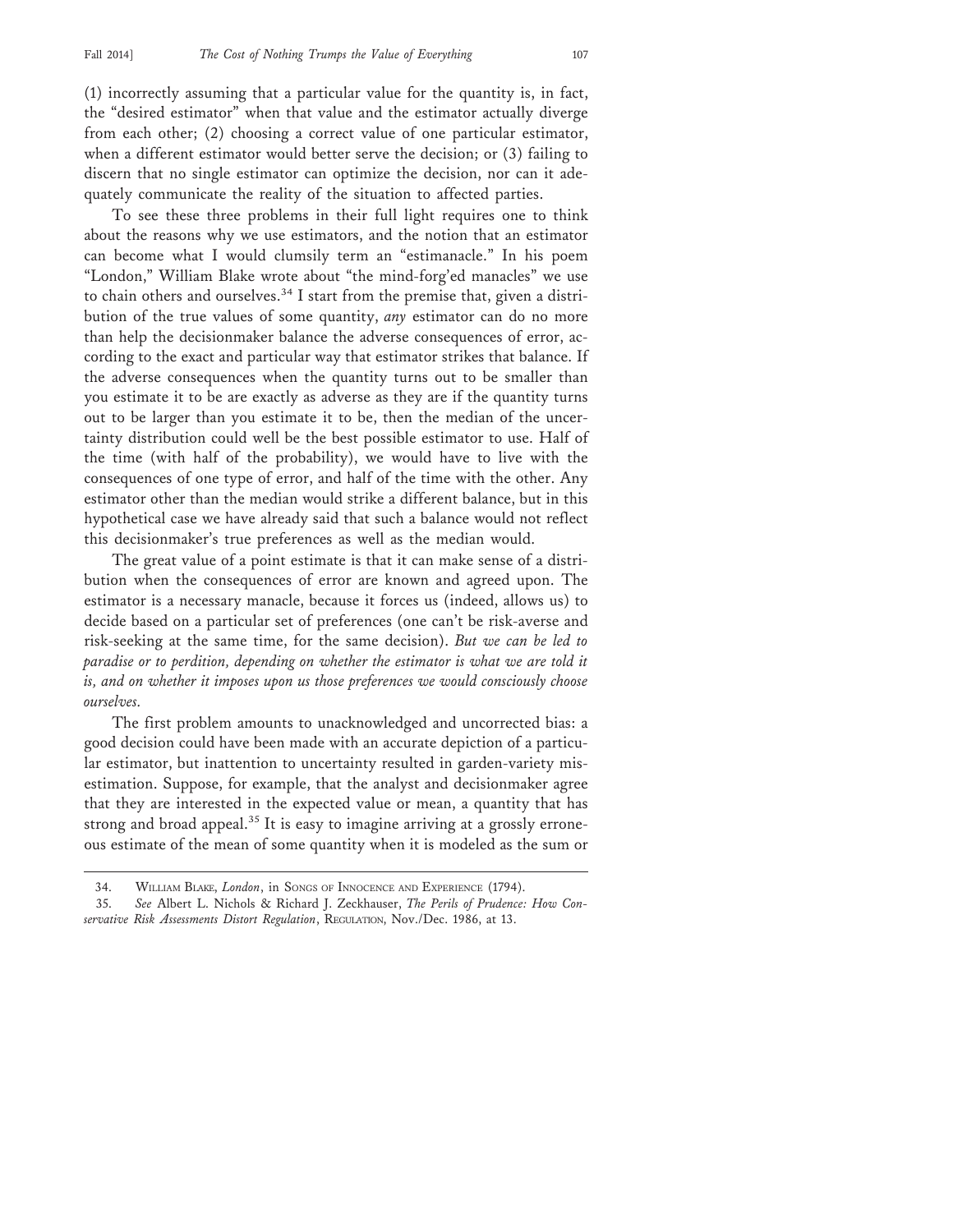(1) incorrectly assuming that a particular value for the quantity is, in fact, the "desired estimator" when that value and the estimator actually diverge from each other; (2) choosing a correct value of one particular estimator, when a different estimator would better serve the decision; or (3) failing to discern that no single estimator can optimize the decision, nor can it adequately communicate the reality of the situation to affected parties.

To see these three problems in their full light requires one to think about the reasons why we use estimators, and the notion that an estimator can become what I would clumsily term an "estimanacle." In his poem "London," William Blake wrote about "the mind-forg'ed manacles" we use to chain others and ourselves.[34] I start from the premise that, given a distribution of the true values of some quantity, *any* estimator can do no more than help the decisionmaker balance the adverse consequences of error, according to the exact and particular way that estimator strikes that balance. If the adverse consequences when the quantity turns out to be smaller than you estimate it to be are exactly as adverse as they are if the quantity turns out to be larger than you estimate it to be, then the median of the uncertainty distribution could well be the best possible estimator to use. Half of the time (with half of the probability), we would have to live with the consequences of one type of error, and half of the time with the other. Any estimator other than the median would strike a different balance, but in this hypothetical case we have already said that such a balance would not reflect this decisionmaker's true preferences as well as the median would.

The great value of a point estimate is that it can make sense of a distribution when the consequences of error are known and agreed upon. The estimator is a necessary manacle, because it forces us (indeed, allows us) to decide based on a particular set of preferences (one can't be risk-averse and risk-seeking at the same time, for the same decision). *But we can be led to paradise or to perdition, depending on whether the estimator is what we are told it is, and on whether it imposes upon us those preferences we would consciously choose ourselves.*

The first problem amounts to unacknowledged and uncorrected bias: a good decision could have been made with an accurate depiction of a particular estimator, but inattention to uncertainty resulted in garden-variety misestimation. Suppose, for example, that the analyst and decisionmaker agree that they are interested in the expected value or mean, a quantity that has strong and broad appeal.[35] It is easy to imagine arriving at a grossly erroneous estimate of the mean of some quantity when it is modeled as the sum or

---

34. William Blake, *London*, in Songs of Innocence and Experience (1794).

35. *See* Albert L. Nichols & Richard J. Zeckhauser, *The Perils of Prudence: How Conservative Risk Assessments Distort Regulation*, Regulation, Nov./Dec. 1986, at 13.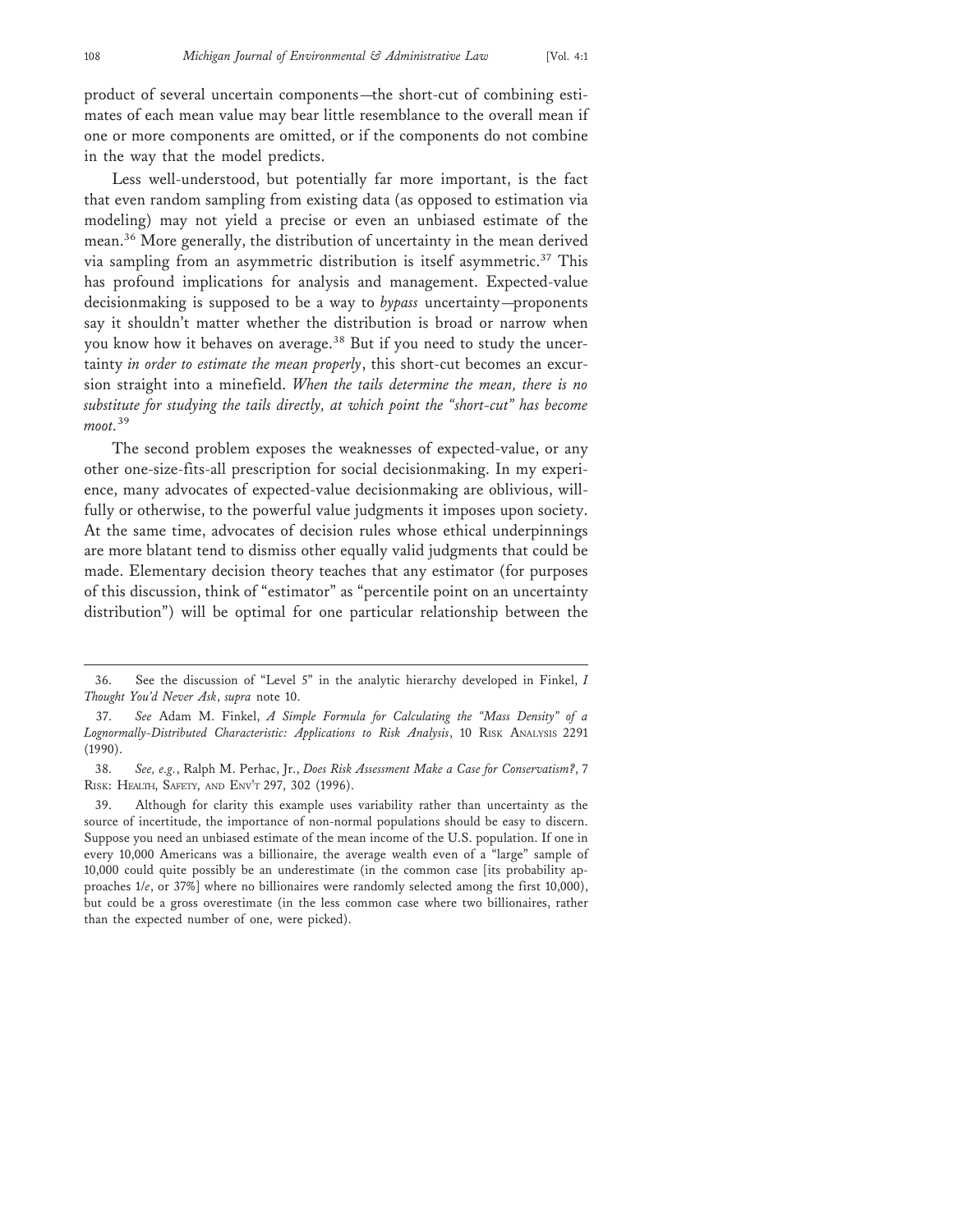product of several uncertain components—the short-cut of combining estimates of each mean value may bear little resemblance to the overall mean if one or more components are omitted, or if the components do not combine in the way that the model predicts.

Less well-understood, but potentially far more important, is the fact that even random sampling from existing data (as opposed to estimation via modeling) may not yield a precise or even an unbiased estimate of the mean.[36] More generally, the distribution of uncertainty in the mean derived via sampling from an asymmetric distribution is itself asymmetric.[37] This has profound implications for analysis and management. Expected-value decisionmaking is supposed to be a way to *bypass* uncertainty—proponents say it shouldn't matter whether the distribution is broad or narrow when you know how it behaves on average.[38] But if you need to study the uncertainty *in order to estimate the mean properly*, this short-cut becomes an excursion straight into a minefield. *When the tails determine the mean, there is no substitute for studying the tails directly, at which point the "short-cut" has become moot.*[39]

The second problem exposes the weaknesses of expected-value, or any other one-size-fits-all prescription for social decisionmaking. In my experience, many advocates of expected-value decisionmaking are oblivious, willfully or otherwise, to the powerful value judgments it imposes upon society. At the same time, advocates of decision rules whose ethical underpinnings are more blatant tend to dismiss other equally valid judgments that could be made. Elementary decision theory teaches that any estimator (for purposes of this discussion, think of "estimator" as "percentile point on an uncertainty distribution") will be optimal for one particular relationship between the

---

36. See the discussion of "Level 5" in the analytic hierarchy developed in Finkel, *I Thought You'd Never Ask*, *supra* note 10.

37. *See* Adam M. Finkel, *A Simple Formula for Calculating the "Mass Density" of a Lognormally-Distributed Characteristic: Applications to Risk Analysis*, 10 RISK ANALYSIS 2291 (1990).

38. *See, e.g.*, Ralph M. Perhac, Jr., *Does Risk Assessment Make a Case for Conservatism?*, 7 RISK: HEALTH, SAFETY, AND ENV'T 297, 302 (1996).

39. Although for clarity this example uses variability rather than uncertainty as the source of incertitude, the importance of non-normal populations should be easy to discern. Suppose you need an unbiased estimate of the mean income of the U.S. population. If one in every 10,000 Americans was a billionaire, the average wealth even of a "large" sample of 10,000 could quite possibly be an underestimate (in the common case [its probability approaches 1/*e*, or 37%] where no billionaires were randomly selected among the first 10,000), but could be a gross overestimate (in the less common case where two billionaires, rather than the expected number of one, were picked).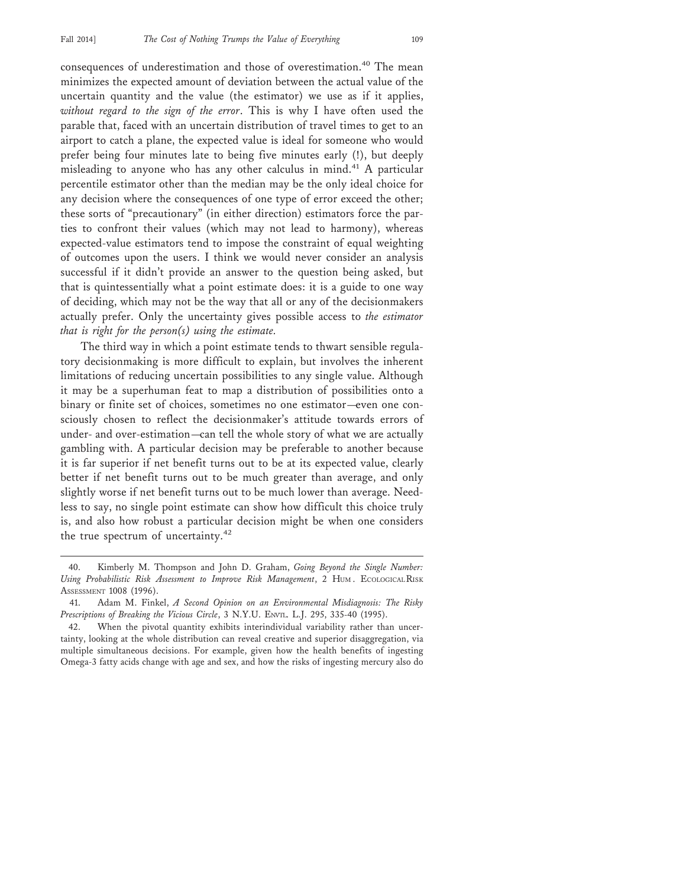consequences of underestimation and those of overestimation.[40] The mean minimizes the expected amount of deviation between the actual value of the uncertain quantity and the value (the estimator) we use as if it applies, *without regard to the sign of the error*. This is why I have often used the parable that, faced with an uncertain distribution of travel times to get to an airport to catch a plane, the expected value is ideal for someone who would prefer being four minutes late to being five minutes early (!), but deeply misleading to anyone who has any other calculus in mind.[41] A particular percentile estimator other than the median may be the only ideal choice for any decision where the consequences of one type of error exceed the other; these sorts of "precautionary" (in either direction) estimators force the parties to confront their values (which may not lead to harmony), whereas expected-value estimators tend to impose the constraint of equal weighting of outcomes upon the users. I think we would never consider an analysis successful if it didn't provide an answer to the question being asked, but that is quintessentially what a point estimate does: it is a guide to one way of deciding, which may not be the way that all or any of the decisionmakers actually prefer. Only the uncertainty gives possible access to *the estimator that is right for the person(s) using the estimate.*

The third way in which a point estimate tends to thwart sensible regulatory decisionmaking is more difficult to explain, but involves the inherent limitations of reducing uncertain possibilities to any single value. Although it may be a superhuman feat to map a distribution of possibilities onto a binary or finite set of choices, sometimes no one estimator—even one consciously chosen to reflect the decisionmaker's attitude towards errors of under- and over-estimation—can tell the whole story of what we are actually gambling with. A particular decision may be preferable to another because it is far superior if net benefit turns out to be at its expected value, clearly better if net benefit turns out to be much greater than average, and only slightly worse if net benefit turns out to be much lower than average. Needless to say, no single point estimate can show how difficult this choice truly is, and also how robust a particular decision might be when one considers the true spectrum of uncertainty.[42]

---

40. Kimberly M. Thompson and John D. Graham, *Going Beyond the Single Number: Using Probabilistic Risk Assessment to Improve Risk Management*, 2 Hum. Ecological Risk Assessment 1008 (1996).

41. Adam M. Finkel, *A Second Opinion on an Environmental Misdiagnosis: The Risky Prescriptions of Breaking the Vicious Circle*, 3 N.Y.U. Envtl. L.J. 295, 335-40 (1995).

42. When the pivotal quantity exhibits interindividual variability rather than uncertainty, looking at the whole distribution can reveal creative and superior disaggregation, via multiple simultaneous decisions. For example, given how the health benefits of ingesting Omega-3 fatty acids change with age and sex, and how the risks of ingesting mercury also do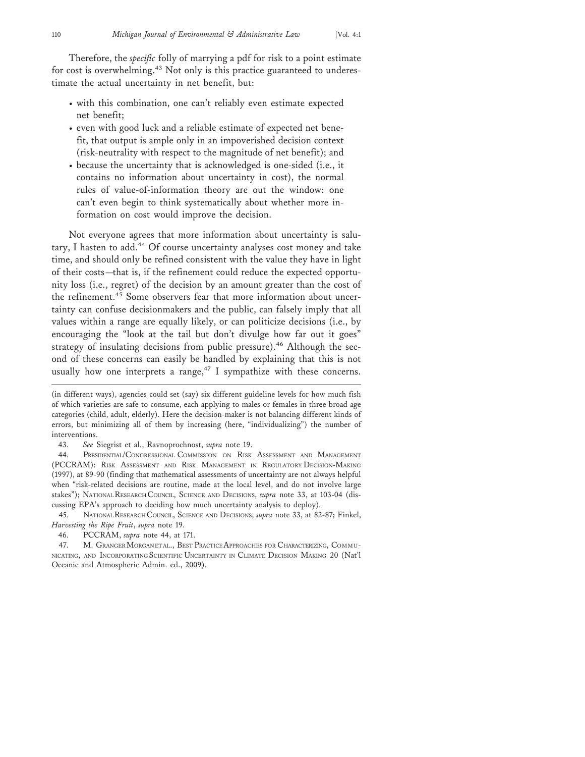Therefore, the *specific* folly of marrying a pdf for risk to a point estimate for cost is overwhelming.[43] Not only is this practice guaranteed to underestimate the actual uncertainty in net benefit, but:

- with this combination, one can't reliably even estimate expected net benefit;
- even with good luck and a reliable estimate of expected net benefit, that output is ample only in an impoverished decision context (risk-neutrality with respect to the magnitude of net benefit); and
- because the uncertainty that is acknowledged is one-sided (i.e., it contains no information about uncertainty in cost), the normal rules of value-of-information theory are out the window: one can't even begin to think systematically about whether more information on cost would improve the decision.

Not everyone agrees that more information about uncertainty is salutary, I hasten to add.[44] Of course uncertainty analyses cost money and take time, and should only be refined consistent with the value they have in light of their costs—that is, if the refinement could reduce the expected opportunity loss (i.e., regret) of the decision by an amount greater than the cost of the refinement.[45] Some observers fear that more information about uncertainty can confuse decisionmakers and the public, can falsely imply that all values within a range are equally likely, or can politicize decisions (i.e., by encouraging the "look at the tail but don't divulge how far out it goes" strategy of insulating decisions from public pressure).[46] Although the second of these concerns can easily be handled by explaining that this is not usually how one interprets a range,[47] I sympathize with these concerns.

---

(in different ways), agencies could set (say) six different guideline levels for how much fish of which varieties are safe to consume, each applying to males or females in three broad age categories (child, adult, elderly). Here the decision-maker is not balancing different kinds of errors, but minimizing all of them by increasing (here, "individualizing") the number of interventions.

43. *See* Siegrist et al., Ravnoprochnost, *supra* note 19.

44. Presidential/Congressional Commission on Risk Assessment and Management (PCCRAM): Risk Assessment and Risk Management in Regulatory Decision-Making (1997), at 89-90 (finding that mathematical assessments of uncertainty are not always helpful when "risk-related decisions are routine, made at the local level, and do not involve large stakes"); National Research Council, Science and Decisions, *supra* note 33, at 103-04 (discussing EPA's approach to deciding how much uncertainty analysis to deploy).

45. National Research Council, Science and Decisions, *supra* note 33, at 82-87; Finkel, *Harvesting the Ripe Fruit*, *supra* note 19.

46. PCCRAM, *supra* note 44, at 171.

47. M. Granger Morgan et al., Best Practice Approaches for Characterizing, Communicating, and Incorporating Scientific Uncertainty in Climate Decision Making 20 (Nat'l Oceanic and Atmospheric Admin. ed., 2009).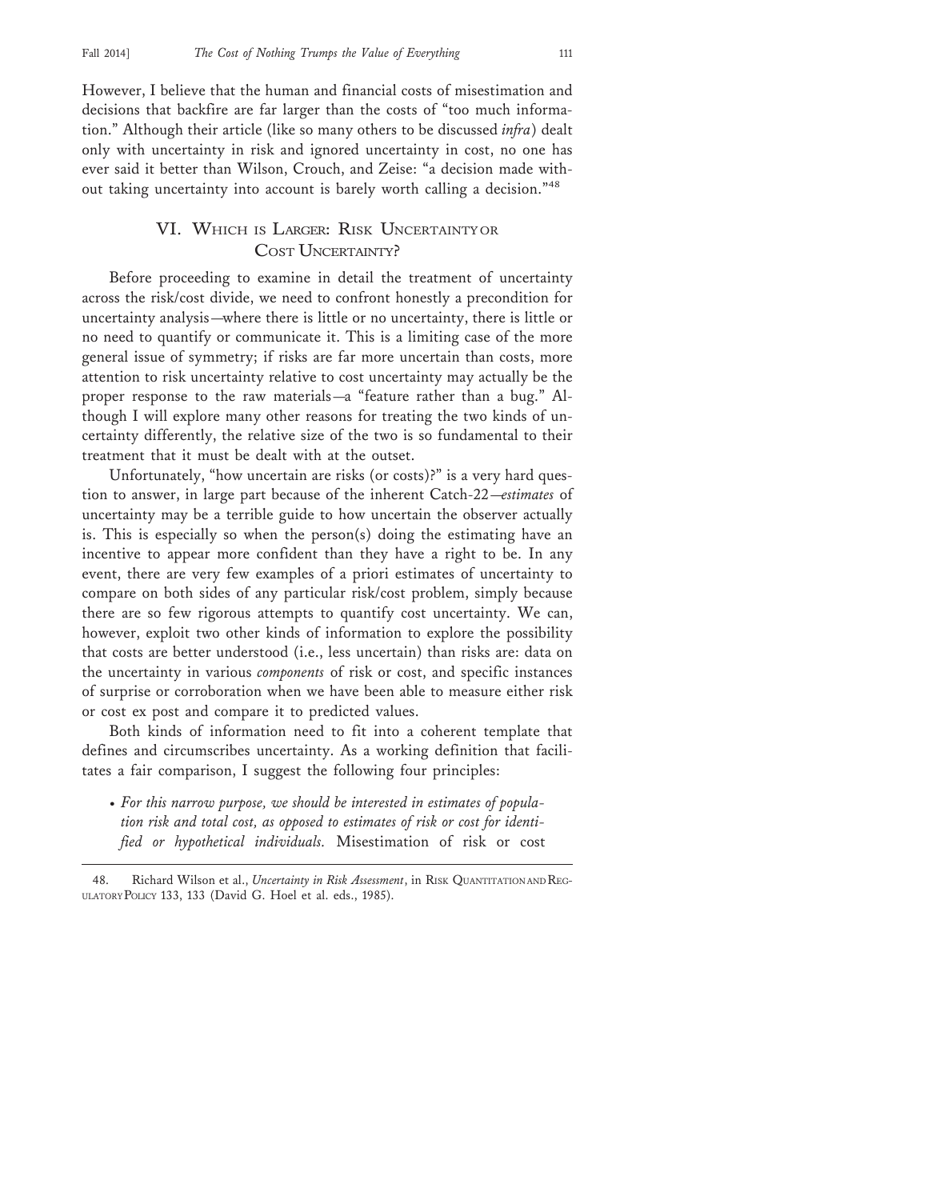However, I believe that the human and financial costs of misestimation and decisions that backfire are far larger than the costs of "too much information." Although their article (like so many others to be discussed *infra*) dealt only with uncertainty in risk and ignored uncertainty in cost, no one has ever said it better than Wilson, Crouch, and Zeise: "a decision made without taking uncertainty into account is barely worth calling a decision."[48]

## VI. Which is Larger: Risk Uncertainty or Cost Uncertainty?

Before proceeding to examine in detail the treatment of uncertainty across the risk/cost divide, we need to confront honestly a precondition for uncertainty analysis—where there is little or no uncertainty, there is little or no need to quantify or communicate it. This is a limiting case of the more general issue of symmetry; if risks are far more uncertain than costs, more attention to risk uncertainty relative to cost uncertainty may actually be the proper response to the raw materials—a "feature rather than a bug." Although I will explore many other reasons for treating the two kinds of uncertainty differently, the relative size of the two is so fundamental to their treatment that it must be dealt with at the outset.

Unfortunately, "how uncertain are risks (or costs)?" is a very hard question to answer, in large part because of the inherent Catch-22—*estimates* of uncertainty may be a terrible guide to how uncertain the observer actually is. This is especially so when the person(s) doing the estimating have an incentive to appear more confident than they have a right to be. In any event, there are very few examples of a priori estimates of uncertainty to compare on both sides of any particular risk/cost problem, simply because there are so few rigorous attempts to quantify cost uncertainty. We can, however, exploit two other kinds of information to explore the possibility that costs are better understood (i.e., less uncertain) than risks are: data on the uncertainty in various *components* of risk or cost, and specific instances of surprise or corroboration when we have been able to measure either risk or cost ex post and compare it to predicted values.

Both kinds of information need to fit into a coherent template that defines and circumscribes uncertainty. As a working definition that facilitates a fair comparison, I suggest the following four principles:

- *For this narrow purpose, we should be interested in estimates of population risk and total cost, as opposed to estimates of risk or cost for identified or hypothetical individuals.* Misestimation of risk or cost

---

48. Richard Wilson et al., *Uncertainty in Risk Assessment*, in Risk Quantitation and Regulatory Policy 133, 133 (David G. Hoel et al. eds., 1985).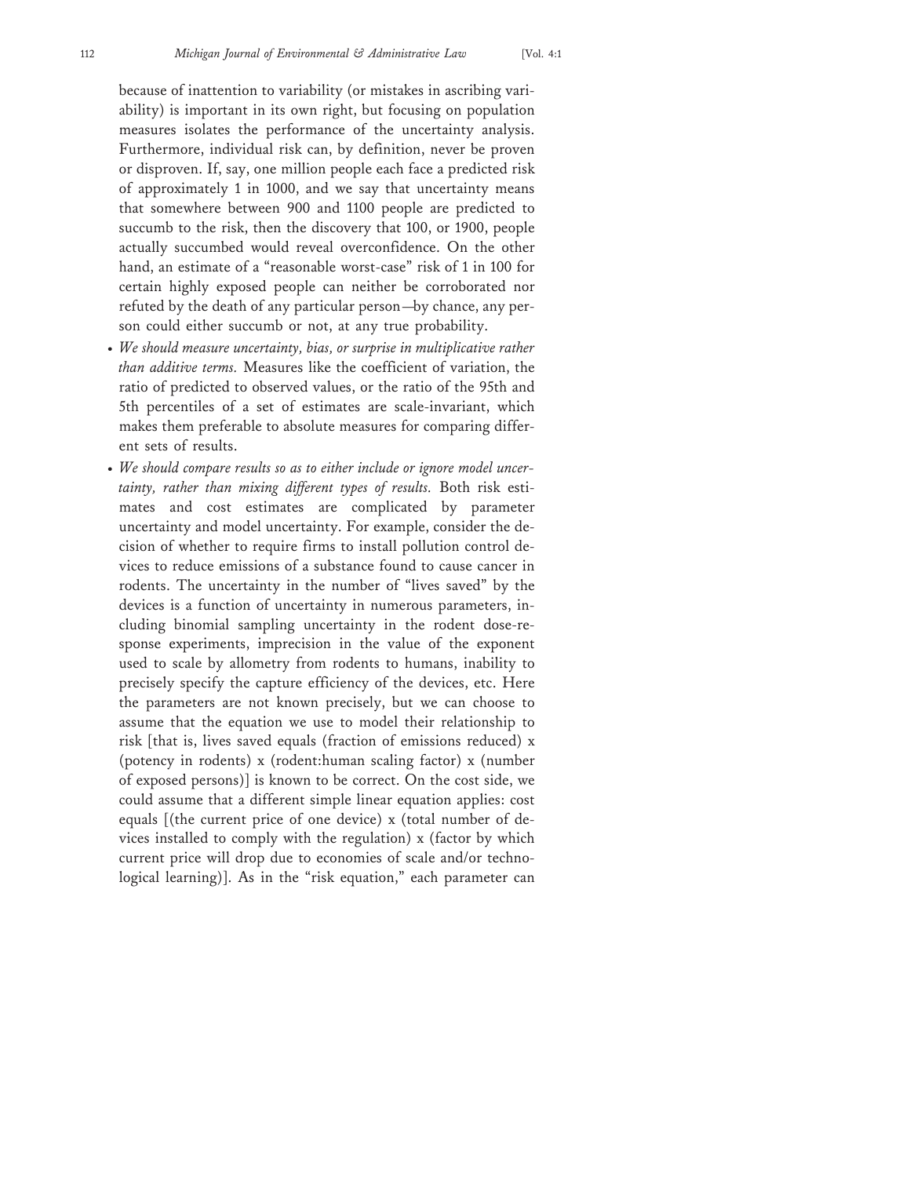because of inattention to variability (or mistakes in ascribing variability) is important in its own right, but focusing on population measures isolates the performance of the uncertainty analysis. Furthermore, individual risk can, by definition, never be proven or disproven. If, say, one million people each face a predicted risk of approximately 1 in 1000, and we say that uncertainty means that somewhere between 900 and 1100 people are predicted to succumb to the risk, then the discovery that 100, or 1900, people actually succumbed would reveal overconfidence. On the other hand, an estimate of a "reasonable worst-case" risk of 1 in 100 for certain highly exposed people can neither be corroborated nor refuted by the death of any particular person—by chance, any person could either succumb or not, at any true probability.

- *We should measure uncertainty, bias, or surprise in multiplicative rather than additive terms.* Measures like the coefficient of variation, the ratio of predicted to observed values, or the ratio of the 95th and 5th percentiles of a set of estimates are scale-invariant, which makes them preferable to absolute measures for comparing different sets of results.
- *We should compare results so as to either include or ignore model uncertainty, rather than mixing different types of results.* Both risk estimates and cost estimates are complicated by parameter uncertainty and model uncertainty. For example, consider the decision of whether to require firms to install pollution control devices to reduce emissions of a substance found to cause cancer in rodents. The uncertainty in the number of "lives saved" by the devices is a function of uncertainty in numerous parameters, including binomial sampling uncertainty in the rodent dose-response experiments, imprecision in the value of the exponent used to scale by allometry from rodents to humans, inability to precisely specify the capture efficiency of the devices, etc. Here the parameters are not known precisely, but we can choose to assume that the equation we use to model their relationship to risk [that is, lives saved equals (fraction of emissions reduced) x (potency in rodents) x (rodent:human scaling factor) x (number of exposed persons)] is known to be correct. On the cost side, we could assume that a different simple linear equation applies: cost equals [(the current price of one device) x (total number of devices installed to comply with the regulation) x (factor by which current price will drop due to economies of scale and/or technological learning)]. As in the "risk equation," each parameter can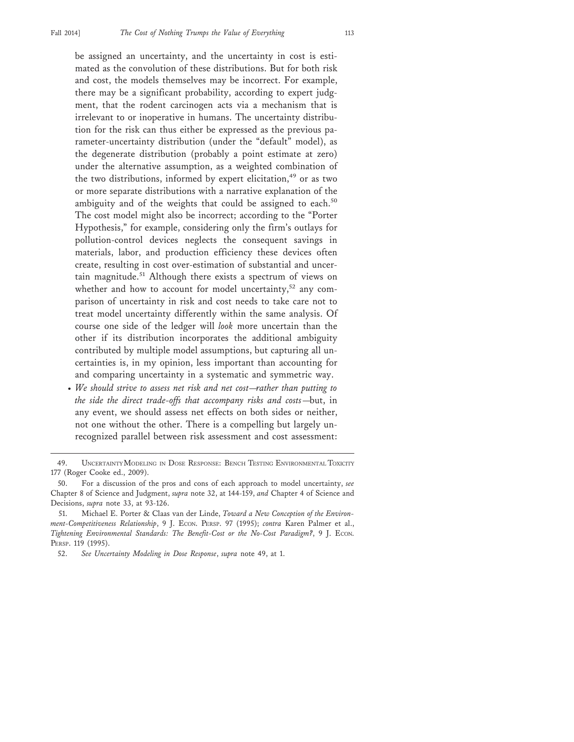be assigned an uncertainty, and the uncertainty in cost is estimated as the convolution of these distributions. But for both risk and cost, the models themselves may be incorrect. For example, there may be a significant probability, according to expert judgment, that the rodent carcinogen acts via a mechanism that is irrelevant to or inoperative in humans. The uncertainty distribution for the risk can thus either be expressed as the previous parameter-uncertainty distribution (under the "default" model), as the degenerate distribution (probably a point estimate at zero) under the alternative assumption, as a weighted combination of the two distributions, informed by expert elicitation,[49] or as two or more separate distributions with a narrative explanation of the ambiguity and of the weights that could be assigned to each.[50] The cost model might also be incorrect; according to the "Porter Hypothesis," for example, considering only the firm's outlays for pollution-control devices neglects the consequent savings in materials, labor, and production efficiency these devices often create, resulting in cost over-estimation of substantial and uncertain magnitude.[51] Although there exists a spectrum of views on whether and how to account for model uncertainty,[52] any comparison of uncertainty in risk and cost needs to take care not to treat model uncertainty differently within the same analysis. Of course one side of the ledger will *look* more uncertain than the other if its distribution incorporates the additional ambiguity contributed by multiple model assumptions, but capturing all uncertainties is, in my opinion, less important than accounting for and comparing uncertainty in a systematic and symmetric way.

- *We should strive to assess net risk and net cost—rather than putting to the side the direct trade-offs that accompany risks and costs*—but, in any event, we should assess net effects on both sides or neither, not one without the other. There is a compelling but largely unrecognized parallel between risk assessment and cost assessment:

---

49. Uncertainty Modeling in Dose Response: Bench Testing Environmental Toxicity 177 (Roger Cooke ed., 2009).

50. For a discussion of the pros and cons of each approach to model uncertainty, *see* Chapter 8 of Science and Judgment, *supra* note 32, at 144-159, *and* Chapter 4 of Science and Decisions, *supra* note 33, at 93-126.

51. Michael E. Porter & Claas van der Linde, *Toward a New Conception of the Environment-Competitiveness Relationship*, 9 J. Econ. Persp. 97 (1995); *contra* Karen Palmer et al., *Tightening Environmental Standards: The Benefit-Cost or the No-Cost Paradigm?*, 9 J. Econ. Persp. 119 (1995).

52. *See Uncertainty Modeling in Dose Response*, *supra* note 49, at 1.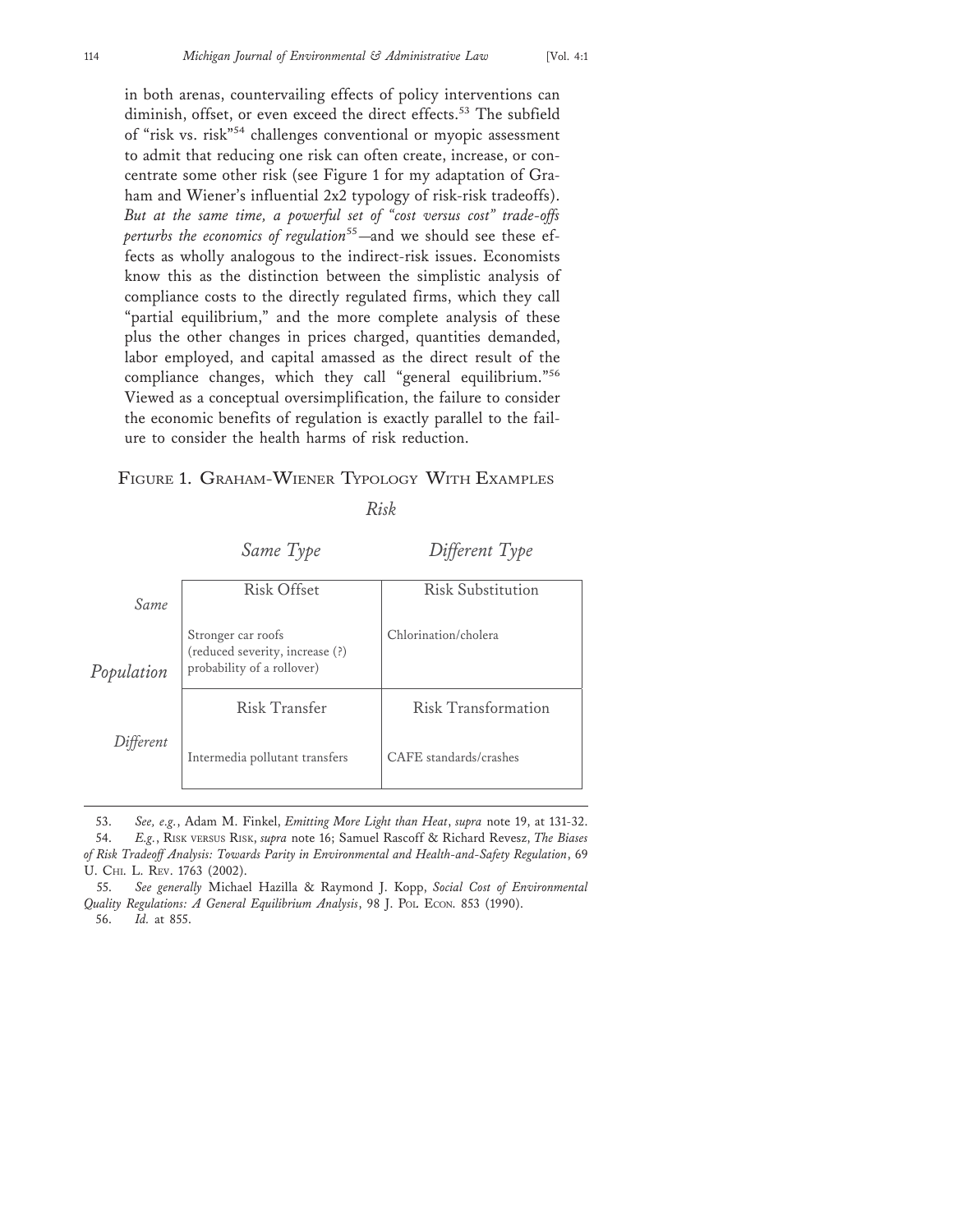in both arenas, countervailing effects of policy interventions can diminish, offset, or even exceed the direct effects.[53] The subfield of "risk vs. risk"[54] challenges conventional or myopic assessment to admit that reducing one risk can often create, increase, or concentrate some other risk (see Figure 1 for my adaptation of Graham and Wiener's influential 2x2 typology of risk-risk tradeoffs). *But at the same time, a powerful set of "cost versus cost" trade-offs perturbs the economics of regulation*[55]—and we should see these effects as wholly analogous to the indirect-risk issues. Economists know this as the distinction between the simplistic analysis of compliance costs to the directly regulated firms, which they call "partial equilibrium," and the more complete analysis of these plus the other changes in prices charged, quantities demanded, labor employed, and capital amassed as the direct result of the compliance changes, which they call "general equilibrium."[56] Viewed as a conceptual oversimplification, the failure to consider the economic benefits of regulation is exactly parallel to the failure to consider the health harms of risk reduction.

FIGURE 1. GRAHAM-WIENER TYPOLOGY WITH EXAMPLES

| *Population* \ *Risk* | *Same Type* | *Different Type* |
|---|---|---|
| *Same* | Risk Offset<br><br>Stronger car roofs (reduced severity, increase (?) probability of a rollover) | Risk Substitution<br><br>Chlorination/cholera |
| *Different* | Risk Transfer<br><br>Intermedia pollutant transfers | Risk Transformation<br><br>CAFE standards/crashes |

---

53. *See, e.g.*, Adam M. Finkel, *Emitting More Light than Heat*, *supra* note 19, at 131-32.

54. *E.g.*, RISK VERSUS RISK, *supra* note 16; Samuel Rascoff & Richard Revesz, *The Biases of Risk Tradeoff Analysis: Towards Parity in Environmental and Health-and-Safety Regulation*, 69 U. CHI. L. REV. 1763 (2002).

55. *See generally* Michael Hazilla & Raymond J. Kopp, *Social Cost of Environmental Quality Regulations: A General Equilibrium Analysis*, 98 J. POL. ECON. 853 (1990).

56. *Id.* at 855.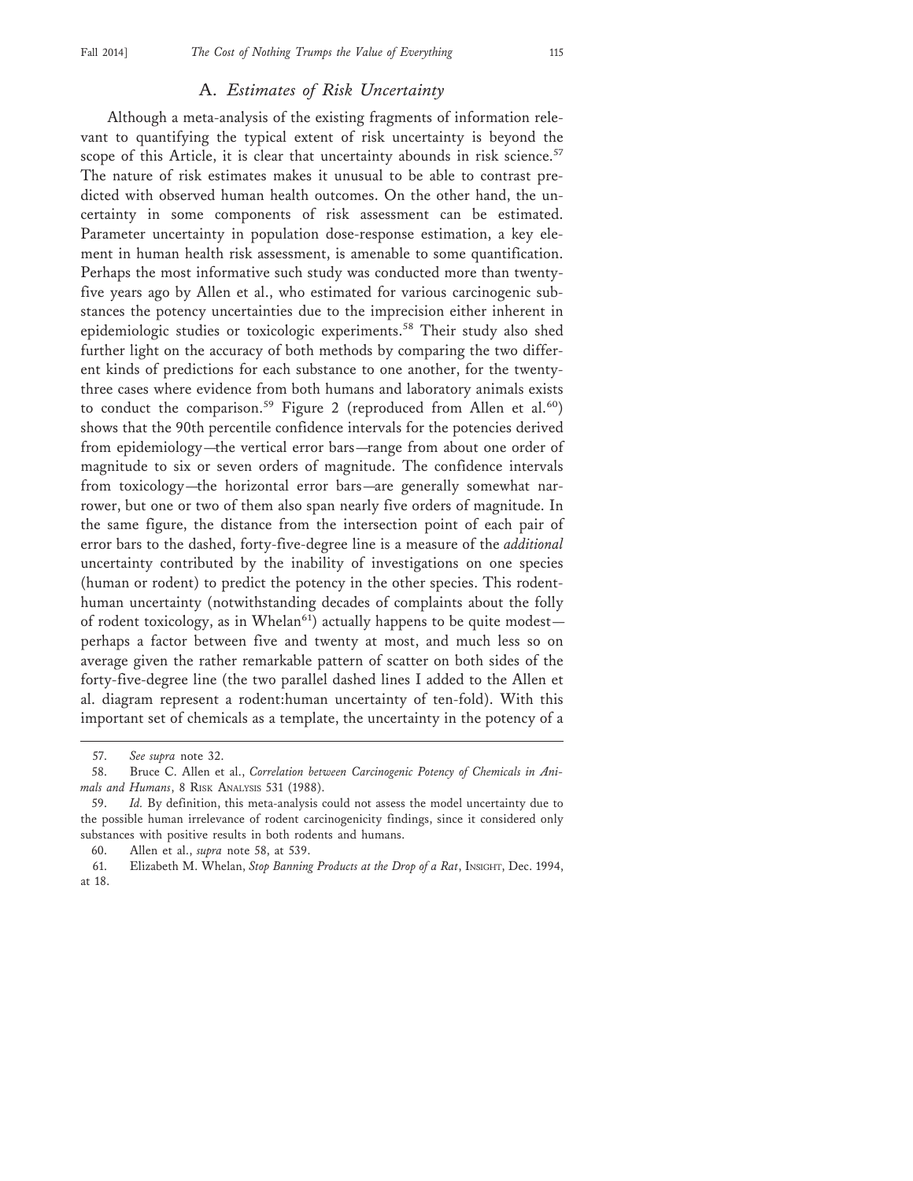## A. *Estimates of Risk Uncertainty*

Although a meta-analysis of the existing fragments of information relevant to quantifying the typical extent of risk uncertainty is beyond the scope of this Article, it is clear that uncertainty abounds in risk science.[57] The nature of risk estimates makes it unusual to be able to contrast predicted with observed human health outcomes. On the other hand, the uncertainty in some components of risk assessment can be estimated. Parameter uncertainty in population dose-response estimation, a key element in human health risk assessment, is amenable to some quantification. Perhaps the most informative such study was conducted more than twenty-five years ago by Allen et al., who estimated for various carcinogenic substances the potency uncertainties due to the imprecision either inherent in epidemiologic studies or toxicologic experiments.[58] Their study also shed further light on the accuracy of both methods by comparing the two different kinds of predictions for each substance to one another, for the twenty-three cases where evidence from both humans and laboratory animals exists to conduct the comparison.[59] Figure 2 (reproduced from Allen et al.[60]) shows that the 90th percentile confidence intervals for the potencies derived from epidemiology—the vertical error bars—range from about one order of magnitude to six or seven orders of magnitude. The confidence intervals from toxicology—the horizontal error bars—are generally somewhat narrower, but one or two of them also span nearly five orders of magnitude. In the same figure, the distance from the intersection point of each pair of error bars to the dashed, forty-five-degree line is a measure of the *additional* uncertainty contributed by the inability of investigations on one species (human or rodent) to predict the potency in the other species. This rodent-human uncertainty (notwithstanding decades of complaints about the folly of rodent toxicology, as in Whelan[61]) actually happens to be quite modest—perhaps a factor between five and twenty at most, and much less so on average given the rather remarkable pattern of scatter on both sides of the forty-five-degree line (the two parallel dashed lines I added to the Allen et al. diagram represent a rodent:human uncertainty of ten-fold). With this important set of chemicals as a template, the uncertainty in the potency of a

---

57. *See supra* note 32.

58. Bruce C. Allen et al., *Correlation between Carcinogenic Potency of Chemicals in Animals and Humans*, 8 RISK ANALYSIS 531 (1988).

59. *Id.* By definition, this meta-analysis could not assess the model uncertainty due to the possible human irrelevance of rodent carcinogenicity findings, since it considered only substances with positive results in both rodents and humans.

60. Allen et al., *supra* note 58, at 539.

61. Elizabeth M. Whelan, *Stop Banning Products at the Drop of a Rat*, INSIGHT, Dec. 1994, at 18.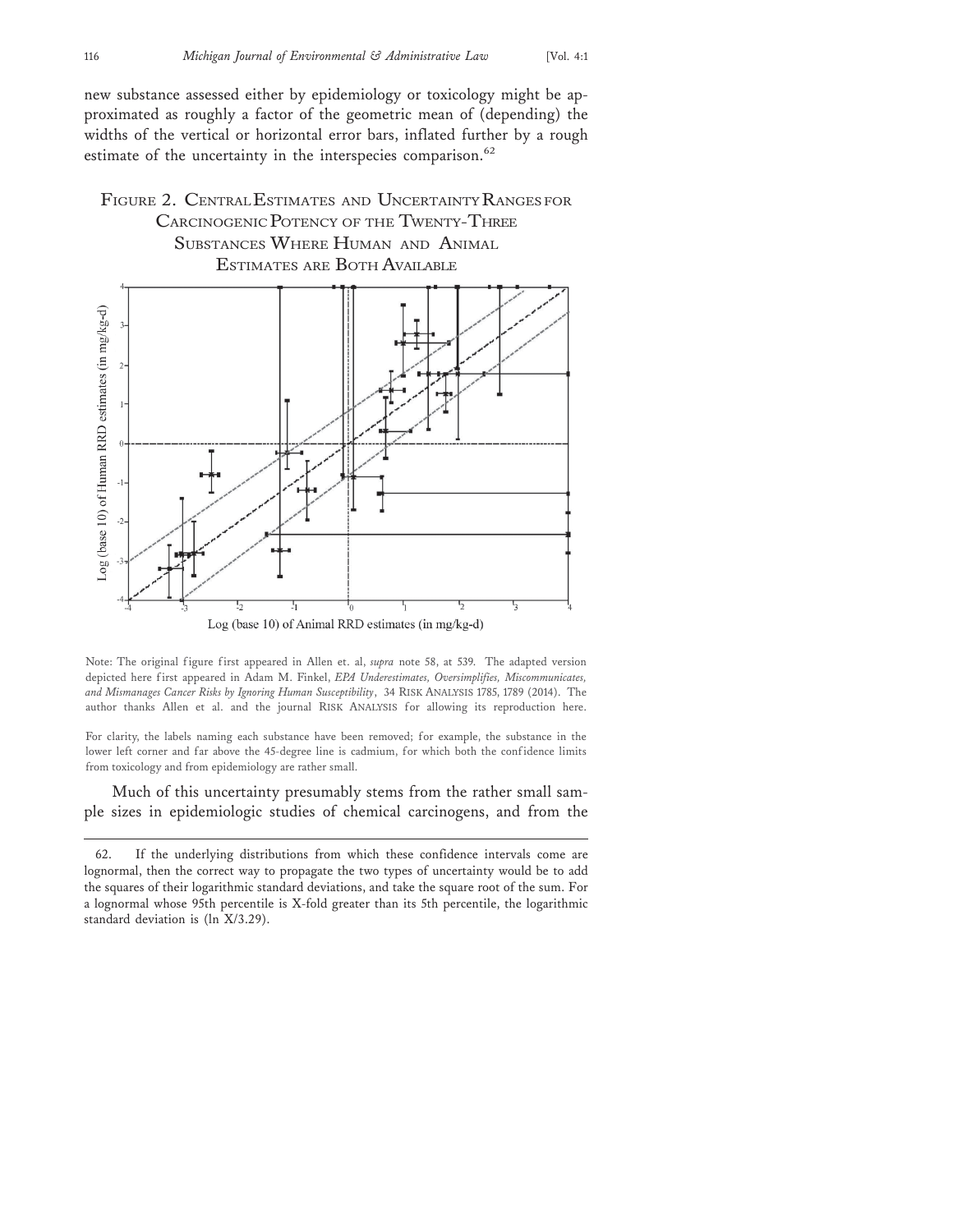new substance assessed either by epidemiology or toxicology might be approximated as roughly a factor of the geometric mean of (depending) the widths of the vertical or horizontal error bars, inflated further by a rough estimate of the uncertainty in the interspecies comparison.[62]

FIGURE 2. CENTRAL ESTIMATES AND UNCERTAINTY RANGES FOR CARCINOGENIC POTENCY OF THE TWENTY-THREE SUBSTANCES WHERE HUMAN AND ANIMAL ESTIMATES ARE BOTH AVAILABLE

Note: The original figure first appeared in Allen et. al, *supra* note 58, at 539. The adapted version depicted here first appeared in Adam M. Finkel, *EPA Underestimates, Oversimplifies, Miscommunicates, and Mismanages Cancer Risks by Ignoring Human Susceptibility*, 34 RISK ANALYSIS 1785, 1789 (2014). The author thanks Allen et al. and the journal RISK ANALYSIS for allowing its reproduction here.

For clarity, the labels naming each substance have been removed; for example, the substance in the lower left corner and far above the 45-degree line is cadmium, for which both the confidence limits from toxicology and from epidemiology are rather small.

Much of this uncertainty presumably stems from the rather small sample sizes in epidemiologic studies of chemical carcinogens, and from the

---

62. If the underlying distributions from which these confidence intervals come are lognormal, then the correct way to propagate the two types of uncertainty would be to add the squares of their logarithmic standard deviations, and take the square root of the sum. For a lognormal whose 95th percentile is X-fold greater than its 5th percentile, the logarithmic standard deviation is (ln X/3.29).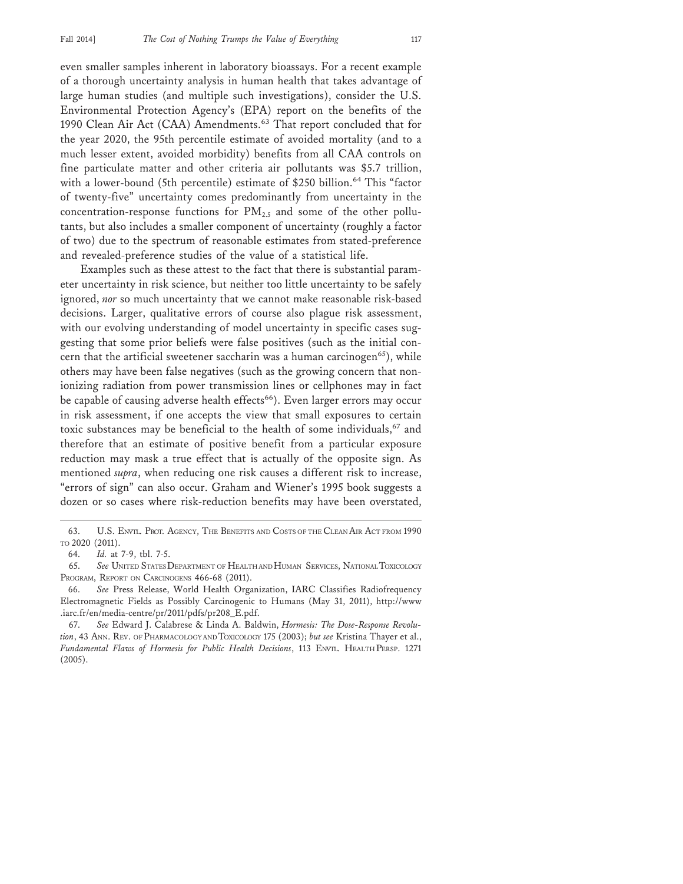even smaller samples inherent in laboratory bioassays. For a recent example of a thorough uncertainty analysis in human health that takes advantage of large human studies (and multiple such investigations), consider the U.S. Environmental Protection Agency's (EPA) report on the benefits of the 1990 Clean Air Act (CAA) Amendments.[63] That report concluded that for the year 2020, the 95th percentile estimate of avoided mortality (and to a much lesser extent, avoided morbidity) benefits from all CAA controls on fine particulate matter and other criteria air pollutants was $5.7 trillion, with a lower-bound (5th percentile) estimate of $250 billion.[64] This "factor of twenty-five" uncertainty comes predominantly from uncertainty in the concentration-response functions for $PM_{2.5}$ and some of the other pollutants, but also includes a smaller component of uncertainty (roughly a factor of two) due to the spectrum of reasonable estimates from stated-preference and revealed-preference studies of the value of a statistical life.

Examples such as these attest to the fact that there is substantial parameter uncertainty in risk science, but neither too little uncertainty to be safely ignored, *nor* so much uncertainty that we cannot make reasonable risk-based decisions. Larger, qualitative errors of course also plague risk assessment, with our evolving understanding of model uncertainty in specific cases suggesting that some prior beliefs were false positives (such as the initial concern that the artificial sweetener saccharin was a human carcinogen[65]), while others may have been false negatives (such as the growing concern that non-ionizing radiation from power transmission lines or cellphones may in fact be capable of causing adverse health effects[66]). Even larger errors may occur in risk assessment, if one accepts the view that small exposures to certain toxic substances may be beneficial to the health of some individuals,[67] and therefore that an estimate of positive benefit from a particular exposure reduction may mask a true effect that is actually of the opposite sign. As mentioned *supra*, when reducing one risk causes a different risk to increase, "errors of sign" can also occur. Graham and Wiener's 1995 book suggests a dozen or so cases where risk-reduction benefits may have been overstated,

---

63. U.S. Envtl. Prot. Agency, The Benefits and Costs of the Clean Air Act from 1990 to 2020 (2011).

64. *Id.* at 7-9, tbl. 7-5.

65. *See* United States Department of Health and Human Services, National Toxicology Program, Report on Carcinogens 466-68 (2011).

66. *See* Press Release, World Health Organization, IARC Classifies Radiofrequency Electromagnetic Fields as Possibly Carcinogenic to Humans (May 31, 2011), http://www.iarc.fr/en/media-centre/pr/2011/pdfs/pr208_E.pdf.

67. *See* Edward J. Calabrese & Linda A. Baldwin, *Hormesis: The Dose-Response Revolution*, 43 Ann. Rev. of Pharmacology and Toxicology 175 (2003); *but see* Kristina Thayer et al., *Fundamental Flaws of Hormesis for Public Health Decisions*, 113 Envtl. Health Persp. 1271 (2005).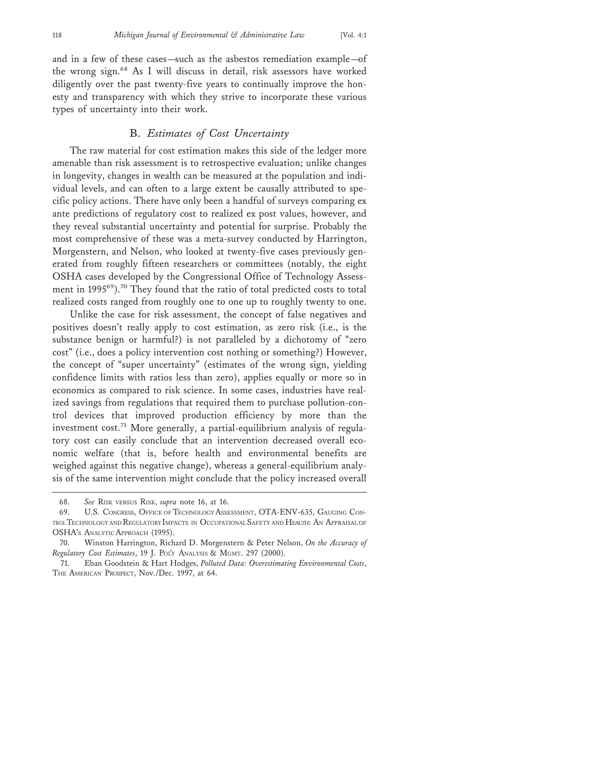and in a few of these cases—such as the asbestos remediation example—of the wrong sign.[68] As I will discuss in detail, risk assessors have worked diligently over the past twenty-five years to continually improve the honesty and transparency with which they strive to incorporate these various types of uncertainty into their work.

## B. *Estimates of Cost Uncertainty*

The raw material for cost estimation makes this side of the ledger more amenable than risk assessment is to retrospective evaluation; unlike changes in longevity, changes in wealth can be measured at the population and individual levels, and can often to a large extent be causally attributed to specific policy actions. There have only been a handful of surveys comparing ex ante predictions of regulatory cost to realized ex post values, however, and they reveal substantial uncertainty and potential for surprise. Probably the most comprehensive of these was a meta-survey conducted by Harrington, Morgenstern, and Nelson, who looked at twenty-five cases previously generated from roughly fifteen researchers or committees (notably, the eight OSHA cases developed by the Congressional Office of Technology Assessment in 1995[69]).[70] They found that the ratio of total predicted costs to total realized costs ranged from roughly one to one up to roughly twenty to one.

Unlike the case for risk assessment, the concept of false negatives and positives doesn't really apply to cost estimation, as zero risk (i.e., is the substance benign or harmful?) is not paralleled by a dichotomy of "zero cost" (i.e., does a policy intervention cost nothing or something?) However, the concept of "super uncertainty" (estimates of the wrong sign, yielding confidence limits with ratios less than zero), applies equally or more so in economics as compared to risk science. In some cases, industries have realized savings from regulations that required them to purchase pollution-control devices that improved production efficiency by more than the investment cost.[71] More generally, a partial-equilibrium analysis of regulatory cost can easily conclude that an intervention decreased overall economic welfare (that is, before health and environmental benefits are weighed against this negative change), whereas a general-equilibrium analysis of the same intervention might conclude that the policy increased overall

---

68. *See* RISK VERSUS RISK, *supra* note 16, at 16.

69. U.S. CONGRESS, OFFICE OF TECHNOLOGY ASSESSMENT, OTA-ENV-635, GAUGING CONTROL TECHNOLOGY AND REGULATORY IMPACTS IN OCCUPATIONAL SAFETY AND HEALTH: AN APPRAISAL OF OSHA'S ANALYTIC APPROACH (1995).

70. Winston Harrington, Richard D. Morgenstern & Peter Nelson, *On the Accuracy of Regulatory Cost Estimates*, 19 J. POL'Y ANALYSIS & MGMT. 297 (2000).

71. Eban Goodstein & Hart Hodges, *Polluted Data: Overestimating Environmental Costs*, THE AMERICAN PROSPECT, Nov./Dec. 1997, at 64.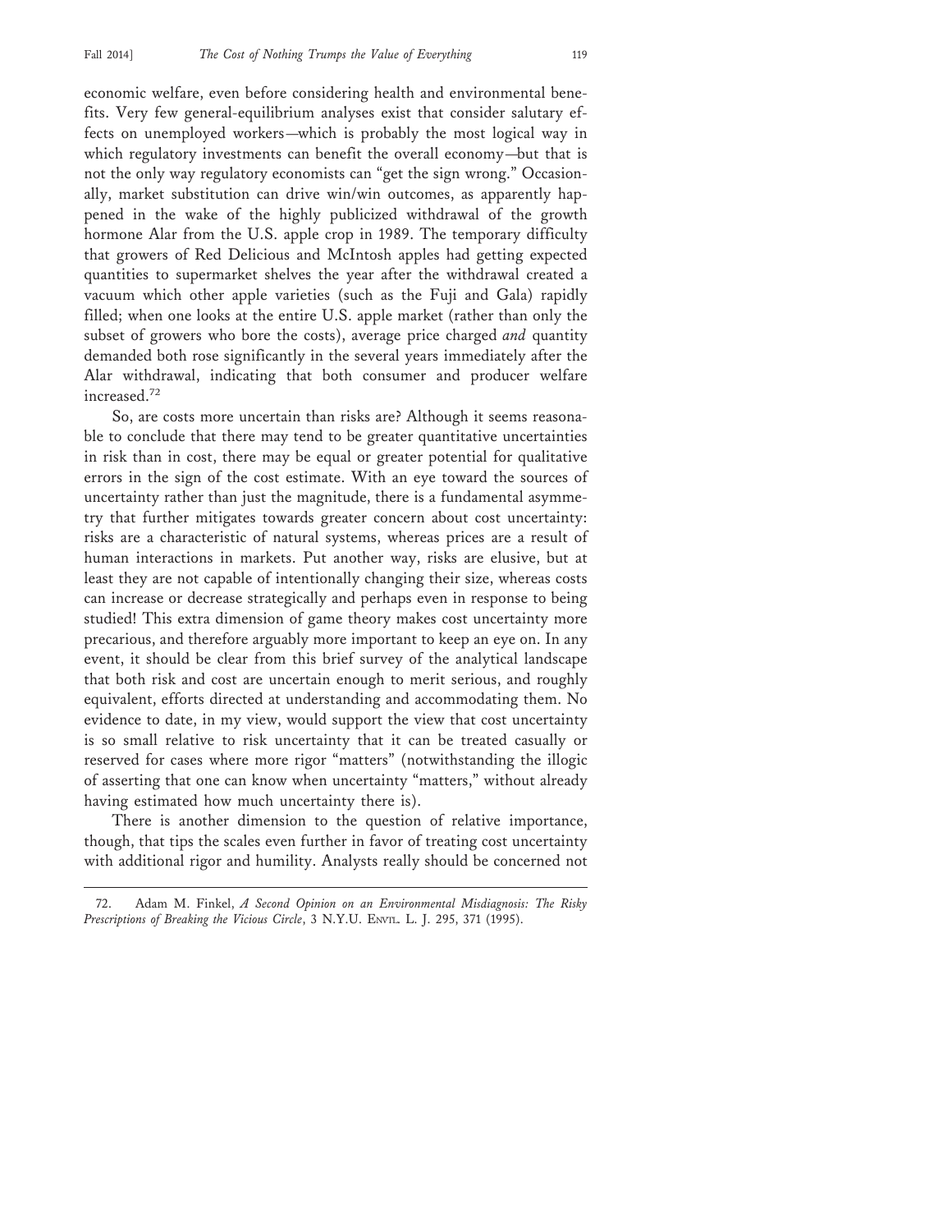economic welfare, even before considering health and environmental benefits. Very few general-equilibrium analyses exist that consider salutary effects on unemployed workers—which is probably the most logical way in which regulatory investments can benefit the overall economy—but that is not the only way regulatory economists can "get the sign wrong." Occasionally, market substitution can drive win/win outcomes, as apparently happened in the wake of the highly publicized withdrawal of the growth hormone Alar from the U.S. apple crop in 1989. The temporary difficulty that growers of Red Delicious and McIntosh apples had getting expected quantities to supermarket shelves the year after the withdrawal created a vacuum which other apple varieties (such as the Fuji and Gala) rapidly filled; when one looks at the entire U.S. apple market (rather than only the subset of growers who bore the costs), average price charged *and* quantity demanded both rose significantly in the several years immediately after the Alar withdrawal, indicating that both consumer and producer welfare increased.[72]

So, are costs more uncertain than risks are? Although it seems reasonable to conclude that there may tend to be greater quantitative uncertainties in risk than in cost, there may be equal or greater potential for qualitative errors in the sign of the cost estimate. With an eye toward the sources of uncertainty rather than just the magnitude, there is a fundamental asymmetry that further mitigates towards greater concern about cost uncertainty: risks are a characteristic of natural systems, whereas prices are a result of human interactions in markets. Put another way, risks are elusive, but at least they are not capable of intentionally changing their size, whereas costs can increase or decrease strategically and perhaps even in response to being studied! This extra dimension of game theory makes cost uncertainty more precarious, and therefore arguably more important to keep an eye on. In any event, it should be clear from this brief survey of the analytical landscape that both risk and cost are uncertain enough to merit serious, and roughly equivalent, efforts directed at understanding and accommodating them. No evidence to date, in my view, would support the view that cost uncertainty is so small relative to risk uncertainty that it can be treated casually or reserved for cases where more rigor "matters" (notwithstanding the illogic of asserting that one can know when uncertainty "matters," without already having estimated how much uncertainty there is).

There is another dimension to the question of relative importance, though, that tips the scales even further in favor of treating cost uncertainty with additional rigor and humility. Analysts really should be concerned not

---

72. Adam M. Finkel, *A Second Opinion on an Environmental Misdiagnosis: The Risky Prescriptions of Breaking the Vicious Circle*, 3 N.Y.U. ENVTL. L. J. 295, 371 (1995).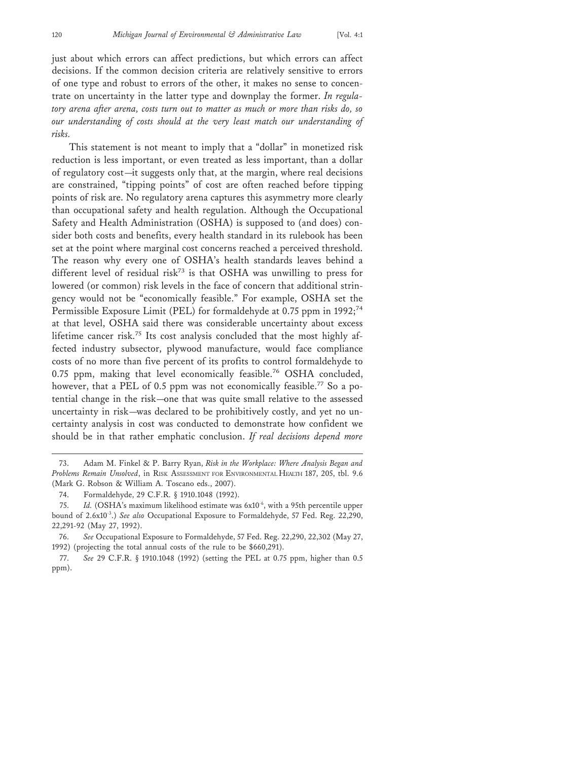just about which errors can affect predictions, but which errors can affect decisions. If the common decision criteria are relatively sensitive to errors of one type and robust to errors of the other, it makes no sense to concentrate on uncertainty in the latter type and downplay the former. *In regulatory arena after arena, costs turn out to matter as much or more than risks do, so our understanding of costs should at the very least match our understanding of risks.*

This statement is not meant to imply that a "dollar" in monetized risk reduction is less important, or even treated as less important, than a dollar of regulatory cost—it suggests only that, at the margin, where real decisions are constrained, "tipping points" of cost are often reached before tipping points of risk are. No regulatory arena captures this asymmetry more clearly than occupational safety and health regulation. Although the Occupational Safety and Health Administration (OSHA) is supposed to (and does) consider both costs and benefits, every health standard in its rulebook has been set at the point where marginal cost concerns reached a perceived threshold. The reason why every one of OSHA's health standards leaves behind a different level of residual risk[73] is that OSHA was unwilling to press for lowered (or common) risk levels in the face of concern that additional stringency would not be "economically feasible." For example, OSHA set the Permissible Exposure Limit (PEL) for formaldehyde at 0.75 ppm in 1992;[74] at that level, OSHA said there was considerable uncertainty about excess lifetime cancer risk.[75] Its cost analysis concluded that the most highly affected industry subsector, plywood manufacture, would face compliance costs of no more than five percent of its profits to control formaldehyde to 0.75 ppm, making that level economically feasible.[76] OSHA concluded, however, that a PEL of 0.5 ppm was not economically feasible.[77] So a potential change in the risk—one that was quite small relative to the assessed uncertainty in risk—was declared to be prohibitively costly, and yet no uncertainty analysis in cost was conducted to demonstrate how confident we should be in that rather emphatic conclusion. *If real decisions depend more*

---

73. Adam M. Finkel & P. Barry Ryan, *Risk in the Workplace: Where Analysis Began and Problems Remain Unsolved*, in RISK ASSESSMENT FOR ENVIRONMENTAL HEALTH 187, 205, tbl. 9.6 (Mark G. Robson & William A. Toscano eds., 2007).

74. Formaldehyde, 29 C.F.R. § 1910.1048 (1992).

75. *Id.* (OSHA's maximum likelihood estimate was $6x10^{-6}$, with a 95th percentile upper bound of $2.6x10^{-3}$.) *See also* Occupational Exposure to Formaldehyde, 57 Fed. Reg. 22,290, 22,291-92 (May 27, 1992).

76. *See* Occupational Exposure to Formaldehyde, 57 Fed. Reg. 22,290, 22,302 (May 27, 1992) (projecting the total annual costs of the rule to be $660,291).

77. *See* 29 C.F.R. § 1910.1048 (1992) (setting the PEL at 0.75 ppm, higher than 0.5 ppm).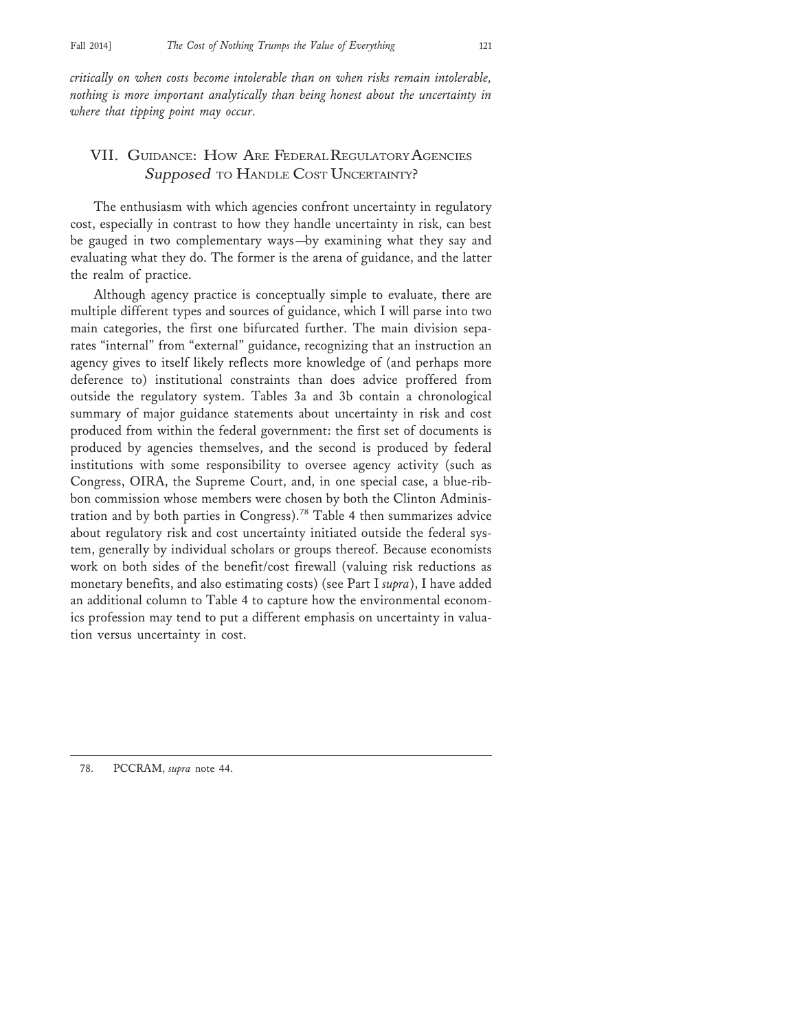*critically on when costs become intolerable than on when risks remain intolerable, nothing is more important analytically than being honest about the uncertainty in where that tipping point may occur.*

## VII. Guidance: How Are Federal Regulatory Agencies *Supposed* to Handle Cost Uncertainty?

The enthusiasm with which agencies confront uncertainty in regulatory cost, especially in contrast to how they handle uncertainty in risk, can best be gauged in two complementary ways—by examining what they say and evaluating what they do. The former is the arena of guidance, and the latter the realm of practice.

Although agency practice is conceptually simple to evaluate, there are multiple different types and sources of guidance, which I will parse into two main categories, the first one bifurcated further. The main division separates "internal" from "external" guidance, recognizing that an instruction an agency gives to itself likely reflects more knowledge of (and perhaps more deference to) institutional constraints than does advice proffered from outside the regulatory system. Tables 3a and 3b contain a chronological summary of major guidance statements about uncertainty in risk and cost produced from within the federal government: the first set of documents is produced by agencies themselves, and the second is produced by federal institutions with some responsibility to oversee agency activity (such as Congress, OIRA, the Supreme Court, and, in one special case, a blue-ribbon commission whose members were chosen by both the Clinton Administration and by both parties in Congress).[78] Table 4 then summarizes advice about regulatory risk and cost uncertainty initiated outside the federal system, generally by individual scholars or groups thereof. Because economists work on both sides of the benefit/cost firewall (valuing risk reductions as monetary benefits, and also estimating costs) (see Part I *supra*), I have added an additional column to Table 4 to capture how the environmental economics profession may tend to put a different emphasis on uncertainty in valuation versus uncertainty in cost.

---

78. PCCRAM, *supra* note 44.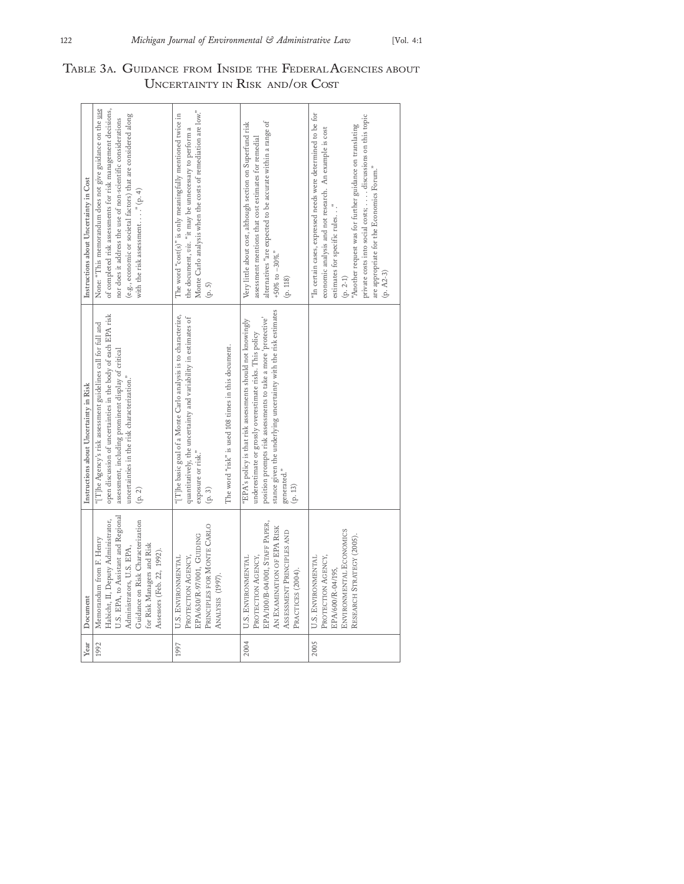## Table 3a. Guidance from Inside the Federal Agencies about Uncertainty in Risk and/or Cost

| Year | Document | Instructions about Uncertainty in Risk | Instructions about Uncertainty in Cost |
|---|---|---|---|
| 1992 | Memorandum from F. Henry Habicht, II, Deputy Administrator, U.S. EPA, to Assistant and Regional Administrators, U.S. EPA, Guidance on Risk Characterization for Risk Managers and Risk Assessors (Feb. 22, 1992). | "[T]he Agency's risk assessment guidelines call for full and open discussion of uncertainties in the body of each EPA risk assessment, including prominent display of critical uncertainties in the risk characterization." (p. 2) | None: "This memorandum does not give guidance on the use of completed risk assessments for risk management decisions, nor does it address the use of non-scientific considerations (e.g., economic or societal factors) that are considered along with the risk assessment . . . ." (p. 4) |
| 1997 | U.S. Environmental Protection Agency, EPA/630/R-97/001, Guiding Principles for Monte Carlo Analysis (1997). | "[T]he basic goal of a Monte Carlo analysis is to characterize, quantitatively, the uncertainty and variability in estimates of exposure or risk." (p. 3)<br><br>The word "risk" is used 108 times in this document. | The word "cost(s)" is only meaningfully mentioned twice in the document, *viz.* "it may be unnecessary to perform a Monte Carlo analysis when the costs of remediation are low." (p. 5) |
| 2004 | U.S. Environmental Protection Agency, EPA/100/B-04/001, Staff Paper, An Examination of EPA Risk Assessment Principles and Practices (2004). | "EPA's policy is that risk assessments should not knowingly underestimate or grossly overestimate risks. This policy position prompts risk assessments to take a more 'protective' stance given the underlying uncertainty with the risk estimates generated." (p. 13) | Very little about cost, although section on Superfund risk assessment mentions that cost estimates for remedial alternatives "are expected to be accurate within a range of +50% to −30%." (p. 118) |
| 2005 | U.S. Environmental Protection Agency, EPA/600/R-04/195, Environmental Economics Research Strategy (2005). | | "In certain cases, expressed needs were determined to be for economic analysis and not research. An example is cost estimates for specific rules. . ." (p. 2-1)<br>"Another request was for further guidance on translating private costs into social costs; . . . discussions on this topic are appropriate for the Economics Forum." (p. A2-3) |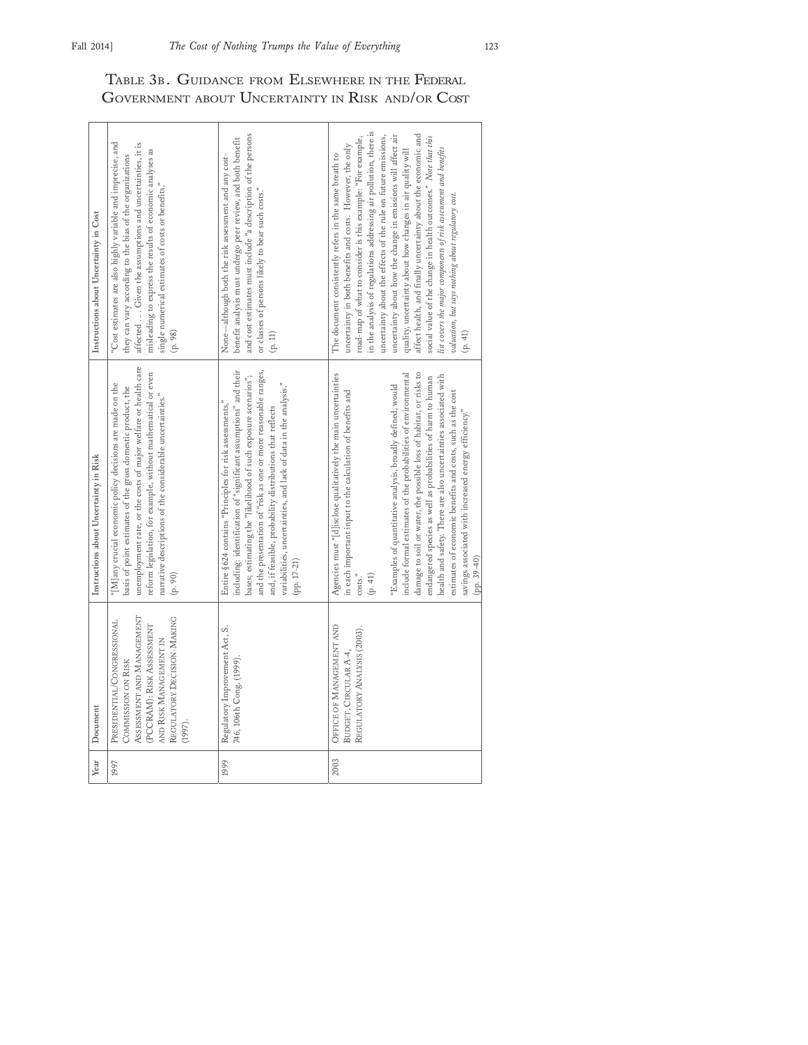# Table 3b. Guidance from Elsewhere in the Federal Government about Uncertainty in Risk and/or Cost

| Year | Document | Instructions about Uncertainty in Risk | Instructions about Uncertainty in Cost |
|---|---|---|---|
| 1997 | Presidential/Congressional Commission on Risk Assessment and Management (PCCRAM): Risk Assessment and Risk Management in Regulatory Decision-Making (1997). | "[M]any crucial economic policy decisions are made on the basis of point estimates of the gross domestic product, the unemployment rate, or the costs of major welfare or health care reform legislation, for example, without mathematical or even narrative descriptions of the considerable uncertainties." (p. 90) | "Cost estimates are also highly variable and imprecise, and they can vary according to the bias of the organizations affected . . . Given the assumptions and uncertainties, it is misleading to express the results of economic analyses as single numerical estimates of costs or benefits." (p. 98) |
| 1999 | Regulatory Improvement Act, S. 746, 106th Cong. (1999). | Entire §624 contains "Principles for risk assessments," including: identification of "significant assumptions" and their bases; estimating the "likelihood of such exposure scenarios"; and the presentation of "risk as one or more reasonable ranges, and, if feasible, probability distributions that reflects variabilities, uncertainties, and lack of data in the analysis." (pp. 17-21) | None—although both the risk assessment and any cost-benefit analysis must undergo peer review, and both benefit and cost estimates must include "a description of the persons or classes of persons likely to bear such costs." (p. 11) |
| 2003 | Office of Management and Budget, Circular A-4, Regulatory Analysis (2003). | Agencies must "[d]isclose qualitatively the main uncertainties in each important input to the calculation of benefits and costs." (p. 41)<br><br>"Examples of quantitative analysis, broadly defined, would include formal estimates of the probabilities of environmental damage to soil or water, the possible loss of habitat, or risks to endangered species as well as probabilities of harm to human health and safety. There are also uncertainties associated with estimates of economic benefits and costs, such as the cost savings associated with increased energy efficiency." (pp. 39-40) | The document consistently refers in the same breath to uncertainty in both benefits and costs. However, the only road-map of what to consider is this example: "For example, in the analysis of regulations addressing air pollution, there is uncertainty about the effects of the rule on future emissions, uncertainty about how the change in emissions will affect air quality, uncertainty about how changes in air quality will affect health, and finally uncertainty about the economic and social value of the change in health outcomes." *Note that this list covers the major components of risk assessment and benefits valuation, but says nothing about regulatory cost.* (p. 41) |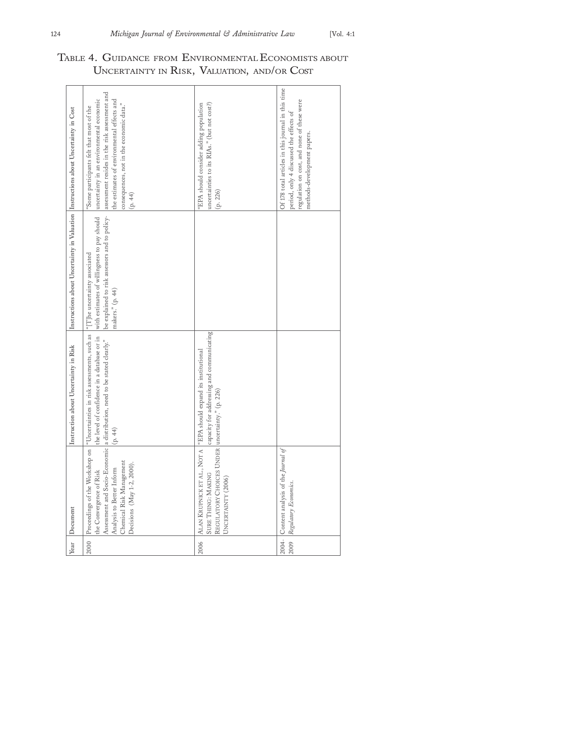# Table 4. Guidance from Environmental Economists about Uncertainty in Risk, Valuation, and/or Cost

| Year | Document | Instruction about Uncertainty in Risk | Instructions about Uncertainty in Valuation | Instructions about Uncertainty in Cost |
|---|---|---|---|---|
| 2000 | Proceedings of the Workshop on the Convergence of Risk Assessment and Socio-Economic Analysis to Better Inform Chemical Risk Management Decisions (May 1-2, 2000). | "Uncertainties in risk assessments, such as the level of confidence in a database or in a distribution, need to be stated clearly." (p. 44) | "[T]he uncertainty associated with estimates of willingness to pay should be explained to risk assessors and to policy-makers." (p. 44) | "Some participants felt that most of the uncertainty in an environmental economic assessment resides in the risk assessment and the estimates of environmental effects and consequences, not in the economic data." (p. 44) |
| 2006 | Alan Krupnick et al., Not a Sure Thing: Making Regulatory Choices Under Uncertainty (2006) | "EPA should expand its institutional capacity for addressing and communicating uncertainty." (p. 226) | | "EPA should consider adding population uncertainties to its RIAs." (but not cost?) (p. 226) |
| 2004-2009 | Content analysis of the *Journal of Regulatory Economics*. | | | Of 178 total articles in this journal in this time period, only 4 discussed the effects of regulation on cost, and none of these were methods-development papers. |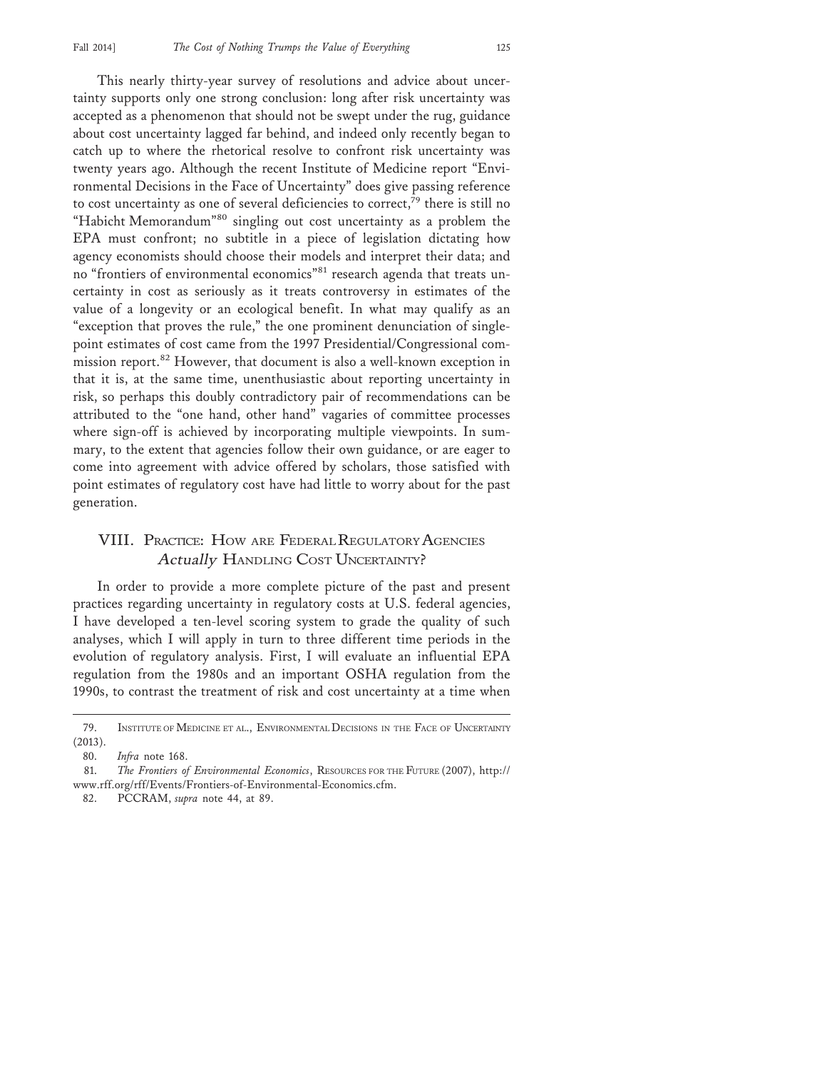This nearly thirty-year survey of resolutions and advice about uncertainty supports only one strong conclusion: long after risk uncertainty was accepted as a phenomenon that should not be swept under the rug, guidance about cost uncertainty lagged far behind, and indeed only recently began to catch up to where the rhetorical resolve to confront risk uncertainty was twenty years ago. Although the recent Institute of Medicine report "Environmental Decisions in the Face of Uncertainty" does give passing reference to cost uncertainty as one of several deficiencies to correct,[79] there is still no "Habicht Memorandum"[80] singling out cost uncertainty as a problem the EPA must confront; no subtitle in a piece of legislation dictating how agency economists should choose their models and interpret their data; and no "frontiers of environmental economics"[81] research agenda that treats uncertainty in cost as seriously as it treats controversy in estimates of the value of a longevity or an ecological benefit. In what may qualify as an "exception that proves the rule," the one prominent denunciation of single-point estimates of cost came from the 1997 Presidential/Congressional commission report.[82] However, that document is also a well-known exception in that it is, at the same time, unenthusiastic about reporting uncertainty in risk, so perhaps this doubly contradictory pair of recommendations can be attributed to the "one hand, other hand" vagaries of committee processes where sign-off is achieved by incorporating multiple viewpoints. In summary, to the extent that agencies follow their own guidance, or are eager to come into agreement with advice offered by scholars, those satisfied with point estimates of regulatory cost have had little to worry about for the past generation.

## VIII. Practice: How are Federal Regulatory Agencies *Actually* Handling Cost Uncertainty?

In order to provide a more complete picture of the past and present practices regarding uncertainty in regulatory costs at U.S. federal agencies, I have developed a ten-level scoring system to grade the quality of such analyses, which I will apply in turn to three different time periods in the evolution of regulatory analysis. First, I will evaluate an influential EPA regulation from the 1980s and an important OSHA regulation from the 1990s, to contrast the treatment of risk and cost uncertainty at a time when

---

79. Institute of Medicine et al., Environmental Decisions in the Face of Uncertainty (2013).

80. *Infra* note 168.

81. *The Frontiers of Environmental Economics*, Resources for the Future (2007), http://www.rff.org/rff/Events/Frontiers-of-Environmental-Economics.cfm.

82. PCCRAM, *supra* note 44, at 89.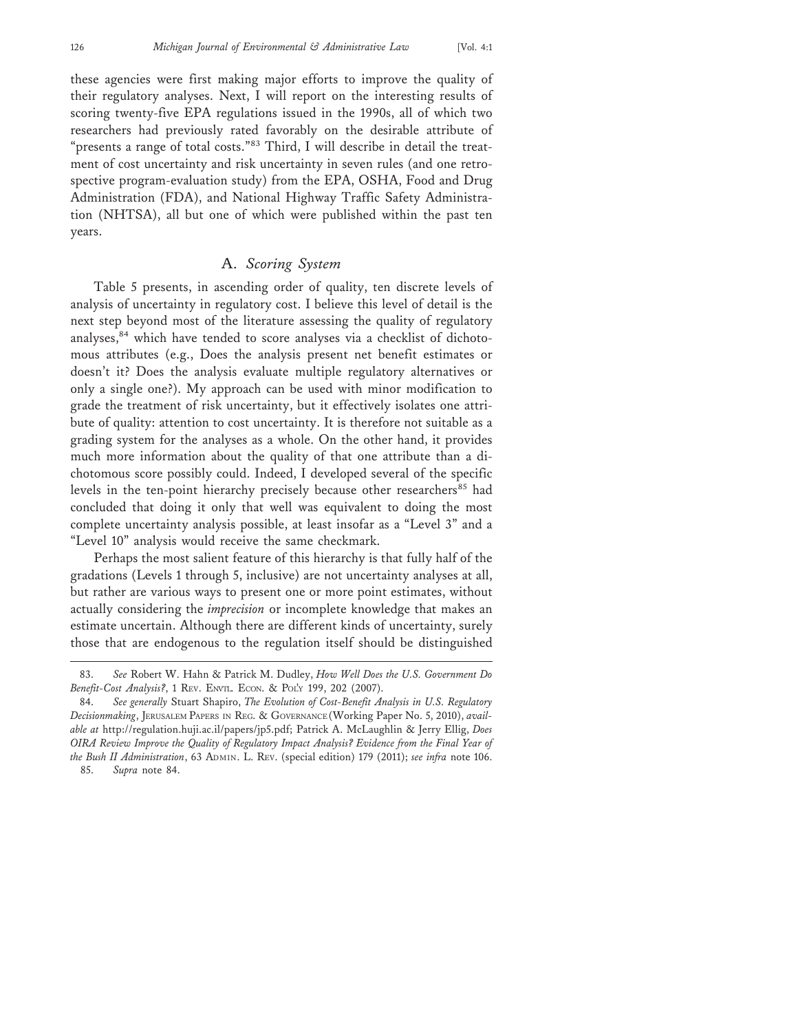these agencies were first making major efforts to improve the quality of their regulatory analyses. Next, I will report on the interesting results of scoring twenty-five EPA regulations issued in the 1990s, all of which two researchers had previously rated favorably on the desirable attribute of "presents a range of total costs."[83] Third, I will describe in detail the treatment of cost uncertainty and risk uncertainty in seven rules (and one retrospective program-evaluation study) from the EPA, OSHA, Food and Drug Administration (FDA), and National Highway Traffic Safety Administration (NHTSA), all but one of which were published within the past ten years.

## A. *Scoring System*

Table 5 presents, in ascending order of quality, ten discrete levels of analysis of uncertainty in regulatory cost. I believe this level of detail is the next step beyond most of the literature assessing the quality of regulatory analyses,[84] which have tended to score analyses via a checklist of dichotomous attributes (e.g., Does the analysis present net benefit estimates or doesn't it? Does the analysis evaluate multiple regulatory alternatives or only a single one?). My approach can be used with minor modification to grade the treatment of risk uncertainty, but it effectively isolates one attribute of quality: attention to cost uncertainty. It is therefore not suitable as a grading system for the analyses as a whole. On the other hand, it provides much more information about the quality of that one attribute than a dichotomous score possibly could. Indeed, I developed several of the specific levels in the ten-point hierarchy precisely because other researchers[85] had concluded that doing it only that well was equivalent to doing the most complete uncertainty analysis possible, at least insofar as a "Level 3" and a "Level 10" analysis would receive the same checkmark.

Perhaps the most salient feature of this hierarchy is that fully half of the gradations (Levels 1 through 5, inclusive) are not uncertainty analyses at all, but rather are various ways to present one or more point estimates, without actually considering the *imprecision* or incomplete knowledge that makes an estimate uncertain. Although there are different kinds of uncertainty, surely those that are endogenous to the regulation itself should be distinguished

---

83. *See* Robert W. Hahn & Patrick M. Dudley, *How Well Does the U.S. Government Do Benefit-Cost Analysis?*, 1 REV. ENVTL. ECON. & POL'Y 199, 202 (2007).

84. *See generally* Stuart Shapiro, *The Evolution of Cost-Benefit Analysis in U.S. Regulatory Decisionmaking*, JERUSALEM PAPERS IN REG. & GOVERNANCE (Working Paper No. 5, 2010), *available at* http://regulation.huji.ac.il/papers/jp5.pdf; Patrick A. McLaughlin & Jerry Ellig, *Does OIRA Review Improve the Quality of Regulatory Impact Analysis? Evidence from the Final Year of the Bush II Administration*, 63 ADMIN. L. REV. (special edition) 179 (2011); *see infra* note 106.

85. *Supra* note 84.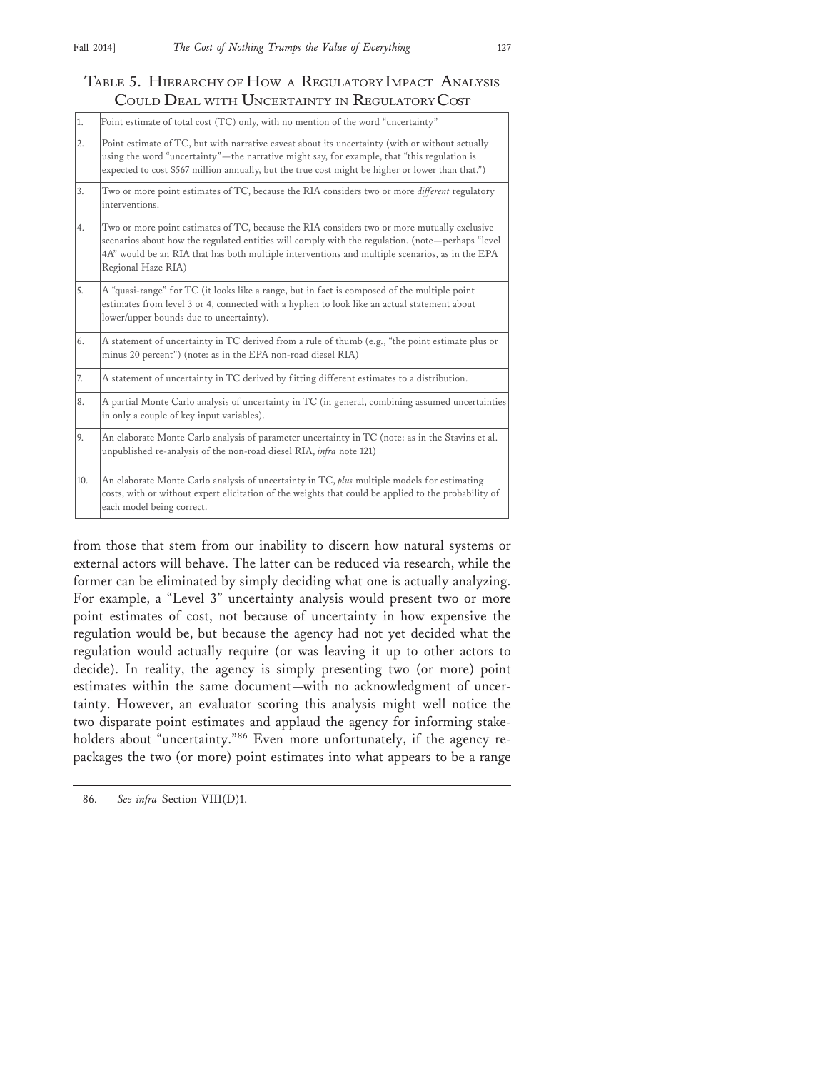Table 5. Hierarchy of How a Regulatory Impact Analysis Could Deal with Uncertainty in Regulatory Cost

| | |
|---|---|
| 1. | Point estimate of total cost (TC) only, with no mention of the word "uncertainty" |
| 2. | Point estimate of TC, but with narrative caveat about its uncertainty (with or without actually using the word "uncertainty"—the narrative might say, for example, that "this regulation is expected to cost $567 million annually, but the true cost might be higher or lower than that.") |
| 3. | Two or more point estimates of TC, because the RIA considers two or more *different* regulatory interventions. |
| 4. | Two or more point estimates of TC, because the RIA considers two or more mutually exclusive scenarios about how the regulated entities will comply with the regulation. (note—perhaps "level 4A" would be an RIA that has both multiple interventions and multiple scenarios, as in the EPA Regional Haze RIA) |
| 5. | A "quasi-range" for TC (it looks like a range, but in fact is composed of the multiple point estimates from level 3 or 4, connected with a hyphen to look like an actual statement about lower/upper bounds due to uncertainty). |
| 6. | A statement of uncertainty in TC derived from a rule of thumb (e.g., "the point estimate plus or minus 20 percent") (note: as in the EPA non-road diesel RIA) |
| 7. | A statement of uncertainty in TC derived by fitting different estimates to a distribution. |
| 8. | A partial Monte Carlo analysis of uncertainty in TC (in general, combining assumed uncertainties in only a couple of key input variables). |
| 9. | An elaborate Monte Carlo analysis of parameter uncertainty in TC (note: as in the Stavins et al. unpublished re-analysis of the non-road diesel RIA, *infra* note 121) |
| 10. | An elaborate Monte Carlo analysis of uncertainty in TC, *plus* multiple models for estimating costs, with or without expert elicitation of the weights that could be applied to the probability of each model being correct. |

from those that stem from our inability to discern how natural systems or external actors will behave. The latter can be reduced via research, while the former can be eliminated by simply deciding what one is actually analyzing. For example, a "Level 3" uncertainty analysis would present two or more point estimates of cost, not because of uncertainty in how expensive the regulation would be, but because the agency had not yet decided what the regulation would actually require (or was leaving it up to other actors to decide). In reality, the agency is simply presenting two (or more) point estimates within the same document—with no acknowledgment of uncertainty. However, an evaluator scoring this analysis might well notice the two disparate point estimates and applaud the agency for informing stakeholders about "uncertainty."[86] Even more unfortunately, if the agency repackages the two (or more) point estimates into what appears to be a range

86. *See infra* Section VIII(D)1.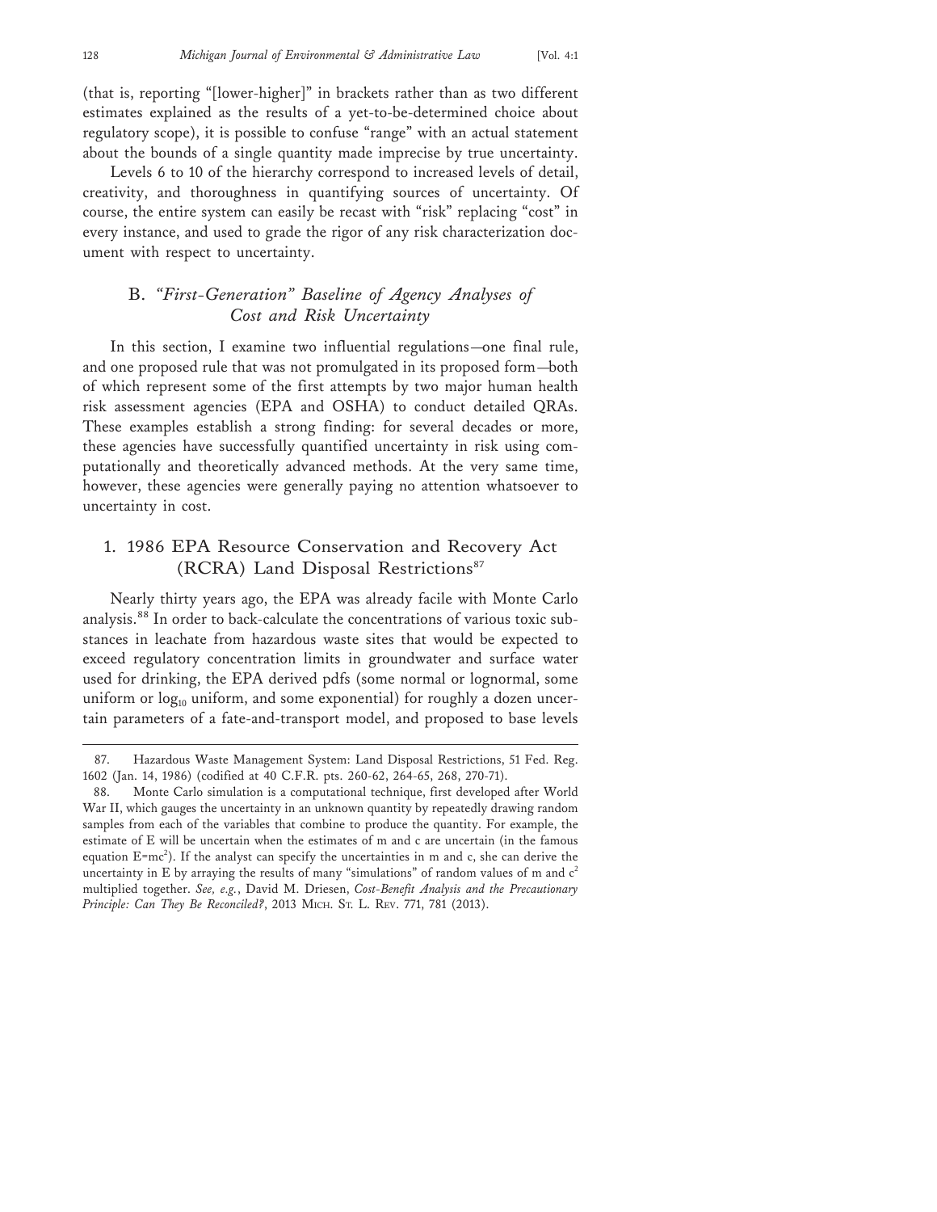(that is, reporting "[lower-higher]" in brackets rather than as two different estimates explained as the results of a yet-to-be-determined choice about regulatory scope), it is possible to confuse "range" with an actual statement about the bounds of a single quantity made imprecise by true uncertainty.

Levels 6 to 10 of the hierarchy correspond to increased levels of detail, creativity, and thoroughness in quantifying sources of uncertainty. Of course, the entire system can easily be recast with "risk" replacing "cost" in every instance, and used to grade the rigor of any risk characterization document with respect to uncertainty.

## B. *"First-Generation" Baseline of Agency Analyses of Cost and Risk Uncertainty*

In this section, I examine two influential regulations—one final rule, and one proposed rule that was not promulgated in its proposed form—both of which represent some of the first attempts by two major human health risk assessment agencies (EPA and OSHA) to conduct detailed QRAs. These examples establish a strong finding: for several decades or more, these agencies have successfully quantified uncertainty in risk using computationally and theoretically advanced methods. At the very same time, however, these agencies were generally paying no attention whatsoever to uncertainty in cost.

### 1. 1986 EPA Resource Conservation and Recovery Act (RCRA) Land Disposal Restrictions[87]

Nearly thirty years ago, the EPA was already facile with Monte Carlo analysis.[88] In order to back-calculate the concentrations of various toxic substances in leachate from hazardous waste sites that would be expected to exceed regulatory concentration limits in groundwater and surface water used for drinking, the EPA derived pdfs (some normal or lognormal, some uniform or $\log_{10}$ uniform, and some exponential) for roughly a dozen uncertain parameters of a fate-and-transport model, and proposed to base levels

---

87. Hazardous Waste Management System: Land Disposal Restrictions, 51 Fed. Reg. 1602 (Jan. 14, 1986) (codified at 40 C.F.R. pts. 260-62, 264-65, 268, 270-71).

88. Monte Carlo simulation is a computational technique, first developed after World War II, which gauges the uncertainty in an unknown quantity by repeatedly drawing random samples from each of the variables that combine to produce the quantity. For example, the estimate of E will be uncertain when the estimates of m and c are uncertain (in the famous equation $E=mc^2$). If the analyst can specify the uncertainties in m and c, she can derive the uncertainty in E by arraying the results of many "simulations" of random values of m and $c^2$ multiplied together. *See, e.g.*, David M. Driesen, *Cost-Benefit Analysis and the Precautionary Principle: Can They Be Reconciled?*, 2013 MICH. ST. L. REV. 771, 781 (2013).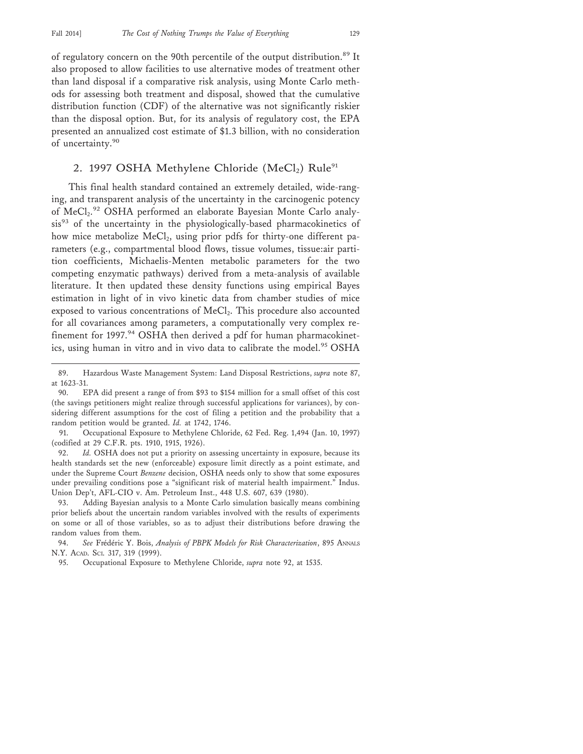of regulatory concern on the 90th percentile of the output distribution.[89] It also proposed to allow facilities to use alternative modes of treatment other than land disposal if a comparative risk analysis, using Monte Carlo methods for assessing both treatment and disposal, showed that the cumulative distribution function (CDF) of the alternative was not significantly riskier than the disposal option. But, for its analysis of regulatory cost, the EPA presented an annualized cost estimate of $1.3 billion, with no consideration of uncertainty.[90]

### 2. 1997 OSHA Methylene Chloride ($MeCl_2$) Rule[91]

This final health standard contained an extremely detailed, wide-ranging, and transparent analysis of the uncertainty in the carcinogenic potency of $MeCl_2$.[92] OSHA performed an elaborate Bayesian Monte Carlo analysis[93] of the uncertainty in the physiologically-based pharmacokinetics of how mice metabolize $MeCl_2$, using prior pdfs for thirty-one different parameters (e.g., compartmental blood flows, tissue volumes, tissue:air partition coefficients, Michaelis-Menten metabolic parameters for the two competing enzymatic pathways) derived from a meta-analysis of available literature. It then updated these density functions using empirical Bayes estimation in light of in vivo kinetic data from chamber studies of mice exposed to various concentrations of $MeCl_2$. This procedure also accounted for all covariances among parameters, a computationally very complex refinement for 1997.[94] OSHA then derived a pdf for human pharmacokinetics, using human in vitro and in vivo data to calibrate the model.[95] OSHA

---

89. Hazardous Waste Management System: Land Disposal Restrictions, *supra* note 87, at 1623-31.

90. EPA did present a range of from $93 to $154 million for a small offset of this cost (the savings petitioners might realize through successful applications for variances), by considering different assumptions for the cost of filing a petition and the probability that a random petition would be granted. *Id.* at 1742, 1746.

91. Occupational Exposure to Methylene Chloride, 62 Fed. Reg. 1,494 (Jan. 10, 1997) (codified at 29 C.F.R. pts. 1910, 1915, 1926).

92. *Id.* OSHA does not put a priority on assessing uncertainty in exposure, because its health standards set the new (enforceable) exposure limit directly as a point estimate, and under the Supreme Court *Benzene* decision, OSHA needs only to show that some exposures under prevailing conditions pose a "significant risk of material health impairment." Indus. Union Dep't, AFL-CIO v. Am. Petroleum Inst., 448 U.S. 607, 639 (1980).

93. Adding Bayesian analysis to a Monte Carlo simulation basically means combining prior beliefs about the uncertain random variables involved with the results of experiments on some or all of those variables, so as to adjust their distributions before drawing the random values from them.

94. *See* Frédéric Y. Bois, *Analysis of PBPK Models for Risk Characterization*, 895 ANNALS N.Y. ACAD. SCI. 317, 319 (1999).

95. Occupational Exposure to Methylene Chloride, *supra* note 92, at 1535.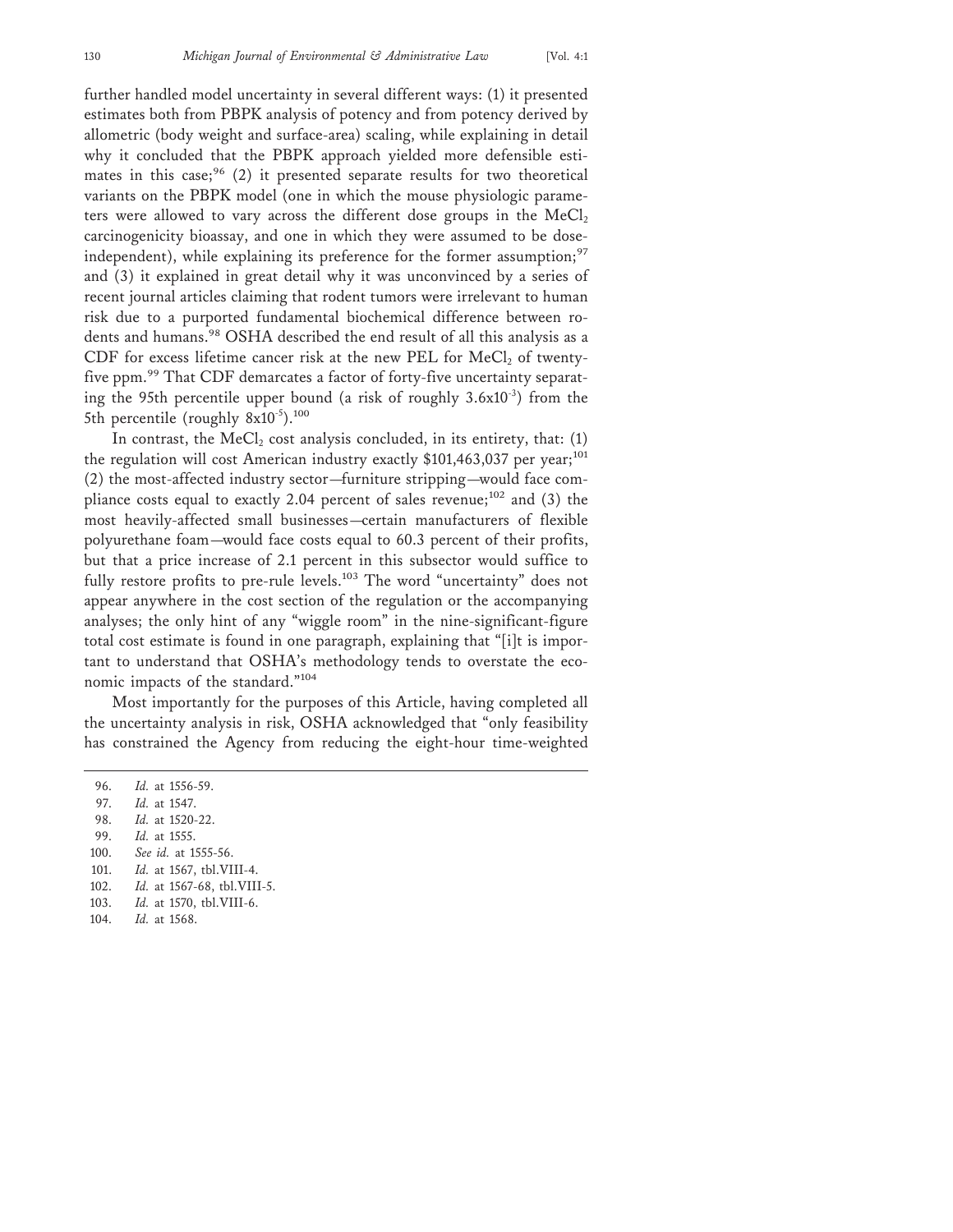further handled model uncertainty in several different ways: (1) it presented estimates both from PBPK analysis of potency and from potency derived by allometric (body weight and surface-area) scaling, while explaining in detail why it concluded that the PBPK approach yielded more defensible estimates in this case;[96] (2) it presented separate results for two theoretical variants on the PBPK model (one in which the mouse physiologic parameters were allowed to vary across the different dose groups in the $MeCl_2$ carcinogenicity bioassay, and one in which they were assumed to be dose-independent), while explaining its preference for the former assumption;[97] and (3) it explained in great detail why it was unconvinced by a series of recent journal articles claiming that rodent tumors were irrelevant to human risk due to a purported fundamental biochemical difference between rodents and humans.[98] OSHA described the end result of all this analysis as a CDF for excess lifetime cancer risk at the new PEL for $MeCl_2$ of twenty-five ppm.[99] That CDF demarcates a factor of forty-five uncertainty separating the 95th percentile upper bound (a risk of roughly $3.6 \times 10^{-3}$) from the 5th percentile (roughly $8 \times 10^{-5}$).[100]

In contrast, the $MeCl_2$ cost analysis concluded, in its entirety, that: (1) the regulation will cost American industry exactly $101,463,037 per year;[101] (2) the most-affected industry sector—furniture stripping—would face compliance costs equal to exactly 2.04 percent of sales revenue;[102] and (3) the most heavily-affected small businesses—certain manufacturers of flexible polyurethane foam—would face costs equal to 60.3 percent of their profits, but that a price increase of 2.1 percent in this subsector would suffice to fully restore profits to pre-rule levels.[103] The word "uncertainty" does not appear anywhere in the cost section of the regulation or the accompanying analyses; the only hint of any "wiggle room" in the nine-significant-figure total cost estimate is found in one paragraph, explaining that "[i]t is important to understand that OSHA's methodology tends to overstate the economic impacts of the standard."[104]

Most importantly for the purposes of this Article, having completed all the uncertainty analysis in risk, OSHA acknowledged that "only feasibility has constrained the Agency from reducing the eight-hour time-weighted

---

96. *Id.* at 1556-59.
97. *Id.* at 1547.
98. *Id.* at 1520-22.
99. *Id.* at 1555.
100. *See id.* at 1555-56.
101. *Id.* at 1567, tbl.VIII-4.
102. *Id.* at 1567-68, tbl.VIII-5.
103. *Id.* at 1570, tbl.VIII-6.
104. *Id.* at 1568.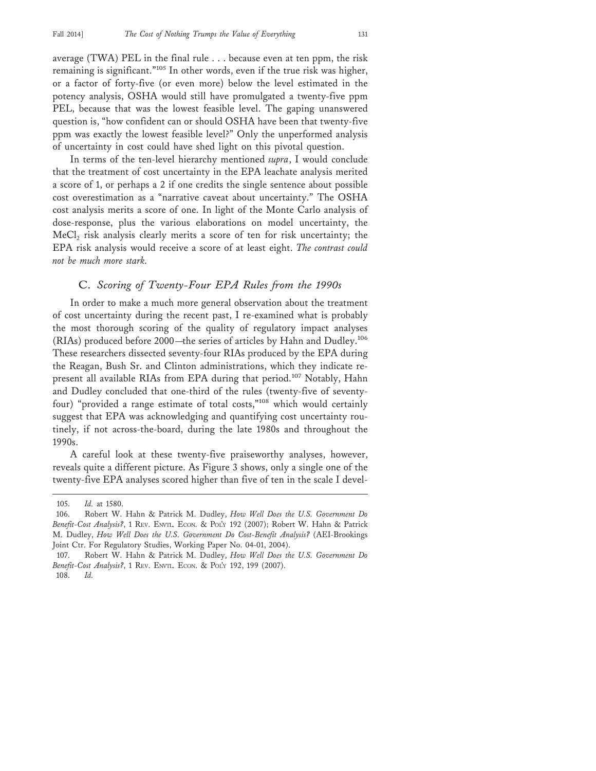average (TWA) PEL in the final rule . . . because even at ten ppm, the risk remaining is significant."[105] In other words, even if the true risk was higher, or a factor of forty-five (or even more) below the level estimated in the potency analysis, OSHA would still have promulgated a twenty-five ppm PEL, because that was the lowest feasible level. The gaping unanswered question is, "how confident can or should OSHA have been that twenty-five ppm was exactly the lowest feasible level?" Only the unperformed analysis of uncertainty in cost could have shed light on this pivotal question.

In terms of the ten-level hierarchy mentioned *supra*, I would conclude that the treatment of cost uncertainty in the EPA leachate analysis merited a score of 1, or perhaps a 2 if one credits the single sentence about possible cost overestimation as a "narrative caveat about uncertainty." The OSHA cost analysis merits a score of one. In light of the Monte Carlo analysis of dose-response, plus the various elaborations on model uncertainty, the $MeCl_2$ risk analysis clearly merits a score of ten for risk uncertainty; the EPA risk analysis would receive a score of at least eight. *The contrast could not be much more stark.*

### C. *Scoring of Twenty-Four EPA Rules from the 1990s*

In order to make a much more general observation about the treatment of cost uncertainty during the recent past, I re-examined what is probably the most thorough scoring of the quality of regulatory impact analyses (RIAs) produced before 2000—the series of articles by Hahn and Dudley.[106] These researchers dissected seventy-four RIAs produced by the EPA during the Reagan, Bush Sr. and Clinton administrations, which they indicate represent all available RIAs from EPA during that period.[107] Notably, Hahn and Dudley concluded that one-third of the rules (twenty-five of seventy-four) "provided a range estimate of total costs,"[108] which would certainly suggest that EPA was acknowledging and quantifying cost uncertainty routinely, if not across-the-board, during the late 1980s and throughout the 1990s.

A careful look at these twenty-five praiseworthy analyses, however, reveals quite a different picture. As Figure 3 shows, only a single one of the twenty-five EPA analyses scored higher than five of ten in the scale I devel-

---

105. *Id.* at 1580.

106. Robert W. Hahn & Patrick M. Dudley, *How Well Does the U.S. Government Do Benefit-Cost Analysis?*, 1 REV. ENVTL. ECON. & POL'Y 192 (2007); Robert W. Hahn & Patrick M. Dudley, *How Well Does the U.S. Government Do Cost-Benefit Analysis?* (AEI-Brookings Joint Ctr. For Regulatory Studies, Working Paper No. 04-01, 2004).

107. Robert W. Hahn & Patrick M. Dudley, *How Well Does the U.S. Government Do Benefit-Cost Analysis?*, 1 REV. ENVTL. ECON. & POL'Y 192, 199 (2007).

108. *Id.*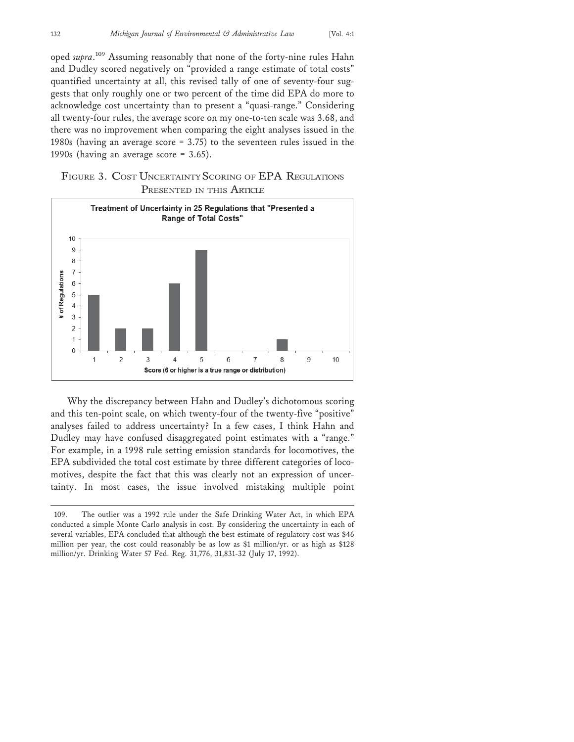oped *supra*.[109] Assuming reasonably that none of the forty-nine rules Hahn and Dudley scored negatively on "provided a range estimate of total costs" quantified uncertainty at all, this revised tally of one of seventy-four suggests that only roughly one or two percent of the time did EPA do more to acknowledge cost uncertainty than to present a "quasi-range." Considering all twenty-four rules, the average score on my one-to-ten scale was 3.68, and there was no improvement when comparing the eight analyses issued in the 1980s (having an average score = 3.75) to the seventeen rules issued in the 1990s (having an average score = 3.65).

FIGURE 3. COST UNCERTAINTY SCORING OF EPA REGULATIONS PRESENTED IN THIS ARTICLE

**Treatment of Uncertainty in 25 Regulations that "Presented a Range of Total Costs"**

| Score (6 or higher is a true range or distribution) | # of Regulations |
|---|---|
| 1 | 5 |
| 2 | 2 |
| 3 | 2 |
| 4 | 6 |
| 5 | 9 |
| 6 | 0 |
| 7 | 0 |
| 8 | 1 |
| 9 | 0 |
| 10 | 0 |

Why the discrepancy between Hahn and Dudley's dichotomous scoring and this ten-point scale, on which twenty-four of the twenty-five "positive" analyses failed to address uncertainty? In a few cases, I think Hahn and Dudley may have confused disaggregated point estimates with a "range." For example, in a 1998 rule setting emission standards for locomotives, the EPA subdivided the total cost estimate by three different categories of locomotives, despite the fact that this was clearly not an expression of uncertainty. In most cases, the issue involved mistaking multiple point

109. The outlier was a 1992 rule under the Safe Drinking Water Act, in which EPA conducted a simple Monte Carlo analysis in cost. By considering the uncertainty in each of several variables, EPA concluded that although the best estimate of regulatory cost was $46 million per year, the cost could reasonably be as low as $1 million/yr. or as high as $128 million/yr. Drinking Water 57 Fed. Reg. 31,776, 31,831-32 (July 17, 1992).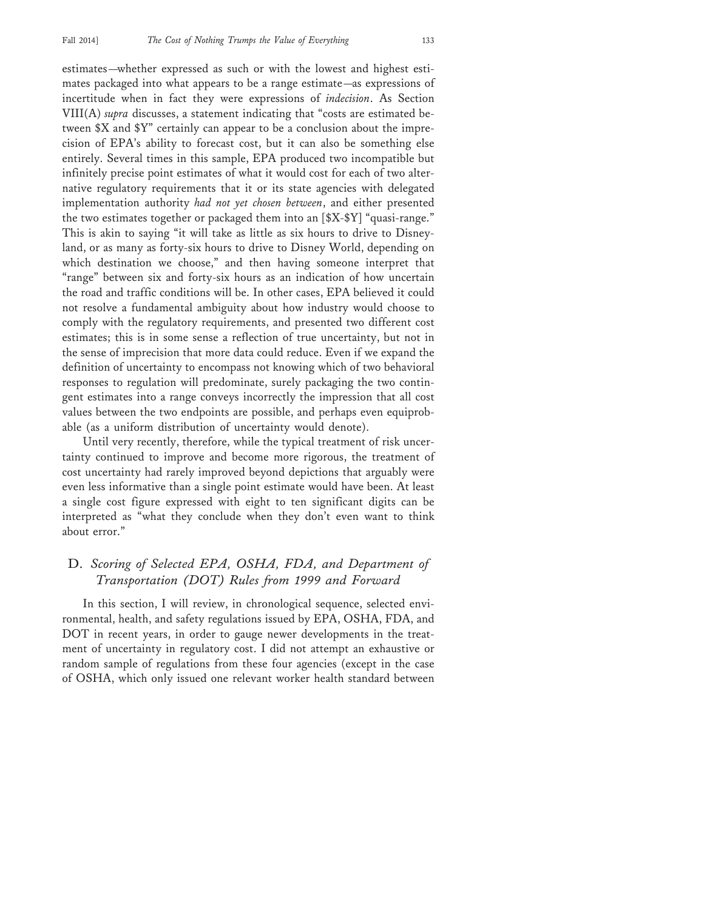estimates—whether expressed as such or with the lowest and highest estimates packaged into what appears to be a range estimate—as expressions of incertitude when in fact they were expressions of *indecision*. As Section VIII(A) *supra* discusses, a statement indicating that "costs are estimated between $X and $Y" certainly can appear to be a conclusion about the imprecision of EPA's ability to forecast cost, but it can also be something else entirely. Several times in this sample, EPA produced two incompatible but infinitely precise point estimates of what it would cost for each of two alternative regulatory requirements that it or its state agencies with delegated implementation authority *had not yet chosen between*, and either presented the two estimates together or packaged them into an [$X-$Y] "quasi-range." This is akin to saying "it will take as little as six hours to drive to Disneyland, or as many as forty-six hours to drive to Disney World, depending on which destination we choose," and then having someone interpret that "range" between six and forty-six hours as an indication of how uncertain the road and traffic conditions will be. In other cases, EPA believed it could not resolve a fundamental ambiguity about how industry would choose to comply with the regulatory requirements, and presented two different cost estimates; this is in some sense a reflection of true uncertainty, but not in the sense of imprecision that more data could reduce. Even if we expand the definition of uncertainty to encompass not knowing which of two behavioral responses to regulation will predominate, surely packaging the two contingent estimates into a range conveys incorrectly the impression that all cost values between the two endpoints are possible, and perhaps even equiprobable (as a uniform distribution of uncertainty would denote).

Until very recently, therefore, while the typical treatment of risk uncertainty continued to improve and become more rigorous, the treatment of cost uncertainty had rarely improved beyond depictions that arguably were even less informative than a single point estimate would have been. At least a single cost figure expressed with eight to ten significant digits can be interpreted as "what they conclude when they don't even want to think about error."

## D. *Scoring of Selected EPA, OSHA, FDA, and Department of Transportation (DOT) Rules from 1999 and Forward*

In this section, I will review, in chronological sequence, selected environmental, health, and safety regulations issued by EPA, OSHA, FDA, and DOT in recent years, in order to gauge newer developments in the treatment of uncertainty in regulatory cost. I did not attempt an exhaustive or random sample of regulations from these four agencies (except in the case of OSHA, which only issued one relevant worker health standard between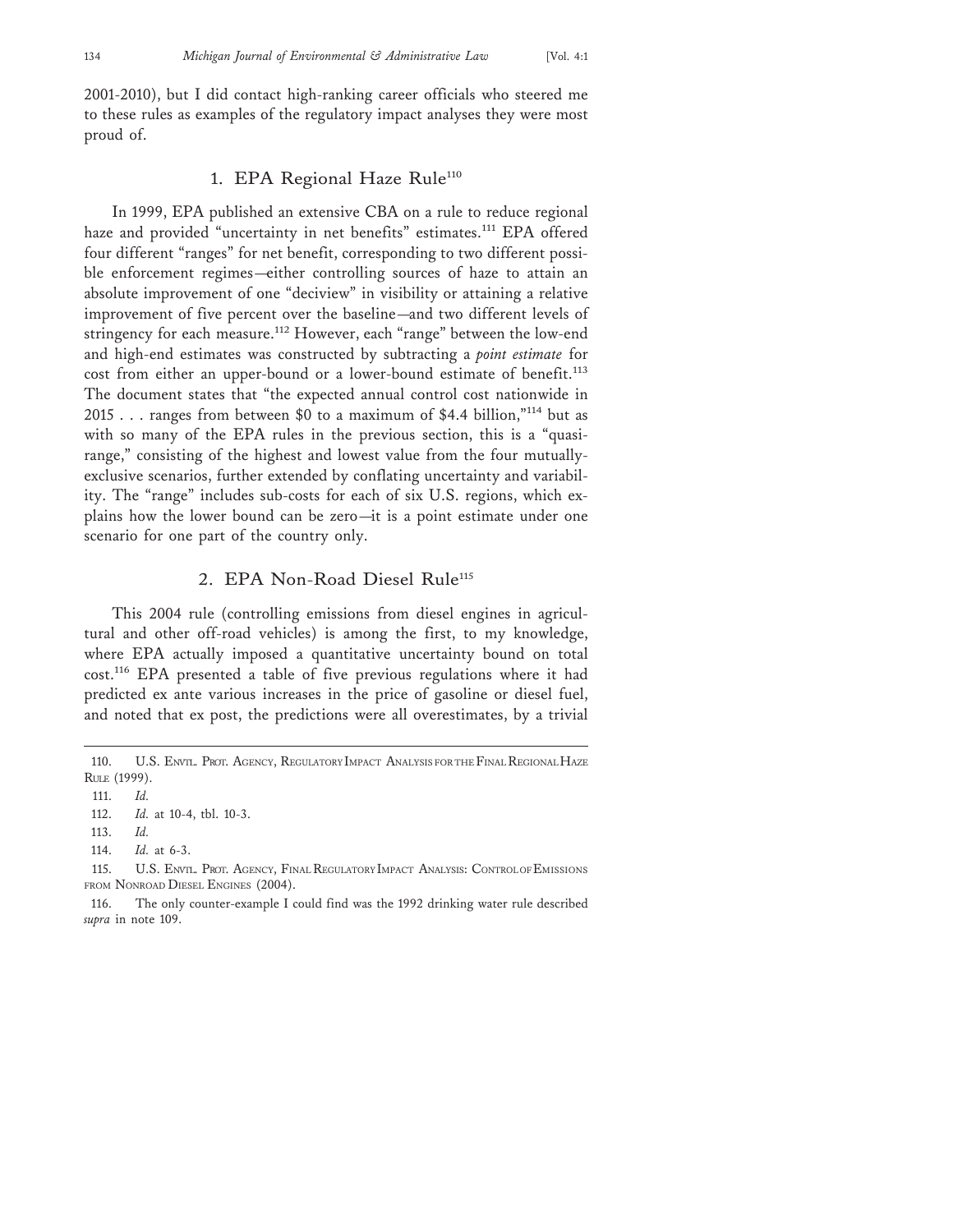2001-2010), but I did contact high-ranking career officials who steered me to these rules as examples of the regulatory impact analyses they were most proud of.

### 1. EPA Regional Haze Rule[110]

In 1999, EPA published an extensive CBA on a rule to reduce regional haze and provided "uncertainty in net benefits" estimates.[111] EPA offered four different "ranges" for net benefit, corresponding to two different possible enforcement regimes—either controlling sources of haze to attain an absolute improvement of one "deciview" in visibility or attaining a relative improvement of five percent over the baseline—and two different levels of stringency for each measure.[112] However, each "range" between the low-end and high-end estimates was constructed by subtracting a *point estimate* for cost from either an upper-bound or a lower-bound estimate of benefit.[113] The document states that "the expected annual control cost nationwide in 2015 . . . ranges from between $0 to a maximum of $4.4 billion,"[114] but as with so many of the EPA rules in the previous section, this is a "quasi-range," consisting of the highest and lowest value from the four mutually-exclusive scenarios, further extended by conflating uncertainty and variability. The "range" includes sub-costs for each of six U.S. regions, which explains how the lower bound can be zero—it is a point estimate under one scenario for one part of the country only.

### 2. EPA Non-Road Diesel Rule[115]

This 2004 rule (controlling emissions from diesel engines in agricultural and other off-road vehicles) is among the first, to my knowledge, where EPA actually imposed a quantitative uncertainty bound on total cost.[116] EPA presented a table of five previous regulations where it had predicted ex ante various increases in the price of gasoline or diesel fuel, and noted that ex post, the predictions were all overestimates, by a trivial

---

110. U.S. Envtl. Prot. Agency, Regulatory Impact Analysis for the Final Regional Haze Rule (1999).

111. *Id.*

112. *Id.* at 10-4, tbl. 10-3.

113. *Id.*

114. *Id.* at 6-3.

115. U.S. Envtl. Prot. Agency, Final Regulatory Impact Analysis: Control of Emissions from Nonroad Diesel Engines (2004).

116. The only counter-example I could find was the 1992 drinking water rule described *supra* in note 109.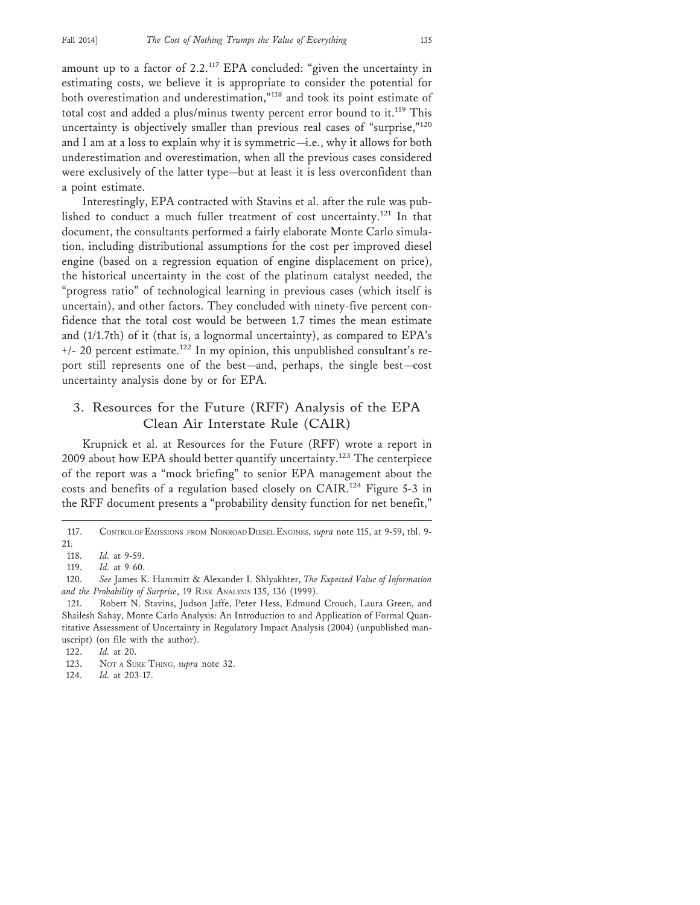amount up to a factor of 2.2.[117] EPA concluded: "given the uncertainty in estimating costs, we believe it is appropriate to consider the potential for both overestimation and underestimation,"[118] and took its point estimate of total cost and added a plus/minus twenty percent error bound to it.[119] This uncertainty is objectively smaller than previous real cases of "surprise,"[120] and I am at a loss to explain why it is symmetric—i.e., why it allows for both underestimation and overestimation, when all the previous cases considered were exclusively of the latter type—but at least it is less overconfident than a point estimate.

Interestingly, EPA contracted with Stavins et al. after the rule was published to conduct a much fuller treatment of cost uncertainty.[121] In that document, the consultants performed a fairly elaborate Monte Carlo simulation, including distributional assumptions for the cost per improved diesel engine (based on a regression equation of engine displacement on price), the historical uncertainty in the cost of the platinum catalyst needed, the "progress ratio" of technological learning in previous cases (which itself is uncertain), and other factors. They concluded with ninety-five percent confidence that the total cost would be between 1.7 times the mean estimate and (1/1.7th) of it (that is, a lognormal uncertainty), as compared to EPA's +/- 20 percent estimate.[122] In my opinion, this unpublished consultant's report still represents one of the best—and, perhaps, the single best—cost uncertainty analysis done by or for EPA.

### 3. Resources for the Future (RFF) Analysis of the EPA Clean Air Interstate Rule (CAIR)

Krupnick et al. at Resources for the Future (RFF) wrote a report in 2009 about how EPA should better quantify uncertainty.[123] The centerpiece of the report was a "mock briefing" to senior EPA management about the costs and benefits of a regulation based closely on CAIR.[124] Figure 5-3 in the RFF document presents a "probability density function for net benefit,"

---

117. Control of Emissions from Nonroad Diesel Engines, *supra* note 115, at 9-59, tbl. 9-21.

118. *Id.* at 9-59.

119. *Id.* at 9-60.

120. *See* James K. Hammitt & Alexander I. Shlyakhter, *The Expected Value of Information and the Probability of Surprise*, 19 Risk Analysis 135, 136 (1999).

121. Robert N. Stavins, Judson Jaffe, Peter Hess, Edmund Crouch, Laura Green, and Shailesh Sahay, Monte Carlo Analysis: An Introduction to and Application of Formal Quantitative Assessment of Uncertainty in Regulatory Impact Analysis (2004) (unpublished manuscript) (on file with the author).

122. *Id.* at 20.

123. Not a Sure Thing, *supra* note 32.

124. *Id.* at 203-17.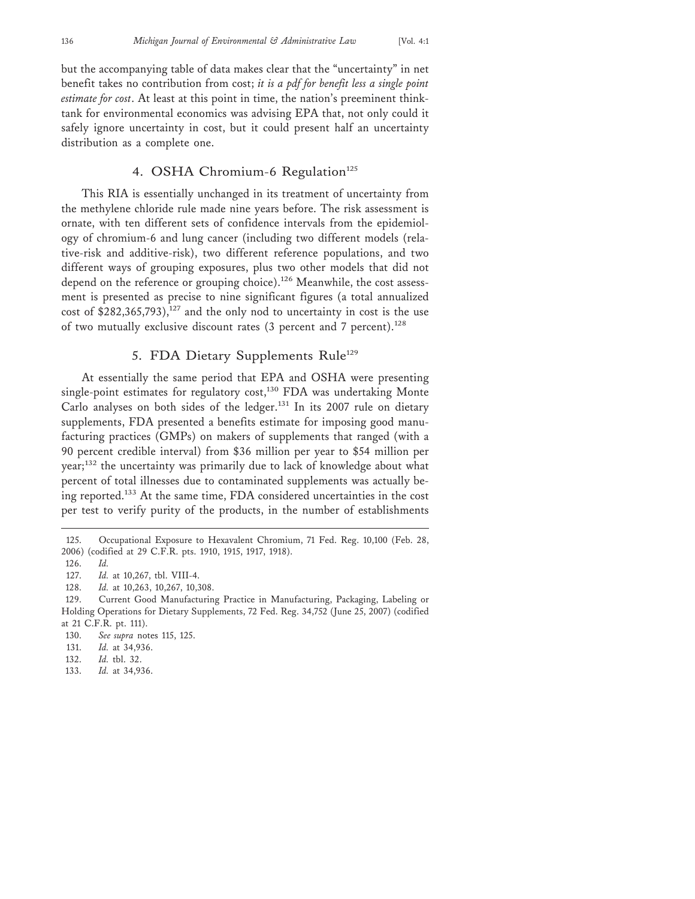but the accompanying table of data makes clear that the "uncertainty" in net benefit takes no contribution from cost; *it is a pdf for benefit less a single point estimate for cost*. At least at this point in time, the nation's preeminent think-tank for environmental economics was advising EPA that, not only could it safely ignore uncertainty in cost, but it could present half an uncertainty distribution as a complete one.

### 4. OSHA Chromium-6 Regulation[125]

This RIA is essentially unchanged in its treatment of uncertainty from the methylene chloride rule made nine years before. The risk assessment is ornate, with ten different sets of confidence intervals from the epidemiology of chromium-6 and lung cancer (including two different models (relative-risk and additive-risk), two different reference populations, and two different ways of grouping exposures, plus two other models that did not depend on the reference or grouping choice).[126] Meanwhile, the cost assessment is presented as precise to nine significant figures (a total annualized cost of $282,365,793),[127] and the only nod to uncertainty in cost is the use of two mutually exclusive discount rates (3 percent and 7 percent).[128]

### 5. FDA Dietary Supplements Rule[129]

At essentially the same period that EPA and OSHA were presenting single-point estimates for regulatory cost,[130] FDA was undertaking Monte Carlo analyses on both sides of the ledger.[131] In its 2007 rule on dietary supplements, FDA presented a benefits estimate for imposing good manufacturing practices (GMPs) on makers of supplements that ranged (with a 90 percent credible interval) from $36 million per year to $54 million per year;[132] the uncertainty was primarily due to lack of knowledge about what percent of total illnesses due to contaminated supplements was actually being reported.[133] At the same time, FDA considered uncertainties in the cost per test to verify purity of the products, in the number of establishments

---

125. Occupational Exposure to Hexavalent Chromium, 71 Fed. Reg. 10,100 (Feb. 28, 2006) (codified at 29 C.F.R. pts. 1910, 1915, 1917, 1918).

126. *Id.*

127. *Id.* at 10,267, tbl. VIII-4.

128. *Id.* at 10,263, 10,267, 10,308.

129. Current Good Manufacturing Practice in Manufacturing, Packaging, Labeling or Holding Operations for Dietary Supplements, 72 Fed. Reg. 34,752 (June 25, 2007) (codified at 21 C.F.R. pt. 111).

130. *See supra* notes 115, 125.

131. *Id.* at 34,936.

132. *Id.* tbl. 32.

133. *Id.* at 34,936.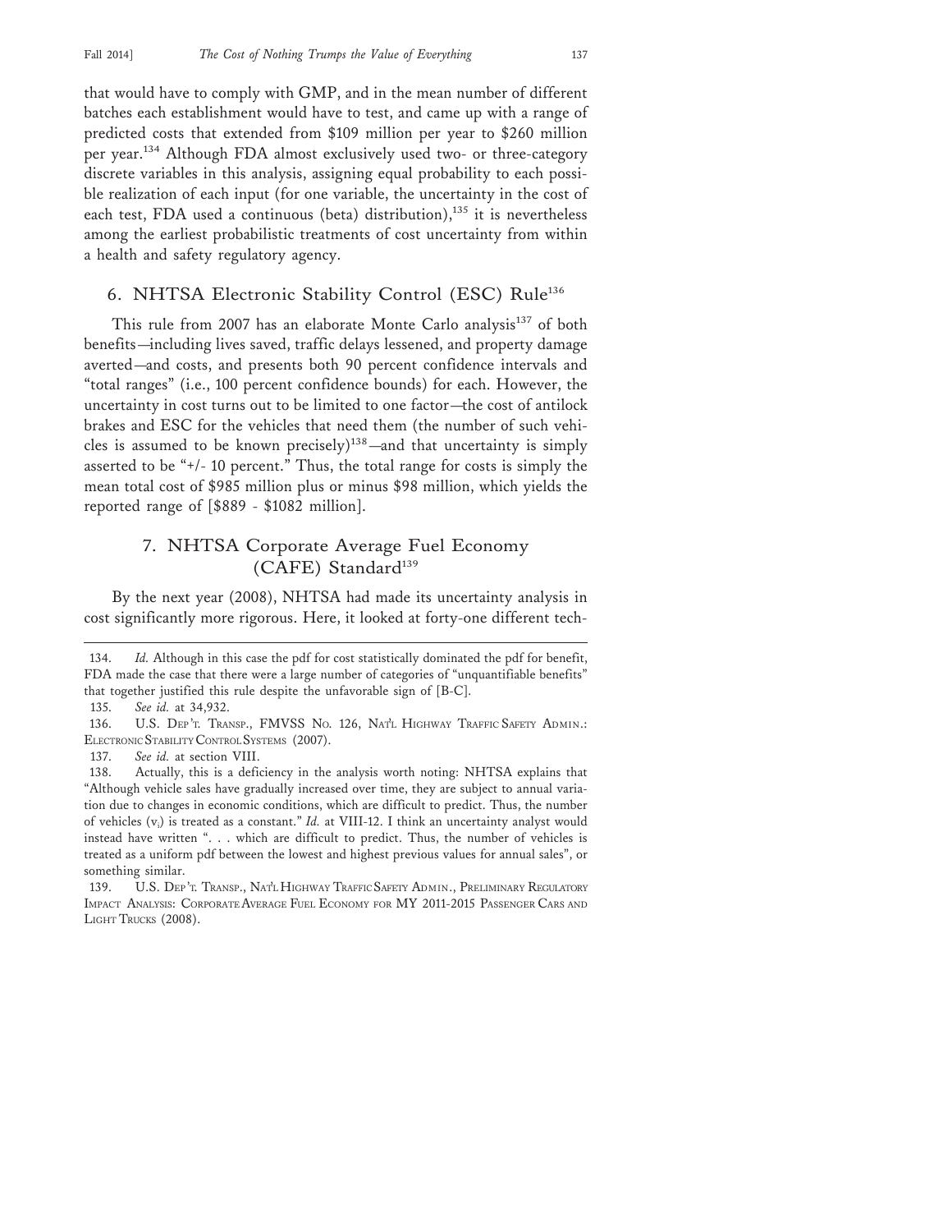that would have to comply with GMP, and in the mean number of different batches each establishment would have to test, and came up with a range of predicted costs that extended from $109 million per year to $260 million per year.[134] Although FDA almost exclusively used two- or three-category discrete variables in this analysis, assigning equal probability to each possible realization of each input (for one variable, the uncertainty in the cost of each test, FDA used a continuous (beta) distribution),[135] it is nevertheless among the earliest probabilistic treatments of cost uncertainty from within a health and safety regulatory agency.

### 6. NHTSA Electronic Stability Control (ESC) Rule[136]

This rule from 2007 has an elaborate Monte Carlo analysis[137] of both benefits—including lives saved, traffic delays lessened, and property damage averted—and costs, and presents both 90 percent confidence intervals and "total ranges" (i.e., 100 percent confidence bounds) for each. However, the uncertainty in cost turns out to be limited to one factor—the cost of antilock brakes and ESC for the vehicles that need them (the number of such vehicles is assumed to be known precisely)[138]—and that uncertainty is simply asserted to be "+/- 10 percent." Thus, the total range for costs is simply the mean total cost of $985 million plus or minus $98 million, which yields the reported range of [$889 - $1082 million].

### 7. NHTSA Corporate Average Fuel Economy (CAFE) Standard[139]

By the next year (2008), NHTSA had made its uncertainty analysis in cost significantly more rigorous. Here, it looked at forty-one different tech-

---

134. *Id.* Although in this case the pdf for cost statistically dominated the pdf for benefit, FDA made the case that there were a large number of categories of "unquantifiable benefits" that together justified this rule despite the unfavorable sign of [B-C].

135. *See id.* at 34,932.

136. U.S. Dep't. Transp., FMVSS No. 126, Nat'l Highway Traffic Safety Admin.: Electronic Stability Control Systems (2007).

137. *See id.* at section VIII.

138. Actually, this is a deficiency in the analysis worth noting: NHTSA explains that "Although vehicle sales have gradually increased over time, they are subject to annual variation due to changes in economic conditions, which are difficult to predict. Thus, the number of vehicles ($v_i$) is treated as a constant." *Id.* at VIII-12. I think an uncertainty analyst would instead have written ". . . which are difficult to predict. Thus, the number of vehicles is treated as a uniform pdf between the lowest and highest previous values for annual sales", or something similar.

139. U.S. Dep't. Transp., Nat'l Highway Traffic Safety Admin., Preliminary Regulatory Impact Analysis: Corporate Average Fuel Economy for MY 2011-2015 Passenger Cars and Light Trucks (2008).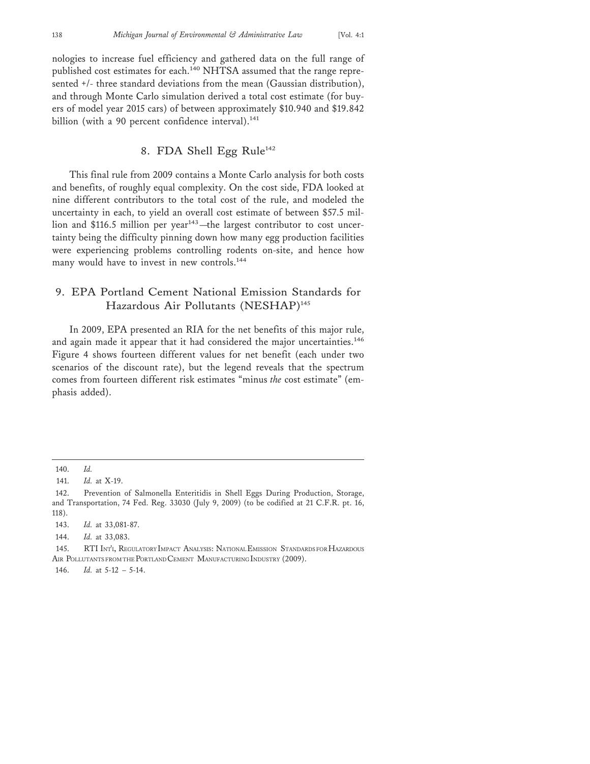nologies to increase fuel efficiency and gathered data on the full range of published cost estimates for each.[140] NHTSA assumed that the range represented +/- three standard deviations from the mean (Gaussian distribution), and through Monte Carlo simulation derived a total cost estimate (for buyers of model year 2015 cars) of between approximately $10.940 and $19.842 billion (with a 90 percent confidence interval).[141]

### 8. FDA Shell Egg Rule[142]

This final rule from 2009 contains a Monte Carlo analysis for both costs and benefits, of roughly equal complexity. On the cost side, FDA looked at nine different contributors to the total cost of the rule, and modeled the uncertainty in each, to yield an overall cost estimate of between $57.5 million and $116.5 million per year[143]—the largest contributor to cost uncertainty being the difficulty pinning down how many egg production facilities were experiencing problems controlling rodents on-site, and hence how many would have to invest in new controls.[144]

### 9. EPA Portland Cement National Emission Standards for Hazardous Air Pollutants (NESHAP)[145]

In 2009, EPA presented an RIA for the net benefits of this major rule, and again made it appear that it had considered the major uncertainties.[146] Figure 4 shows fourteen different values for net benefit (each under two scenarios of the discount rate), but the legend reveals that the spectrum comes from fourteen different risk estimates "minus *the* cost estimate" (emphasis added).

---

140. *Id.*

141. *Id.* at X-19.

142. Prevention of Salmonella Enteritidis in Shell Eggs During Production, Storage, and Transportation, 74 Fed. Reg. 33030 (July 9, 2009) (to be codified at 21 C.F.R. pt. 16, 118).

143. *Id.* at 33,081-87.

144. *Id.* at 33,083.

145. RTI Int'l, Regulatory Impact Analysis: National Emission Standards for Hazardous Air Pollutants from the Portland Cement Manufacturing Industry (2009).

146. *Id.* at 5-12 – 5-14.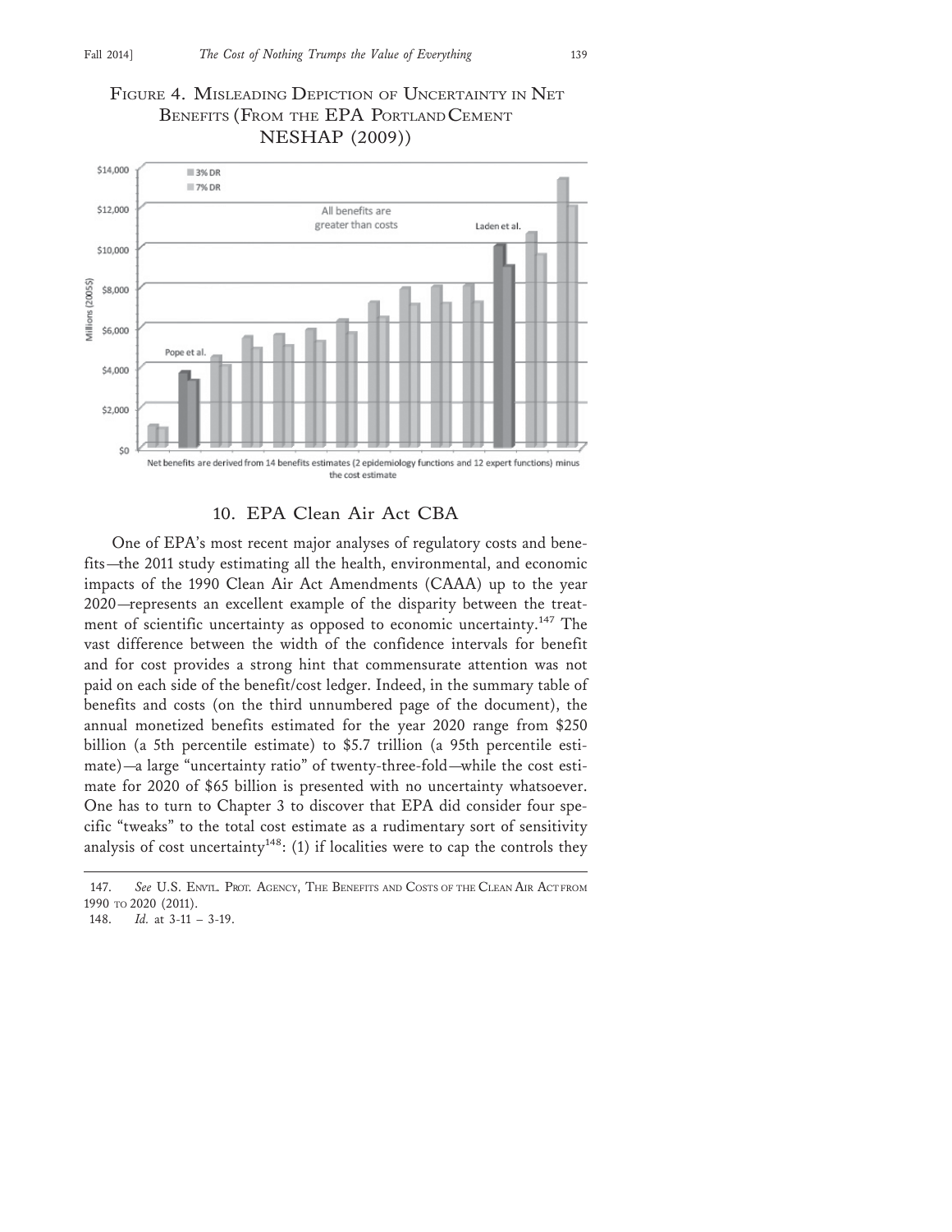FIGURE 4. MISLEADING DEPICTION OF UNCERTAINTY IN NET BENEFITS (FROM THE EPA PORTLAND CEMENT NESHAP (2009))

## 10. EPA Clean Air Act CBA

One of EPA's most recent major analyses of regulatory costs and benefits—the 2011 study estimating all the health, environmental, and economic impacts of the 1990 Clean Air Act Amendments (CAAA) up to the year 2020—represents an excellent example of the disparity between the treatment of scientific uncertainty as opposed to economic uncertainty.[147] The vast difference between the width of the confidence intervals for benefit and for cost provides a strong hint that commensurate attention was not paid on each side of the benefit/cost ledger. Indeed, in the summary table of benefits and costs (on the third unnumbered page of the document), the annual monetized benefits estimated for the year 2020 range from $250 billion (a 5th percentile estimate) to $5.7 trillion (a 95th percentile estimate)—a large "uncertainty ratio" of twenty-three-fold—while the cost estimate for 2020 of $65 billion is presented with no uncertainty whatsoever. One has to turn to Chapter 3 to discover that EPA did consider four specific "tweaks" to the total cost estimate as a rudimentary sort of sensitivity analysis of cost uncertainty[148]: (1) if localities were to cap the controls they

---

147. *See* U.S. ENVTL. PROT. AGENCY, THE BENEFITS AND COSTS OF THE CLEAN AIR ACT FROM 1990 TO 2020 (2011).

148. *Id.* at 3-11 – 3-19.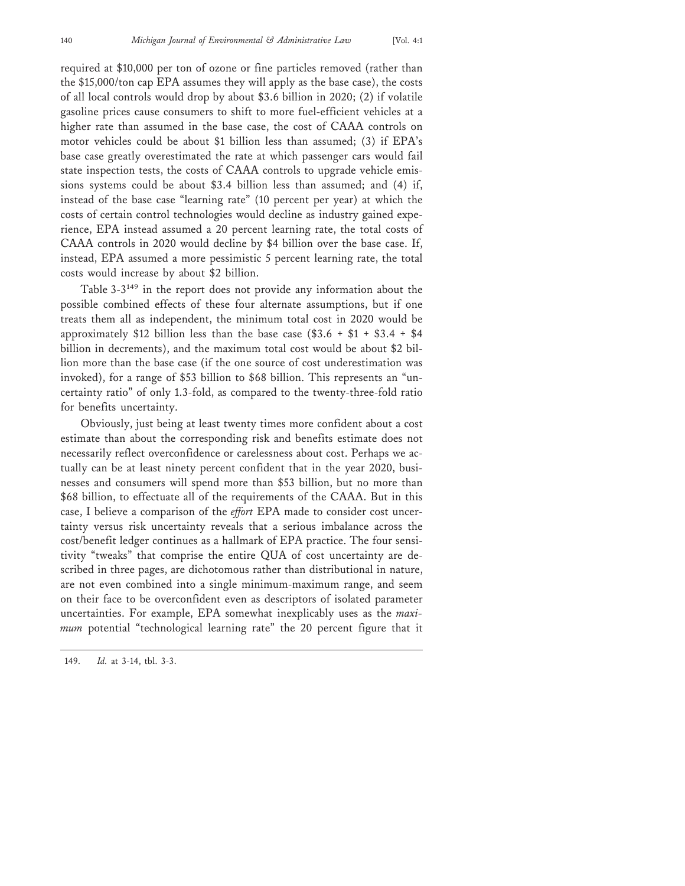required at $10,000 per ton of ozone or fine particles removed (rather than the $15,000/ton cap EPA assumes they will apply as the base case), the costs of all local controls would drop by about $3.6 billion in 2020; (2) if volatile gasoline prices cause consumers to shift to more fuel-efficient vehicles at a higher rate than assumed in the base case, the cost of CAAA controls on motor vehicles could be about $1 billion less than assumed; (3) if EPA's base case greatly overestimated the rate at which passenger cars would fail state inspection tests, the costs of CAAA controls to upgrade vehicle emissions systems could be about $3.4 billion less than assumed; and (4) if, instead of the base case "learning rate" (10 percent per year) at which the costs of certain control technologies would decline as industry gained experience, EPA instead assumed a 20 percent learning rate, the total costs of CAAA controls in 2020 would decline by $4 billion over the base case. If, instead, EPA assumed a more pessimistic 5 percent learning rate, the total costs would increase by about $2 billion.

Table 3-3[149] in the report does not provide any information about the possible combined effects of these four alternate assumptions, but if one treats them all as independent, the minimum total cost in 2020 would be approximately $12 billion less than the base case ($3.6 + $1 + $3.4 + $4 billion in decrements), and the maximum total cost would be about $2 billion more than the base case (if the one source of cost underestimation was invoked), for a range of $53 billion to $68 billion. This represents an "uncertainty ratio" of only 1.3-fold, as compared to the twenty-three-fold ratio for benefits uncertainty.

Obviously, just being at least twenty times more confident about a cost estimate than about the corresponding risk and benefits estimate does not necessarily reflect overconfidence or carelessness about cost. Perhaps we actually can be at least ninety percent confident that in the year 2020, businesses and consumers will spend more than $53 billion, but no more than $68 billion, to effectuate all of the requirements of the CAAA. But in this case, I believe a comparison of the *effort* EPA made to consider cost uncertainty versus risk uncertainty reveals that a serious imbalance across the cost/benefit ledger continues as a hallmark of EPA practice. The four sensitivity "tweaks" that comprise the entire QUA of cost uncertainty are described in three pages, are dichotomous rather than distributional in nature, are not even combined into a single minimum-maximum range, and seem on their face to be overconfident even as descriptors of isolated parameter uncertainties. For example, EPA somewhat inexplicably uses as the *maximum* potential "technological learning rate" the 20 percent figure that it

149. *Id.* at 3-14, tbl. 3-3.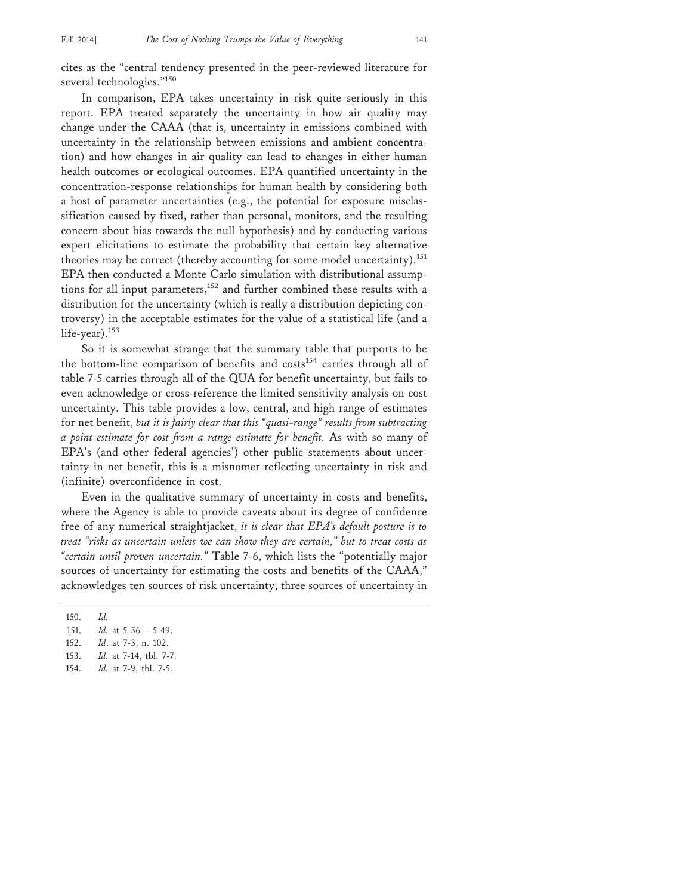cites as the "central tendency presented in the peer-reviewed literature for several technologies."[150]

In comparison, EPA takes uncertainty in risk quite seriously in this report. EPA treated separately the uncertainty in how air quality may change under the CAAA (that is, uncertainty in emissions combined with uncertainty in the relationship between emissions and ambient concentration) and how changes in air quality can lead to changes in either human health outcomes or ecological outcomes. EPA quantified uncertainty in the concentration-response relationships for human health by considering both a host of parameter uncertainties (e.g., the potential for exposure misclassification caused by fixed, rather than personal, monitors, and the resulting concern about bias towards the null hypothesis) and by conducting various expert elicitations to estimate the probability that certain key alternative theories may be correct (thereby accounting for some model uncertainty).[151] EPA then conducted a Monte Carlo simulation with distributional assumptions for all input parameters,[152] and further combined these results with a distribution for the uncertainty (which is really a distribution depicting controversy) in the acceptable estimates for the value of a statistical life (and a life-year).[153]

So it is somewhat strange that the summary table that purports to be the bottom-line comparison of benefits and costs[154] carries through all of table 7-5 carries through all of the QUA for benefit uncertainty, but fails to even acknowledge or cross-reference the limited sensitivity analysis on cost uncertainty. This table provides a low, central, and high range of estimates for net benefit, *but it is fairly clear that this "quasi-range" results from subtracting a point estimate for cost from a range estimate for benefit*. As with so many of EPA's (and other federal agencies') other public statements about uncertainty in net benefit, this is a misnomer reflecting uncertainty in risk and (infinite) overconfidence in cost.

Even in the qualitative summary of uncertainty in costs and benefits, where the Agency is able to provide caveats about its degree of confidence free of any numerical straightjacket, *it is clear that EPA's default posture is to treat "risks as uncertain unless we can show they are certain," but to treat costs as "certain until proven uncertain."* Table 7-6, which lists the "potentially major sources of uncertainty for estimating the costs and benefits of the CAAA," acknowledges ten sources of risk uncertainty, three sources of uncertainty in

---

150. *Id.*
151. *Id.* at 5-36 – 5-49.
152. *Id*. at 7-3, n. 102.
153. *Id.* at 7-14, tbl. 7-7.
154. *Id.* at 7-9, tbl. 7-5.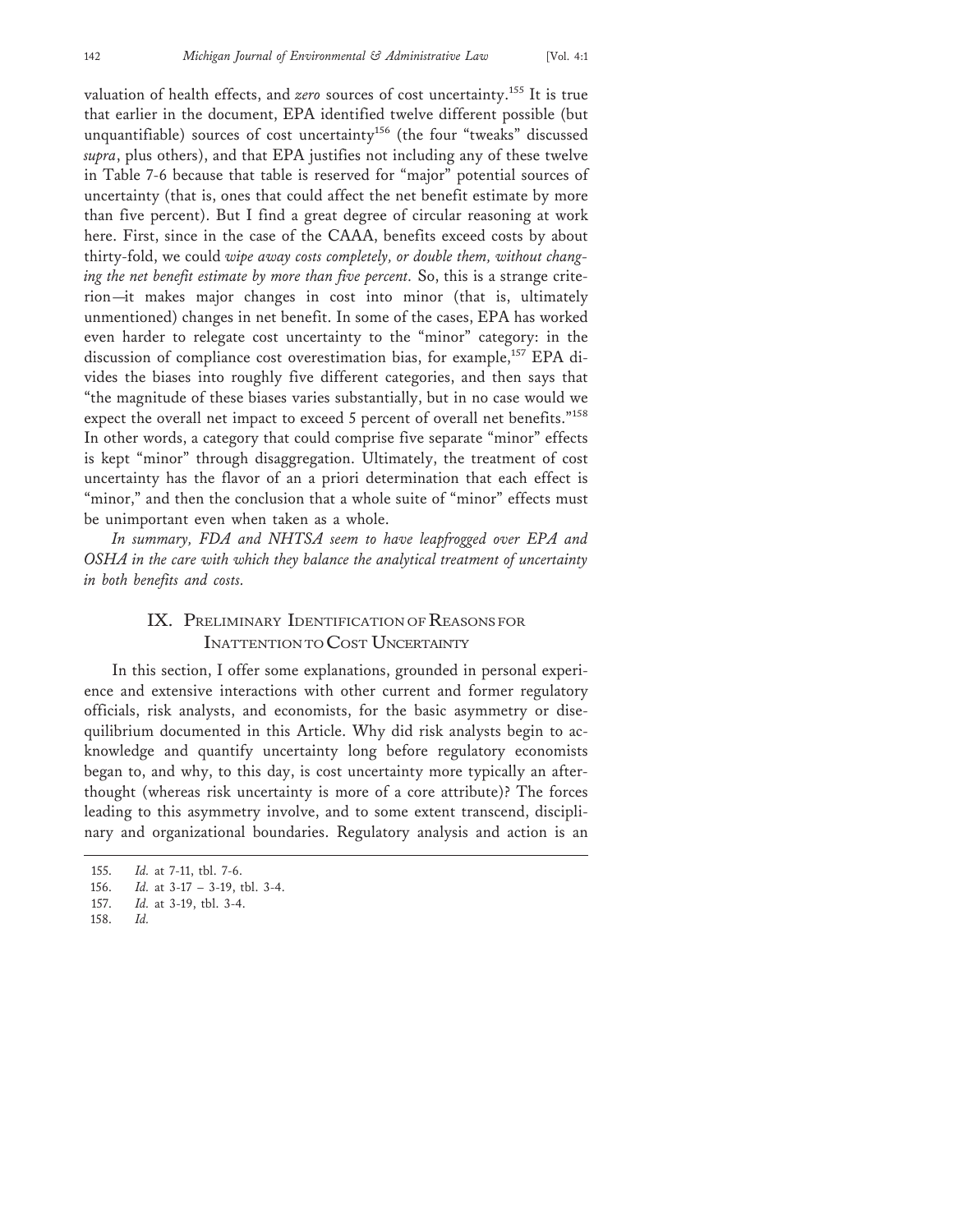valuation of health effects, and *zero* sources of cost uncertainty.[155] It is true that earlier in the document, EPA identified twelve different possible (but unquantifiable) sources of cost uncertainty[156] (the four "tweaks" discussed *supra*, plus others), and that EPA justifies not including any of these twelve in Table 7-6 because that table is reserved for "major" potential sources of uncertainty (that is, ones that could affect the net benefit estimate by more than five percent). But I find a great degree of circular reasoning at work here. First, since in the case of the CAAA, benefits exceed costs by about thirty-fold, we could *wipe away costs completely, or double them, without changing the net benefit estimate by more than five percent*. So, this is a strange criterion—it makes major changes in cost into minor (that is, ultimately unmentioned) changes in net benefit. In some of the cases, EPA has worked even harder to relegate cost uncertainty to the "minor" category: in the discussion of compliance cost overestimation bias, for example,[157] EPA divides the biases into roughly five different categories, and then says that "the magnitude of these biases varies substantially, but in no case would we expect the overall net impact to exceed 5 percent of overall net benefits."[158] In other words, a category that could comprise five separate "minor" effects is kept "minor" through disaggregation. Ultimately, the treatment of cost uncertainty has the flavor of an a priori determination that each effect is "minor," and then the conclusion that a whole suite of "minor" effects must be unimportant even when taken as a whole.

*In summary, FDA and NHTSA seem to have leapfrogged over EPA and OSHA in the care with which they balance the analytical treatment of uncertainty in both benefits and costs.*

## IX. Preliminary Identification of Reasons for Inattention to Cost Uncertainty

In this section, I offer some explanations, grounded in personal experience and extensive interactions with other current and former regulatory officials, risk analysts, and economists, for the basic asymmetry or disequilibrium documented in this Article. Why did risk analysts begin to acknowledge and quantify uncertainty long before regulatory economists began to, and why, to this day, is cost uncertainty more typically an afterthought (whereas risk uncertainty is more of a core attribute)? The forces leading to this asymmetry involve, and to some extent transcend, disciplinary and organizational boundaries. Regulatory analysis and action is an

155. *Id.* at 7-11, tbl. 7-6.

156. *Id.* at 3-17 – 3-19, tbl. 3-4.

157. *Id.* at 3-19, tbl. 3-4.

158. *Id.*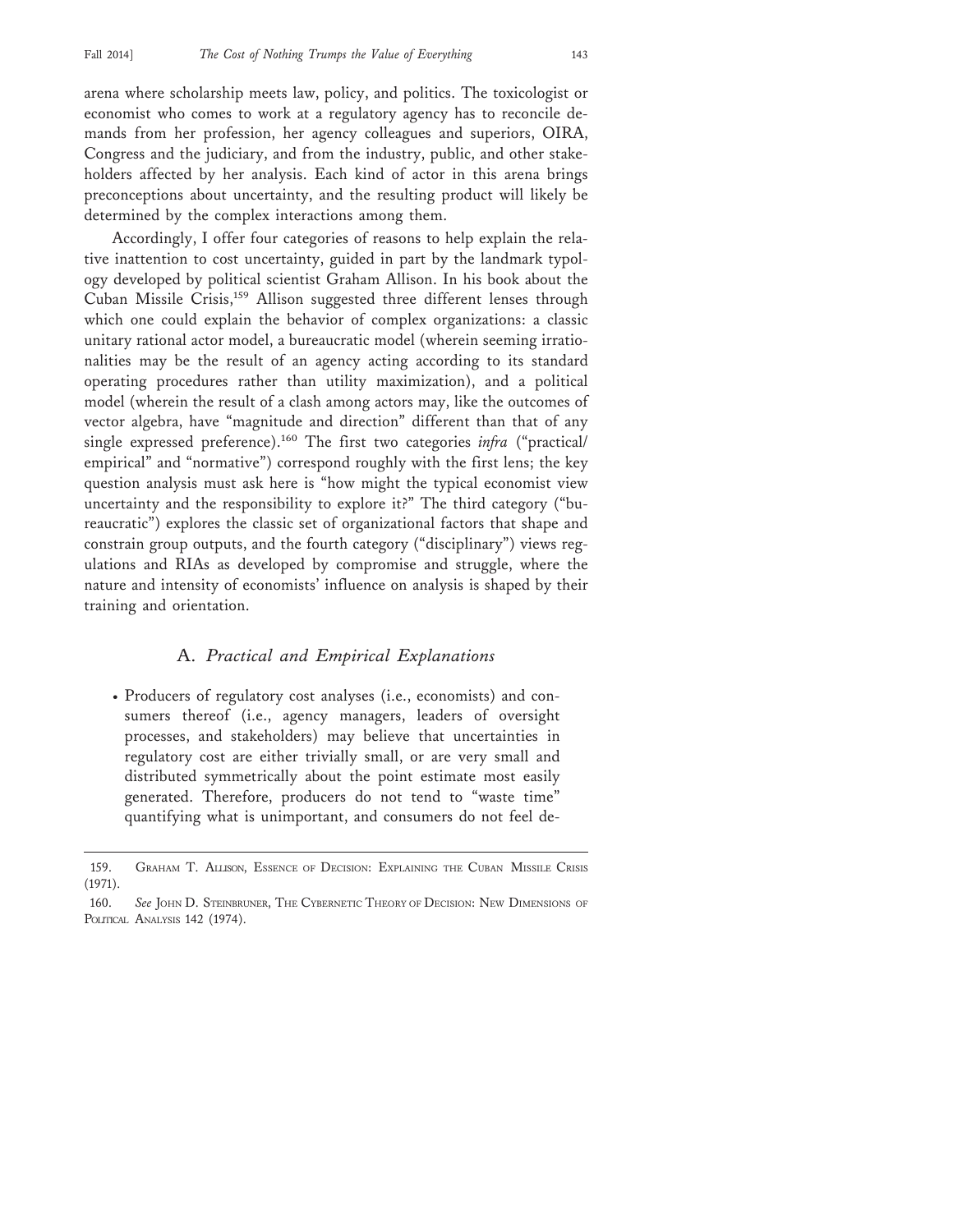arena where scholarship meets law, policy, and politics. The toxicologist or economist who comes to work at a regulatory agency has to reconcile demands from her profession, her agency colleagues and superiors, OIRA, Congress and the judiciary, and from the industry, public, and other stakeholders affected by her analysis. Each kind of actor in this arena brings preconceptions about uncertainty, and the resulting product will likely be determined by the complex interactions among them.

Accordingly, I offer four categories of reasons to help explain the relative inattention to cost uncertainty, guided in part by the landmark typology developed by political scientist Graham Allison. In his book about the Cuban Missile Crisis,[159] Allison suggested three different lenses through which one could explain the behavior of complex organizations: a classic unitary rational actor model, a bureaucratic model (wherein seeming irrationalities may be the result of an agency acting according to its standard operating procedures rather than utility maximization), and a political model (wherein the result of a clash among actors may, like the outcomes of vector algebra, have "magnitude and direction" different than that of any single expressed preference).[160] The first two categories *infra* ("practical/empirical" and "normative") correspond roughly with the first lens; the key question analysis must ask here is "how might the typical economist view uncertainty and the responsibility to explore it?" The third category ("bureaucratic") explores the classic set of organizational factors that shape and constrain group outputs, and the fourth category ("disciplinary") views regulations and RIAs as developed by compromise and struggle, where the nature and intensity of economists' influence on analysis is shaped by their training and orientation.

## A. *Practical and Empirical Explanations*

- Producers of regulatory cost analyses (i.e., economists) and consumers thereof (i.e., agency managers, leaders of oversight processes, and stakeholders) may believe that uncertainties in regulatory cost are either trivially small, or are very small and distributed symmetrically about the point estimate most easily generated. Therefore, producers do not tend to "waste time" quantifying what is unimportant, and consumers do not feel de-

---

159. Graham T. Allison, Essence of Decision: Explaining the Cuban Missile Crisis (1971).

160. *See* John D. Steinbruner, The Cybernetic Theory of Decision: New Dimensions of Political Analysis 142 (1974).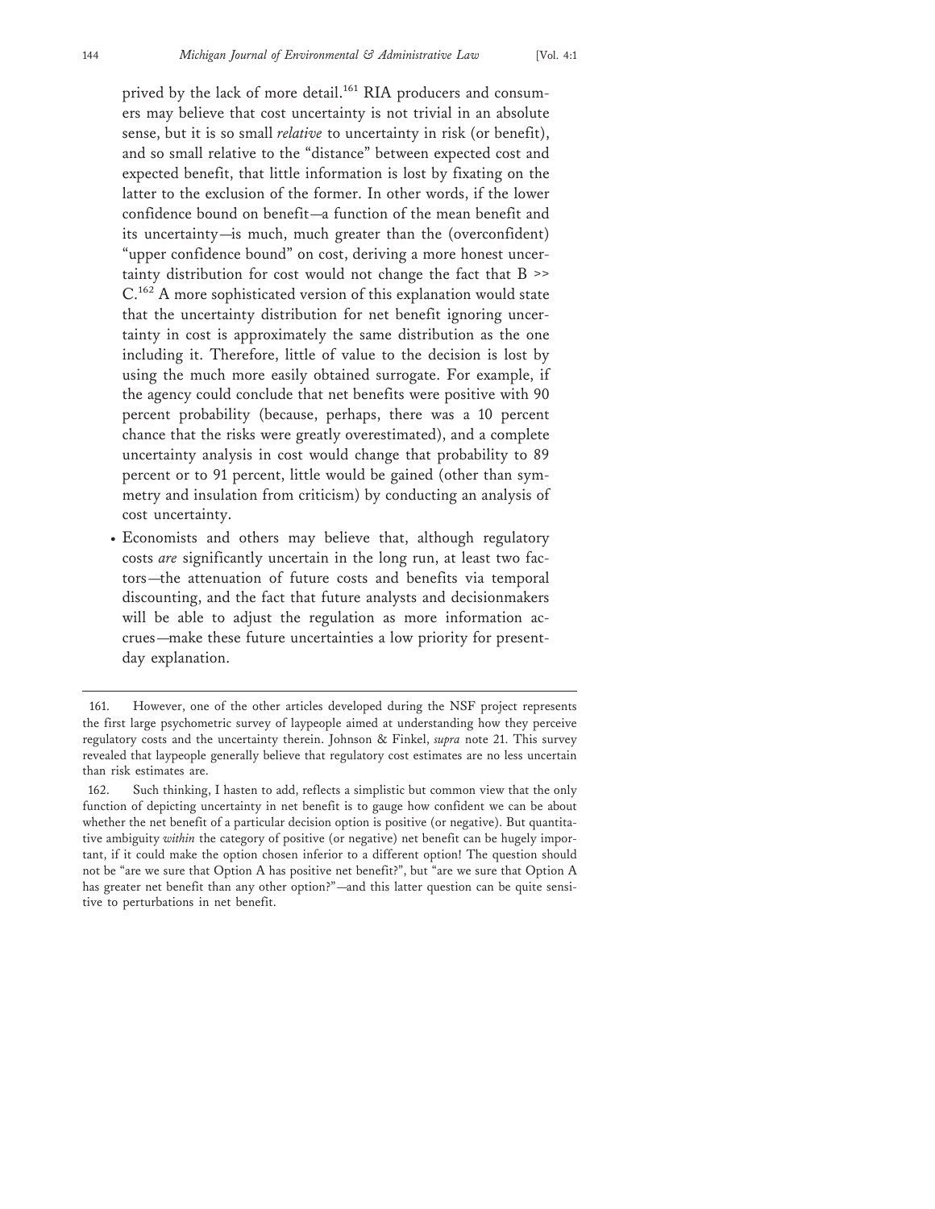prived by the lack of more detail.[161] RIA producers and consumers may believe that cost uncertainty is not trivial in an absolute sense, but it is so small *relative* to uncertainty in risk (or benefit), and so small relative to the "distance" between expected cost and expected benefit, that little information is lost by fixating on the latter to the exclusion of the former. In other words, if the lower confidence bound on benefit—a function of the mean benefit and its uncertainty—is much, much greater than the (overconfident) "upper confidence bound" on cost, deriving a more honest uncertainty distribution for cost would not change the fact that B >> C.[162] A more sophisticated version of this explanation would state that the uncertainty distribution for net benefit ignoring uncertainty in cost is approximately the same distribution as the one including it. Therefore, little of value to the decision is lost by using the much more easily obtained surrogate. For example, if the agency could conclude that net benefits were positive with 90 percent probability (because, perhaps, there was a 10 percent chance that the risks were greatly overestimated), and a complete uncertainty analysis in cost would change that probability to 89 percent or to 91 percent, little would be gained (other than symmetry and insulation from criticism) by conducting an analysis of cost uncertainty.

- Economists and others may believe that, although regulatory costs *are* significantly uncertain in the long run, at least two factors—the attenuation of future costs and benefits via temporal discounting, and the fact that future analysts and decisionmakers will be able to adjust the regulation as more information accrues—make these future uncertainties a low priority for present-day explanation.

---

161. However, one of the other articles developed during the NSF project represents the first large psychometric survey of laypeople aimed at understanding how they perceive regulatory costs and the uncertainty therein. Johnson & Finkel, *supra* note 21. This survey revealed that laypeople generally believe that regulatory cost estimates are no less uncertain than risk estimates are.

162. Such thinking, I hasten to add, reflects a simplistic but common view that the only function of depicting uncertainty in net benefit is to gauge how confident we can be about whether the net benefit of a particular decision option is positive (or negative). But quantitative ambiguity *within* the category of positive (or negative) net benefit can be hugely important, if it could make the option chosen inferior to a different option! The question should not be "are we sure that Option A has positive net benefit?", but "are we sure that Option A has greater net benefit than any other option?"—and this latter question can be quite sensitive to perturbations in net benefit.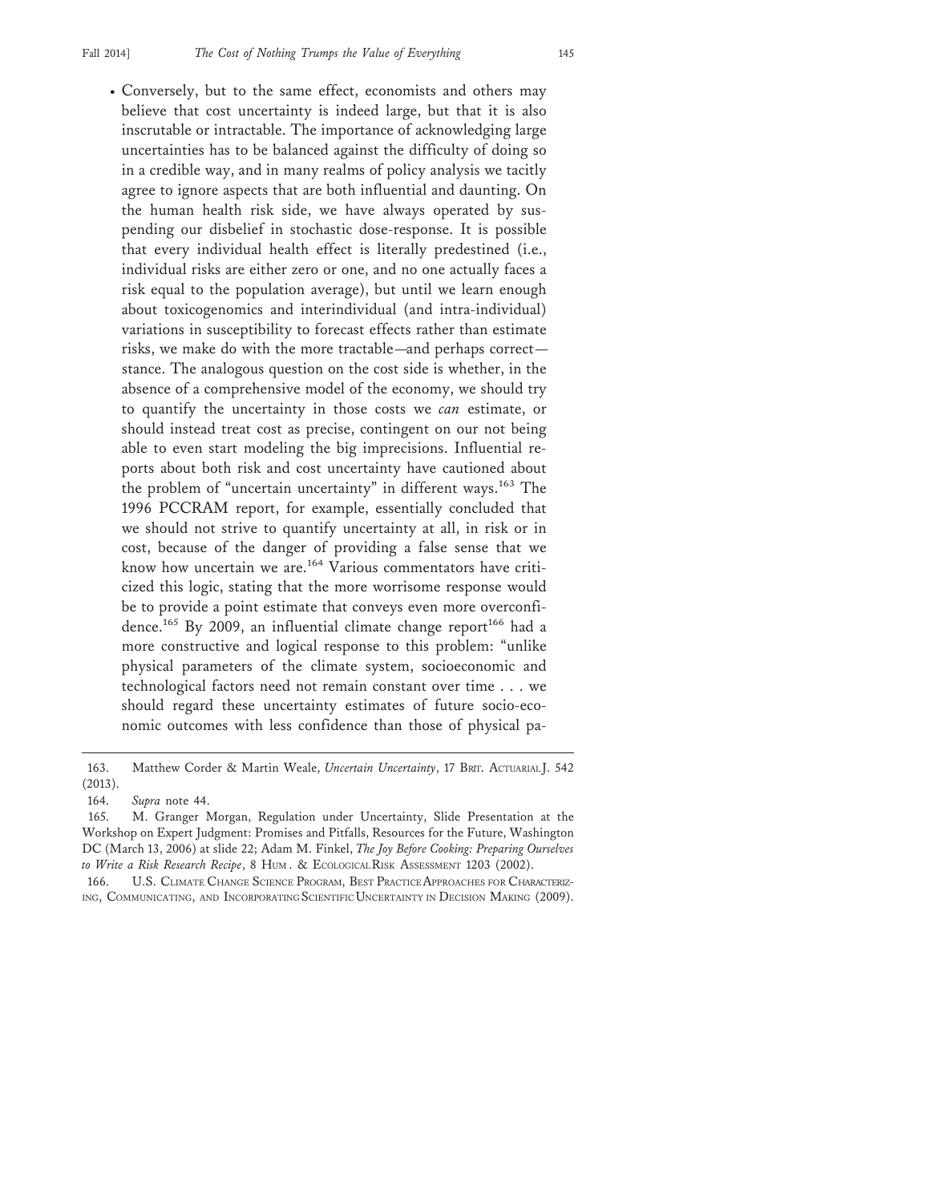- Conversely, but to the same effect, economists and others may believe that cost uncertainty is indeed large, but that it is also inscrutable or intractable. The importance of acknowledging large uncertainties has to be balanced against the difficulty of doing so in a credible way, and in many realms of policy analysis we tacitly agree to ignore aspects that are both influential and daunting. On the human health risk side, we have always operated by suspending our disbelief in stochastic dose-response. It is possible that every individual health effect is literally predestined (i.e., individual risks are either zero or one, and no one actually faces a risk equal to the population average), but until we learn enough about toxicogenomics and interindividual (and intra-individual) variations in susceptibility to forecast effects rather than estimate risks, we make do with the more tractable—and perhaps correct—stance. The analogous question on the cost side is whether, in the absence of a comprehensive model of the economy, we should try to quantify the uncertainty in those costs we *can* estimate, or should instead treat cost as precise, contingent on our not being able to even start modeling the big imprecisions. Influential reports about both risk and cost uncertainty have cautioned about the problem of "uncertain uncertainty" in different ways.[163] The 1996 PCCRAM report, for example, essentially concluded that we should not strive to quantify uncertainty at all, in risk or in cost, because of the danger of providing a false sense that we know how uncertain we are.[164] Various commentators have criticized this logic, stating that the more worrisome response would be to provide a point estimate that conveys even more overconfidence.[165] By 2009, an influential climate change report[166] had a more constructive and logical response to this problem: "unlike physical parameters of the climate system, socioeconomic and technological factors need not remain constant over time . . . we should regard these uncertainty estimates of future socio-economic outcomes with less confidence than those of physical pa-

---

163. Matthew Corder & Martin Weale, *Uncertain Uncertainty*, 17 BRIT. ACTUARIAL J. 542 (2013).

164. *Supra* note 44.

165. M. Granger Morgan, Regulation under Uncertainty, Slide Presentation at the Workshop on Expert Judgment: Promises and Pitfalls, Resources for the Future, Washington DC (March 13, 2006) at slide 22; Adam M. Finkel, *The Joy Before Cooking: Preparing Ourselves to Write a Risk Research Recipe*, 8 HUM. & ECOLOGICAL RISK ASSESSMENT 1203 (2002).

166. U.S. CLIMATE CHANGE SCIENCE PROGRAM, BEST PRACTICE APPROACHES FOR CHARACTERIZING, COMMUNICATING, AND INCORPORATING SCIENTIFIC UNCERTAINTY IN DECISION MAKING (2009).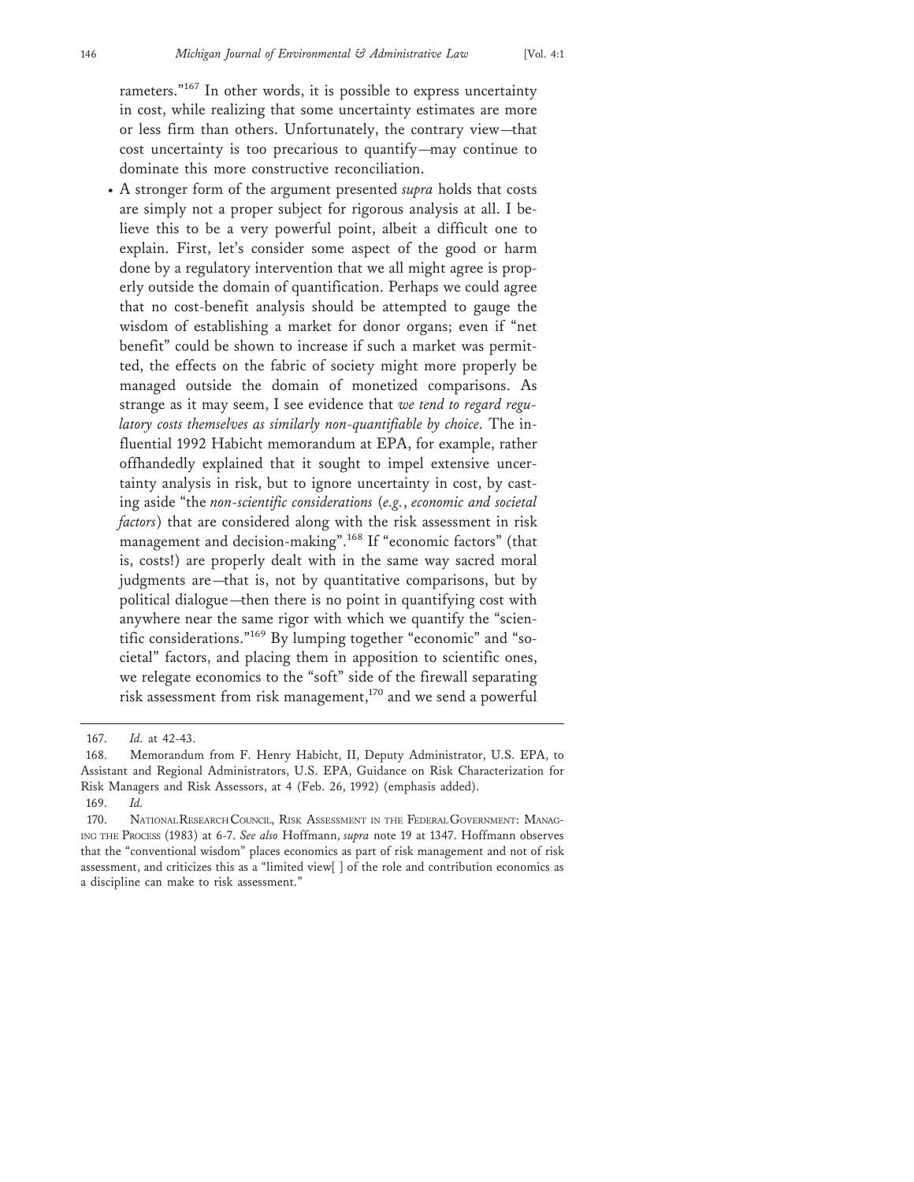rameters."[167] In other words, it is possible to express uncertainty in cost, while realizing that some uncertainty estimates are more or less firm than others. Unfortunately, the contrary view—that cost uncertainty is too precarious to quantify—may continue to dominate this more constructive reconciliation.

- A stronger form of the argument presented *supra* holds that costs are simply not a proper subject for rigorous analysis at all. I believe this to be a very powerful point, albeit a difficult one to explain. First, let's consider some aspect of the good or harm done by a regulatory intervention that we all might agree is properly outside the domain of quantification. Perhaps we could agree that no cost-benefit analysis should be attempted to gauge the wisdom of establishing a market for donor organs; even if "net benefit" could be shown to increase if such a market was permitted, the effects on the fabric of society might more properly be managed outside the domain of monetized comparisons. As strange as it may seem, I see evidence that *we tend to regard regulatory costs themselves as similarly non-quantifiable by choice*. The influential 1992 Habicht memorandum at EPA, for example, rather offhandedly explained that it sought to impel extensive uncertainty analysis in risk, but to ignore uncertainty in cost, by casting aside "the *non-scientific considerations* (*e.g.*, *economic and societal factors*) that are considered along with the risk assessment in risk management and decision-making".[168] If "economic factors" (that is, costs!) are properly dealt with in the same way sacred moral judgments are—that is, not by quantitative comparisons, but by political dialogue—then there is no point in quantifying cost with anywhere near the same rigor with which we quantify the "scientific considerations."[169] By lumping together "economic" and "societal" factors, and placing them in apposition to scientific ones, we relegate economics to the "soft" side of the firewall separating risk assessment from risk management,[170] and we send a powerful

---

167. *Id.* at 42-43.

168. Memorandum from F. Henry Habicht, II, Deputy Administrator, U.S. EPA, to Assistant and Regional Administrators, U.S. EPA, Guidance on Risk Characterization for Risk Managers and Risk Assessors, at 4 (Feb. 26, 1992) (emphasis added).

169. *Id.*

170. National Research Council, Risk Assessment in the Federal Government: Managing the Process (1983) at 6-7. *See also* Hoffmann, *supra* note 19 at 1347. Hoffmann observes that the "conventional wisdom" places economics as part of risk management and not of risk assessment, and criticizes this as a "limited view[ ] of the role and contribution economics as a discipline can make to risk assessment."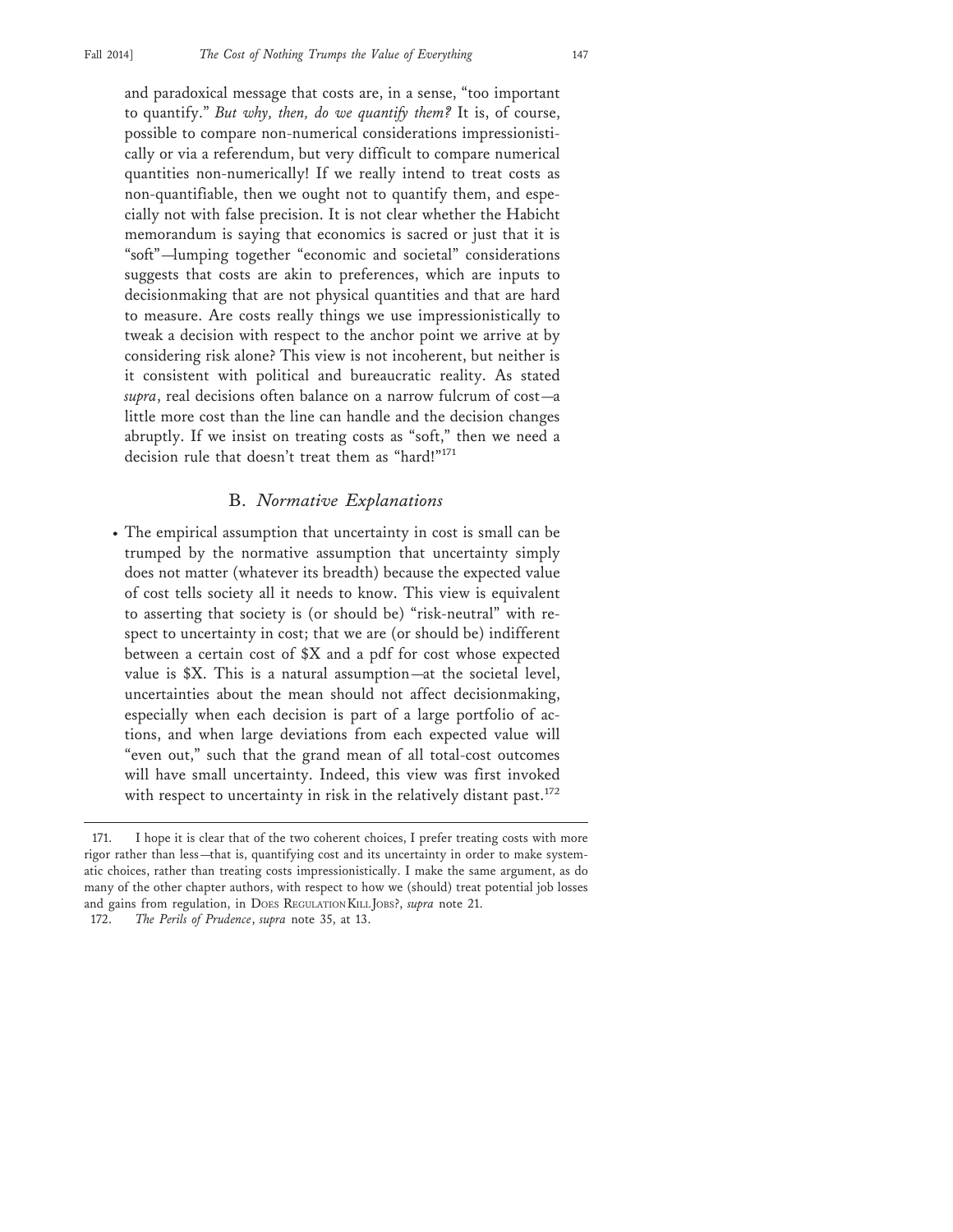and paradoxical message that costs are, in a sense, "too important to quantify." *But why, then, do we quantify them?* It is, of course, possible to compare non-numerical considerations impressionistically or via a referendum, but very difficult to compare numerical quantities non-numerically! If we really intend to treat costs as non-quantifiable, then we ought not to quantify them, and especially not with false precision. It is not clear whether the Habicht memorandum is saying that economics is sacred or just that it is "soft"—lumping together "economic and societal" considerations suggests that costs are akin to preferences, which are inputs to decisionmaking that are not physical quantities and that are hard to measure. Are costs really things we use impressionistically to tweak a decision with respect to the anchor point we arrive at by considering risk alone? This view is not incoherent, but neither is it consistent with political and bureaucratic reality. As stated *supra*, real decisions often balance on a narrow fulcrum of cost—a little more cost than the line can handle and the decision changes abruptly. If we insist on treating costs as "soft," then we need a decision rule that doesn't treat them as "hard!"[171]

## B. *Normative Explanations*

- The empirical assumption that uncertainty in cost is small can be trumped by the normative assumption that uncertainty simply does not matter (whatever its breadth) because the expected value of cost tells society all it needs to know. This view is equivalent to asserting that society is (or should be) "risk-neutral" with respect to uncertainty in cost; that we are (or should be) indifferent between a certain cost of $X and a pdf for cost whose expected value is $X. This is a natural assumption—at the societal level, uncertainties about the mean should not affect decisionmaking, especially when each decision is part of a large portfolio of actions, and when large deviations from each expected value will "even out," such that the grand mean of all total-cost outcomes will have small uncertainty. Indeed, this view was first invoked with respect to uncertainty in risk in the relatively distant past.[172]

---

171. I hope it is clear that of the two coherent choices, I prefer treating costs with more rigor rather than less—that is, quantifying cost and its uncertainty in order to make systematic choices, rather than treating costs impressionistically. I make the same argument, as do many of the other chapter authors, with respect to how we (should) treat potential job losses and gains from regulation, in DOES REGULATION KILL JOBS?, *supra* note 21.

172. *The Perils of Prudence*, *supra* note 35, at 13.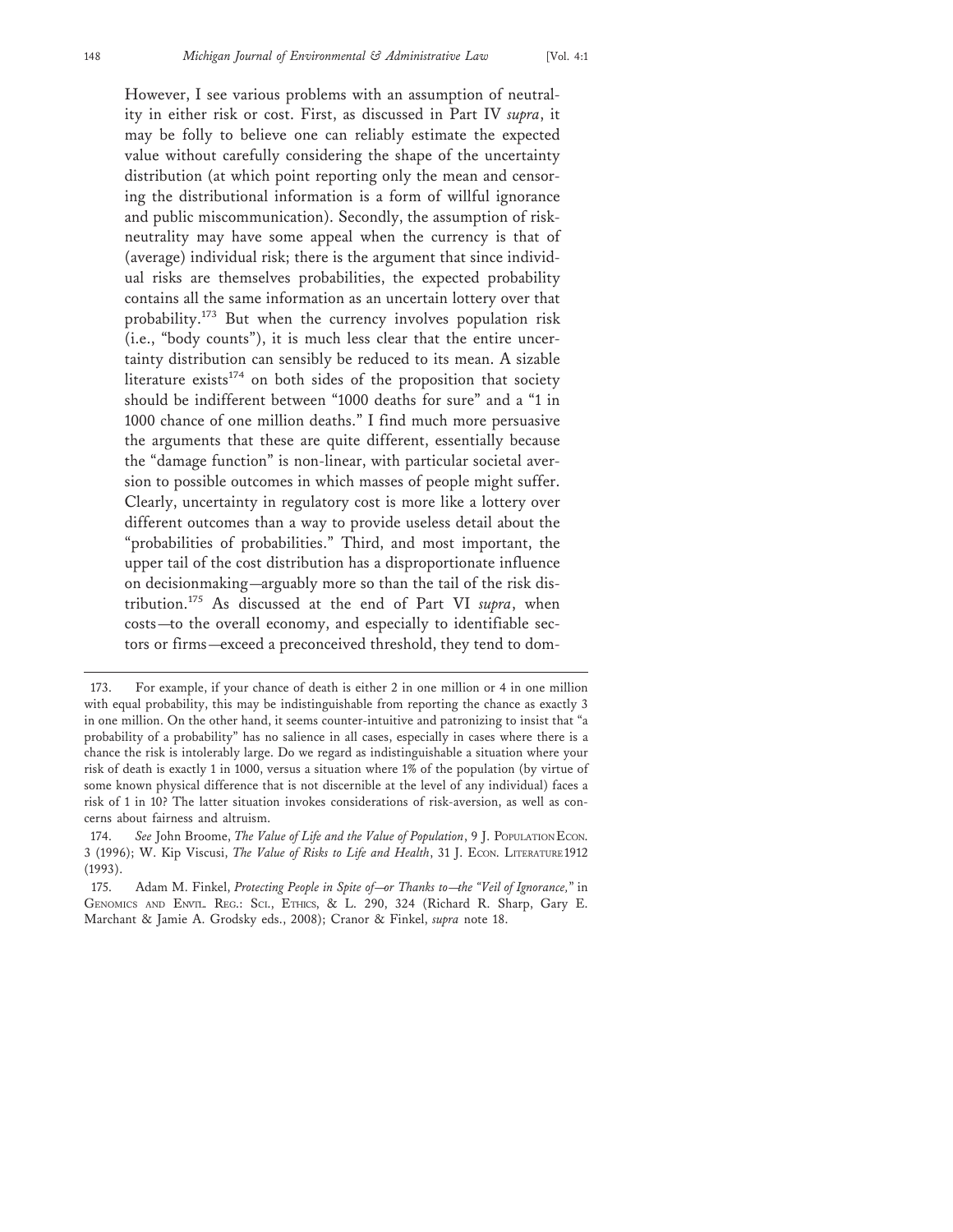However, I see various problems with an assumption of neutrality in either risk or cost. First, as discussed in Part IV *supra*, it may be folly to believe one can reliably estimate the expected value without carefully considering the shape of the uncertainty distribution (at which point reporting only the mean and censoring the distributional information is a form of willful ignorance and public miscommunication). Secondly, the assumption of risk-neutrality may have some appeal when the currency is that of (average) individual risk; there is the argument that since individual risks are themselves probabilities, the expected probability contains all the same information as an uncertain lottery over that probability.[173] But when the currency involves population risk (i.e., "body counts"), it is much less clear that the entire uncertainty distribution can sensibly be reduced to its mean. A sizable literature exists[174] on both sides of the proposition that society should be indifferent between "1000 deaths for sure" and a "1 in 1000 chance of one million deaths." I find much more persuasive the arguments that these are quite different, essentially because the "damage function" is non-linear, with particular societal aversion to possible outcomes in which masses of people might suffer. Clearly, uncertainty in regulatory cost is more like a lottery over different outcomes than a way to provide useless detail about the "probabilities of probabilities." Third, and most important, the upper tail of the cost distribution has a disproportionate influence on decisionmaking—arguably more so than the tail of the risk distribution.[175] As discussed at the end of Part VI *supra*, when costs—to the overall economy, and especially to identifiable sectors or firms—exceed a preconceived threshold, they tend to dom-

---

173. For example, if your chance of death is either 2 in one million or 4 in one million with equal probability, this may be indistinguishable from reporting the chance as exactly 3 in one million. On the other hand, it seems counter-intuitive and patronizing to insist that "a probability of a probability" has no salience in all cases, especially in cases where there is a chance the risk is intolerably large. Do we regard as indistinguishable a situation where your risk of death is exactly 1 in 1000, versus a situation where 1% of the population (by virtue of some known physical difference that is not discernible at the level of any individual) faces a risk of 1 in 10? The latter situation invokes considerations of risk-aversion, as well as concerns about fairness and altruism.

174. *See* John Broome, *The Value of Life and the Value of Population*, 9 J. POPULATION ECON. 3 (1996); W. Kip Viscusi, *The Value of Risks to Life and Health*, 31 J. ECON. LITERATURE 1912 (1993).

175. Adam M. Finkel, *Protecting People in Spite of—or Thanks to—the "Veil of Ignorance,"* in GENOMICS AND ENVTL. REG.: SCI., ETHICS, & L. 290, 324 (Richard R. Sharp, Gary E. Marchant & Jamie A. Grodsky eds., 2008); Cranor & Finkel, *supra* note 18.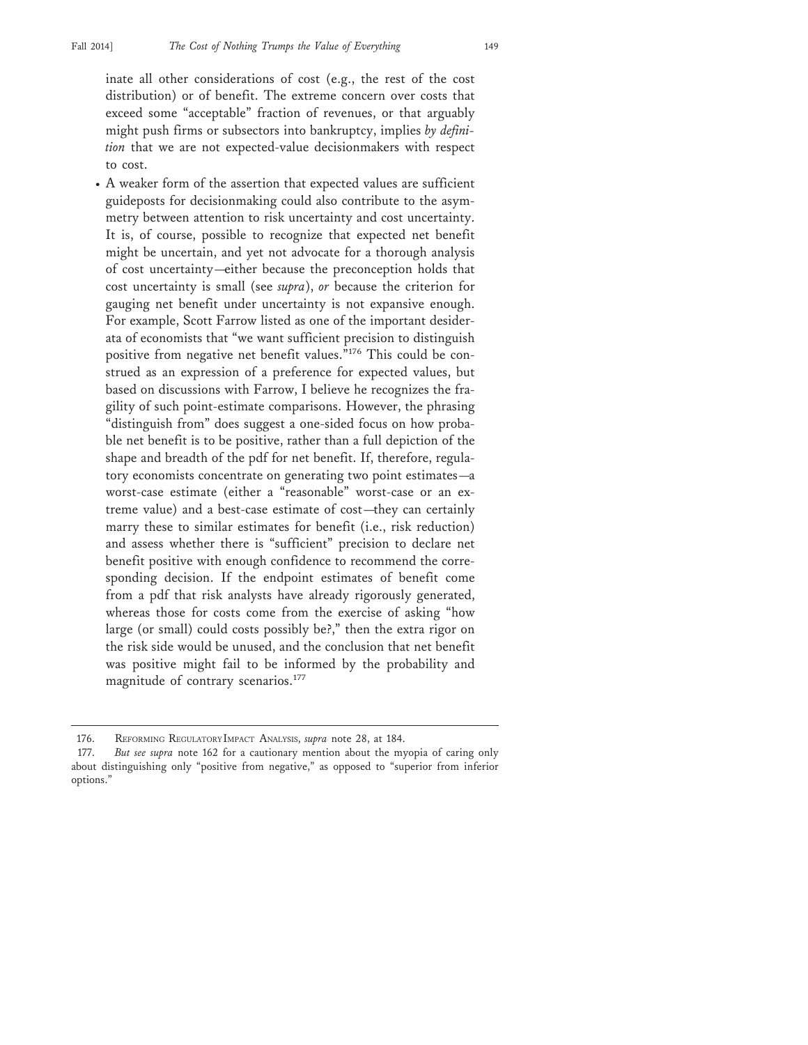inate all other considerations of cost (e.g., the rest of the cost distribution) or of benefit. The extreme concern over costs that exceed some "acceptable" fraction of revenues, or that arguably might push firms or subsectors into bankruptcy, implies *by definition* that we are not expected-value decisionmakers with respect to cost.

- A weaker form of the assertion that expected values are sufficient guideposts for decisionmaking could also contribute to the asymmetry between attention to risk uncertainty and cost uncertainty. It is, of course, possible to recognize that expected net benefit might be uncertain, and yet not advocate for a thorough analysis of cost uncertainty—either because the preconception holds that cost uncertainty is small (see *supra*), *or* because the criterion for gauging net benefit under uncertainty is not expansive enough. For example, Scott Farrow listed as one of the important desiderata of economists that "we want sufficient precision to distinguish positive from negative net benefit values."[176] This could be construed as an expression of a preference for expected values, but based on discussions with Farrow, I believe he recognizes the fragility of such point-estimate comparisons. However, the phrasing "distinguish from" does suggest a one-sided focus on how probable net benefit is to be positive, rather than a full depiction of the shape and breadth of the pdf for net benefit. If, therefore, regulatory economists concentrate on generating two point estimates—a worst-case estimate (either a "reasonable" worst-case or an extreme value) and a best-case estimate of cost—they can certainly marry these to similar estimates for benefit (i.e., risk reduction) and assess whether there is "sufficient" precision to declare net benefit positive with enough confidence to recommend the corresponding decision. If the endpoint estimates of benefit come from a pdf that risk analysts have already rigorously generated, whereas those for costs come from the exercise of asking "how large (or small) could costs possibly be?," then the extra rigor on the risk side would be unused, and the conclusion that net benefit was positive might fail to be informed by the probability and magnitude of contrary scenarios.[177]

---

176. Reforming Regulatory Impact Analysis, *supra* note 28, at 184.

177. *But see supra* note 162 for a cautionary mention about the myopia of caring only about distinguishing only "positive from negative," as opposed to "superior from inferior options."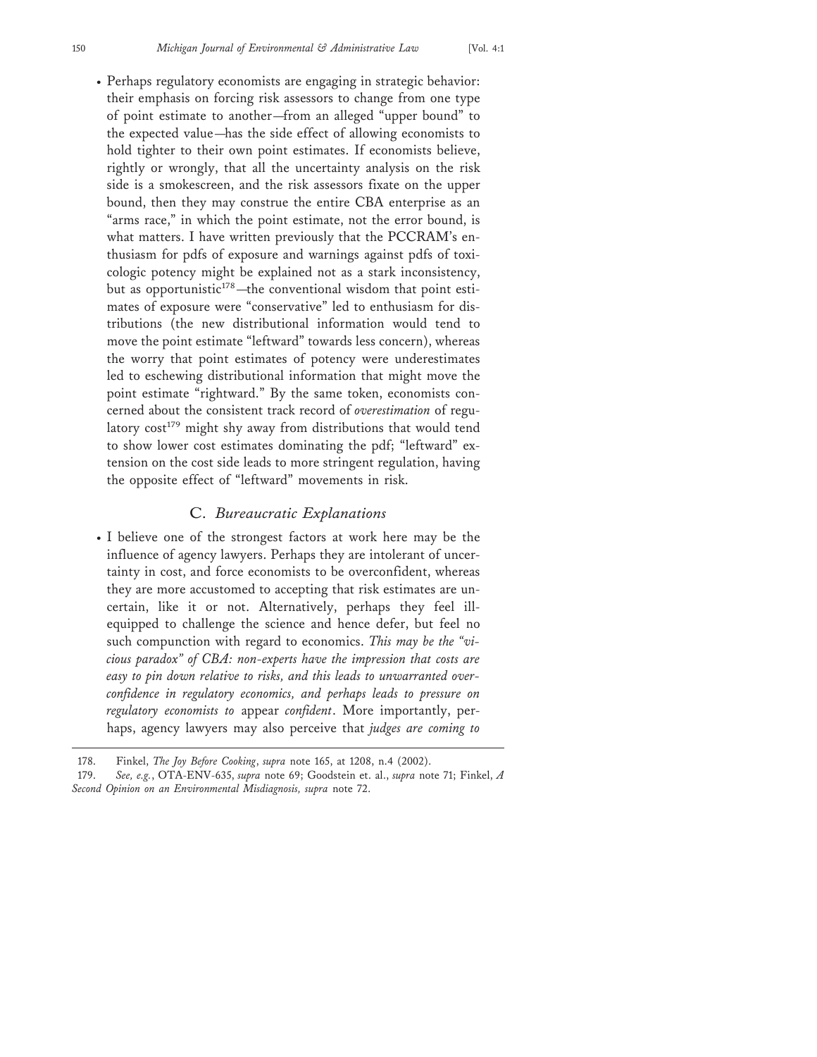- Perhaps regulatory economists are engaging in strategic behavior: their emphasis on forcing risk assessors to change from one type of point estimate to another—from an alleged "upper bound" to the expected value—has the side effect of allowing economists to hold tighter to their own point estimates. If economists believe, rightly or wrongly, that all the uncertainty analysis on the risk side is a smokescreen, and the risk assessors fixate on the upper bound, then they may construe the entire CBA enterprise as an "arms race," in which the point estimate, not the error bound, is what matters. I have written previously that the PCCRAM's enthusiasm for pdfs of exposure and warnings against pdfs of toxicologic potency might be explained not as a stark inconsistency, but as opportunistic[178]—the conventional wisdom that point estimates of exposure were "conservative" led to enthusiasm for distributions (the new distributional information would tend to move the point estimate "leftward" towards less concern), whereas the worry that point estimates of potency were underestimates led to eschewing distributional information that might move the point estimate "rightward." By the same token, economists concerned about the consistent track record of *overestimation* of regulatory cost[179] might shy away from distributions that would tend to show lower cost estimates dominating the pdf; "leftward" extension on the cost side leads to more stringent regulation, having the opposite effect of "leftward" movements in risk.

### C. *Bureaucratic Explanations*

- I believe one of the strongest factors at work here may be the influence of agency lawyers. Perhaps they are intolerant of uncertainty in cost, and force economists to be overconfident, whereas they are more accustomed to accepting that risk estimates are uncertain, like it or not. Alternatively, perhaps they feel ill-equipped to challenge the science and hence defer, but feel no such compunction with regard to economics. *This may be the "vicious paradox" of CBA: non-experts have the impression that costs are easy to pin down relative to risks, and this leads to unwarranted overconfidence in regulatory economics, and perhaps leads to pressure on regulatory economists to* appear *confident*. More importantly, perhaps, agency lawyers may also perceive that *judges are coming to*

---

178. Finkel, *The Joy Before Cooking*, *supra* note 165, at 1208, n.4 (2002).

179. *See, e.g.*, OTA-ENV-635, *supra* note 69; Goodstein et. al., *supra* note 71; Finkel, *A Second Opinion on an Environmental Misdiagnosis, supra* note 72.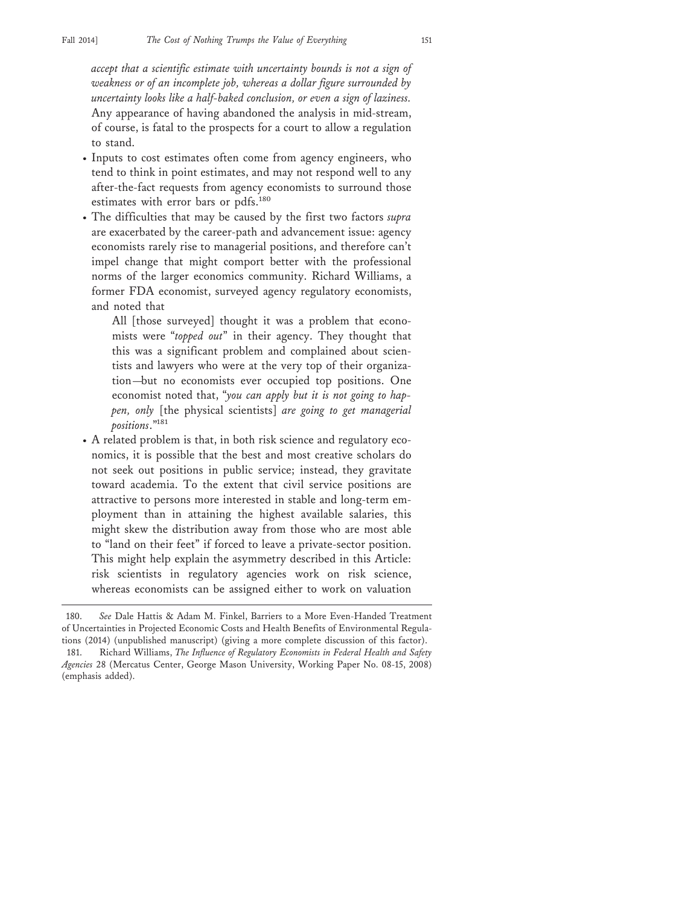*accept that a scientific estimate with uncertainty bounds is not a sign of weakness or of an incomplete job, whereas a dollar figure surrounded by uncertainty looks like a half-baked conclusion, or even a sign of laziness.* Any appearance of having abandoned the analysis in mid-stream, of course, is fatal to the prospects for a court to allow a regulation to stand.

- Inputs to cost estimates often come from agency engineers, who tend to think in point estimates, and may not respond well to any after-the-fact requests from agency economists to surround those estimates with error bars or pdfs.[180]
- The difficulties that may be caused by the first two factors *supra* are exacerbated by the career-path and advancement issue: agency economists rarely rise to managerial positions, and therefore can't impel change that might comport better with the professional norms of the larger economics community. Richard Williams, a former FDA economist, surveyed agency regulatory economists, and noted that

  > All [those surveyed] thought it was a problem that economists were "*topped out*" in their agency. They thought that this was a significant problem and complained about scientists and lawyers who were at the very top of their organization—but no economists ever occupied top positions. One economist noted that, "*you can apply but it is not going to happen, only* [the physical scientists] *are going to get managerial positions*."[181]

- A related problem is that, in both risk science and regulatory economics, it is possible that the best and most creative scholars do not seek out positions in public service; instead, they gravitate toward academia. To the extent that civil service positions are attractive to persons more interested in stable and long-term employment than in attaining the highest available salaries, this might skew the distribution away from those who are most able to "land on their feet" if forced to leave a private-sector position. This might help explain the asymmetry described in this Article: risk scientists in regulatory agencies work on risk science, whereas economists can be assigned either to work on valuation

---

180. *See* Dale Hattis & Adam M. Finkel, Barriers to a More Even-Handed Treatment of Uncertainties in Projected Economic Costs and Health Benefits of Environmental Regulations (2014) (unpublished manuscript) (giving a more complete discussion of this factor).

181. Richard Williams, *The Influence of Regulatory Economists in Federal Health and Safety Agencies* 28 (Mercatus Center, George Mason University, Working Paper No. 08-15, 2008) (emphasis added).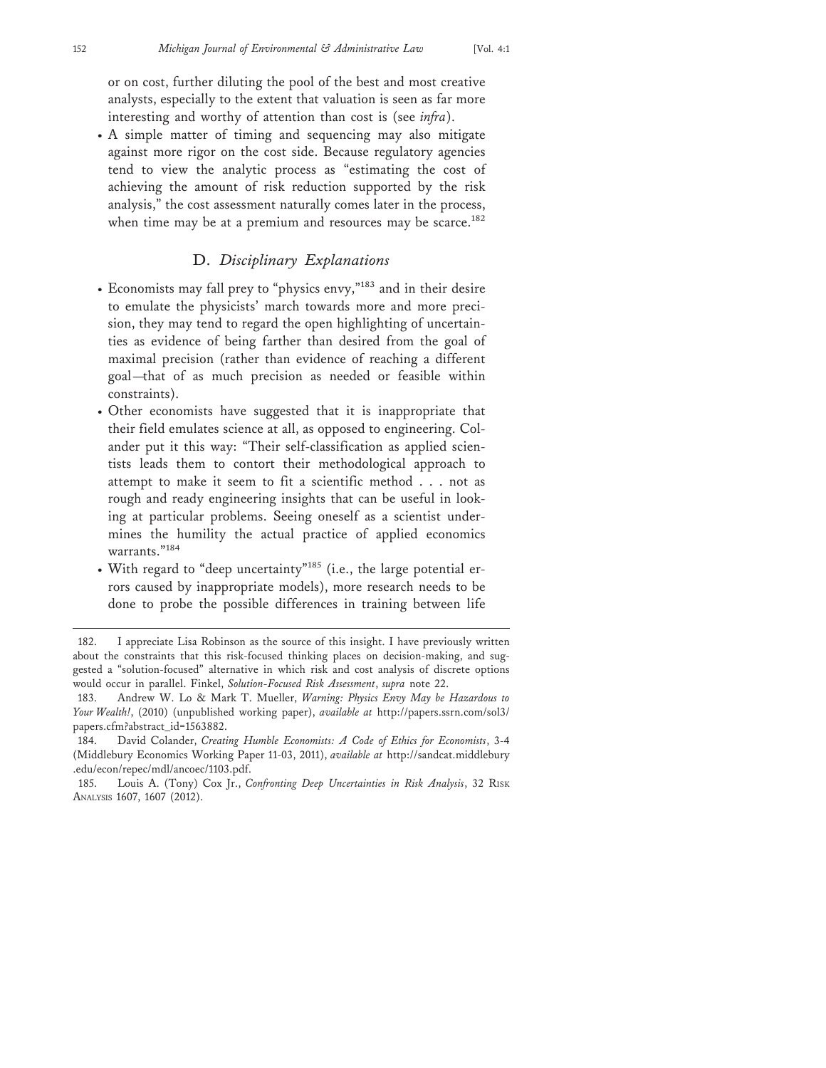or on cost, further diluting the pool of the best and most creative analysts, especially to the extent that valuation is seen as far more interesting and worthy of attention than cost is (see *infra*).

- A simple matter of timing and sequencing may also mitigate against more rigor on the cost side. Because regulatory agencies tend to view the analytic process as "estimating the cost of achieving the amount of risk reduction supported by the risk analysis," the cost assessment naturally comes later in the process, when time may be at a premium and resources may be scarce.[182]

## D. *Disciplinary Explanations*

- Economists may fall prey to "physics envy,"[183] and in their desire to emulate the physicists' march towards more and more precision, they may tend to regard the open highlighting of uncertainties as evidence of being farther than desired from the goal of maximal precision (rather than evidence of reaching a different goal—that of as much precision as needed or feasible within constraints).
- Other economists have suggested that it is inappropriate that their field emulates science at all, as opposed to engineering. Colander put it this way: "Their self-classification as applied scientists leads them to contort their methodological approach to attempt to make it seem to fit a scientific method . . . not as rough and ready engineering insights that can be useful in looking at particular problems. Seeing oneself as a scientist undermines the humility the actual practice of applied economics warrants."[184]
- With regard to "deep uncertainty"[185] (i.e., the large potential errors caused by inappropriate models), more research needs to be done to probe the possible differences in training between life

---

182. I appreciate Lisa Robinson as the source of this insight. I have previously written about the constraints that this risk-focused thinking places on decision-making, and suggested a "solution-focused" alternative in which risk and cost analysis of discrete options would occur in parallel. Finkel, *Solution-Focused Risk Assessment*, *supra* note 22.

183. Andrew W. Lo & Mark T. Mueller, *Warning: Physics Envy May be Hazardous to Your Wealth!*, (2010) (unpublished working paper), *available at* http://papers.ssrn.com/sol3/papers.cfm?abstract_id=1563882.

184. David Colander, *Creating Humble Economists: A Code of Ethics for Economists*, 3-4 (Middlebury Economics Working Paper 11-03, 2011), *available at* http://sandcat.middlebury.edu/econ/repec/mdl/ancoec/1103.pdf.

185. Louis A. (Tony) Cox Jr., *Confronting Deep Uncertainties in Risk Analysis*, 32 RISK ANALYSIS 1607, 1607 (2012).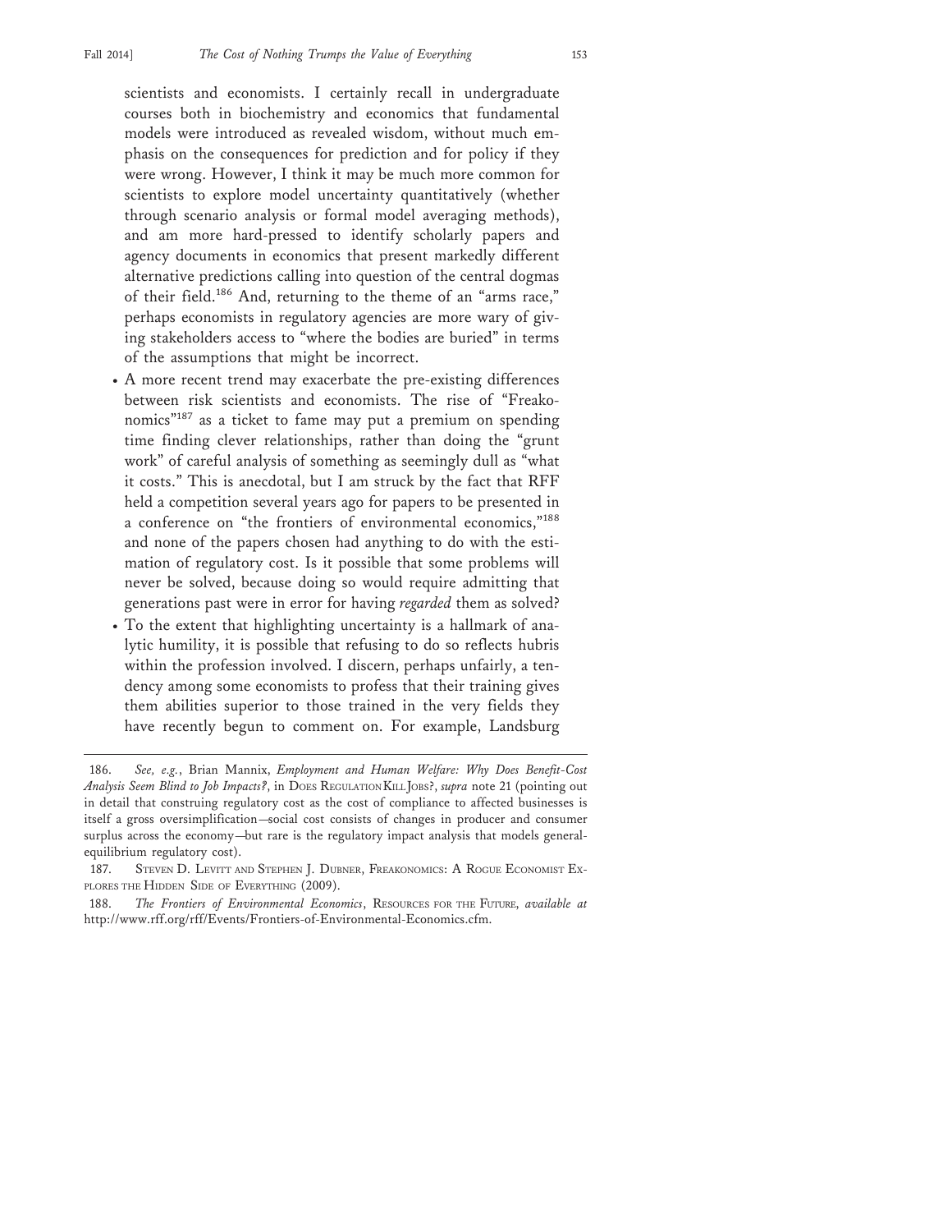scientists and economists. I certainly recall in undergraduate courses both in biochemistry and economics that fundamental models were introduced as revealed wisdom, without much emphasis on the consequences for prediction and for policy if they were wrong. However, I think it may be much more common for scientists to explore model uncertainty quantitatively (whether through scenario analysis or formal model averaging methods), and am more hard-pressed to identify scholarly papers and agency documents in economics that present markedly different alternative predictions calling into question of the central dogmas of their field.[186] And, returning to the theme of an "arms race," perhaps economists in regulatory agencies are more wary of giving stakeholders access to "where the bodies are buried" in terms of the assumptions that might be incorrect.

- A more recent trend may exacerbate the pre-existing differences between risk scientists and economists. The rise of "Freakonomics"[187] as a ticket to fame may put a premium on spending time finding clever relationships, rather than doing the "grunt work" of careful analysis of something as seemingly dull as "what it costs." This is anecdotal, but I am struck by the fact that RFF held a competition several years ago for papers to be presented in a conference on "the frontiers of environmental economics,"[188] and none of the papers chosen had anything to do with the estimation of regulatory cost. Is it possible that some problems will never be solved, because doing so would require admitting that generations past were in error for having *regarded* them as solved?
- To the extent that highlighting uncertainty is a hallmark of analytic humility, it is possible that refusing to do so reflects hubris within the profession involved. I discern, perhaps unfairly, a tendency among some economists to profess that their training gives them abilities superior to those trained in the very fields they have recently begun to comment on. For example, Landsburg

---

186. *See, e.g.*, Brian Mannix, *Employment and Human Welfare: Why Does Benefit-Cost Analysis Seem Blind to Job Impacts?*, in Does Regulation Kill Jobs?, *supra* note 21 (pointing out in detail that construing regulatory cost as the cost of compliance to affected businesses is itself a gross oversimplification—social cost consists of changes in producer and consumer surplus across the economy—but rare is the regulatory impact analysis that models general-equilibrium regulatory cost).

187. Steven D. Levitt and Stephen J. Dubner, Freakonomics: A Rogue Economist Explores the Hidden Side of Everything (2009).

188. *The Frontiers of Environmental Economics*, Resources for the Future, *available at* http://www.rff.org/rff/Events/Frontiers-of-Environmental-Economics.cfm.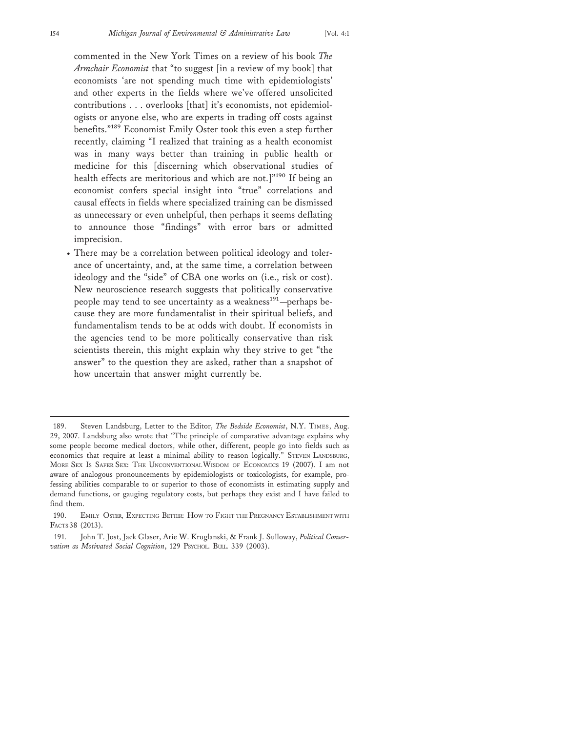commented in the New York Times on a review of his book *The Armchair Economist* that "to suggest [in a review of my book] that economists 'are not spending much time with epidemiologists' and other experts in the fields where we've offered unsolicited contributions . . . overlooks [that] it's economists, not epidemiologists or anyone else, who are experts in trading off costs against benefits."[189] Economist Emily Oster took this even a step further recently, claiming "I realized that training as a health economist was in many ways better than training in public health or medicine for this [discerning which observational studies of health effects are meritorious and which are not.]"[190] If being an economist confers special insight into "true" correlations and causal effects in fields where specialized training can be dismissed as unnecessary or even unhelpful, then perhaps it seems deflating to announce those "findings" with error bars or admitted imprecision.

- There may be a correlation between political ideology and tolerance of uncertainty, and, at the same time, a correlation between ideology and the "side" of CBA one works on (i.e., risk or cost). New neuroscience research suggests that politically conservative people may tend to see uncertainty as a weakness[191]—perhaps because they are more fundamentalist in their spiritual beliefs, and fundamentalism tends to be at odds with doubt. If economists in the agencies tend to be more politically conservative than risk scientists therein, this might explain why they strive to get "the answer" to the question they are asked, rather than a snapshot of how uncertain that answer might currently be.

---

189. Steven Landsburg, Letter to the Editor, *The Bedside Economist*, N.Y. TIMES, Aug. 29, 2007. Landsburg also wrote that "The principle of comparative advantage explains why some people become medical doctors, while other, different, people go into fields such as economics that require at least a minimal ability to reason logically." STEVEN LANDSBURG, MORE SEX IS SAFER SEX: THE UNCONVENTIONAL WISDOM OF ECONOMICS 19 (2007). I am not aware of analogous pronouncements by epidemiologists or toxicologists, for example, professing abilities comparable to or superior to those of economists in estimating supply and demand functions, or gauging regulatory costs, but perhaps they exist and I have failed to find them.

190. EMILY OSTER, EXPECTING BETTER: HOW TO FIGHT THE PREGNANCY ESTABLISHMENT WITH FACTS 38 (2013).

191. John T. Jost, Jack Glaser, Arie W. Kruglanski, & Frank J. Sulloway, *Political Conservatism as Motivated Social Cognition*, 129 PSYCHOL. BULL. 339 (2003).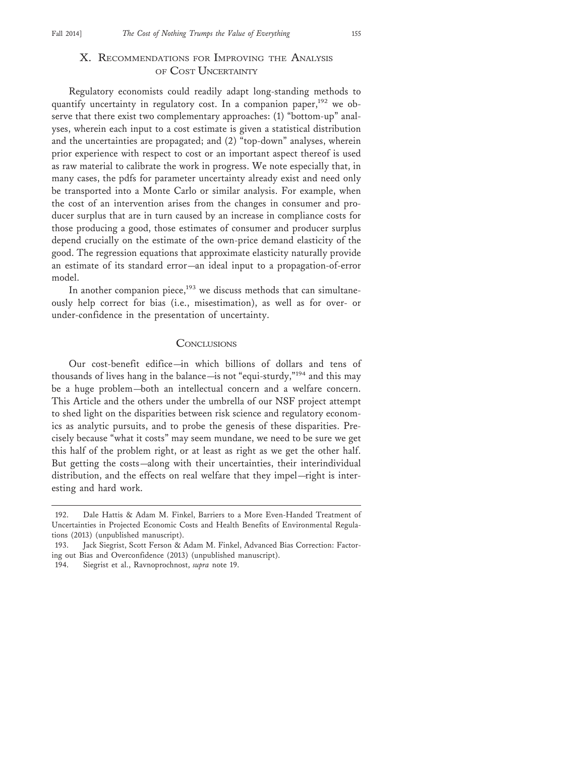## X. Recommendations for Improving the Analysis of Cost Uncertainty

Regulatory economists could readily adapt long-standing methods to quantify uncertainty in regulatory cost. In a companion paper,[192] we observe that there exist two complementary approaches: (1) "bottom-up" analyses, wherein each input to a cost estimate is given a statistical distribution and the uncertainties are propagated; and (2) "top-down" analyses, wherein prior experience with respect to cost or an important aspect thereof is used as raw material to calibrate the work in progress. We note especially that, in many cases, the pdfs for parameter uncertainty already exist and need only be transported into a Monte Carlo or similar analysis. For example, when the cost of an intervention arises from the changes in consumer and producer surplus that are in turn caused by an increase in compliance costs for those producing a good, those estimates of consumer and producer surplus depend crucially on the estimate of the own-price demand elasticity of the good. The regression equations that approximate elasticity naturally provide an estimate of its standard error—an ideal input to a propagation-of-error model.

In another companion piece,[193] we discuss methods that can simultaneously help correct for bias (i.e., misestimation), as well as for over- or under-confidence in the presentation of uncertainty.

## Conclusions

Our cost-benefit edifice—in which billions of dollars and tens of thousands of lives hang in the balance—is not "equi-sturdy,"[194] and this may be a huge problem—both an intellectual concern and a welfare concern. This Article and the others under the umbrella of our NSF project attempt to shed light on the disparities between risk science and regulatory economics as analytic pursuits, and to probe the genesis of these disparities. Precisely because "what it costs" may seem mundane, we need to be sure we get this half of the problem right, or at least as right as we get the other half. But getting the costs—along with their uncertainties, their interindividual distribution, and the effects on real welfare that they impel—right is interesting and hard work.

---

192. Dale Hattis & Adam M. Finkel, Barriers to a More Even-Handed Treatment of Uncertainties in Projected Economic Costs and Health Benefits of Environmental Regulations (2013) (unpublished manuscript).

193. Jack Siegrist, Scott Ferson & Adam M. Finkel, Advanced Bias Correction: Factoring out Bias and Overconfidence (2013) (unpublished manuscript).

194. Siegrist et al., Ravnoprochnost, *supra* note 19.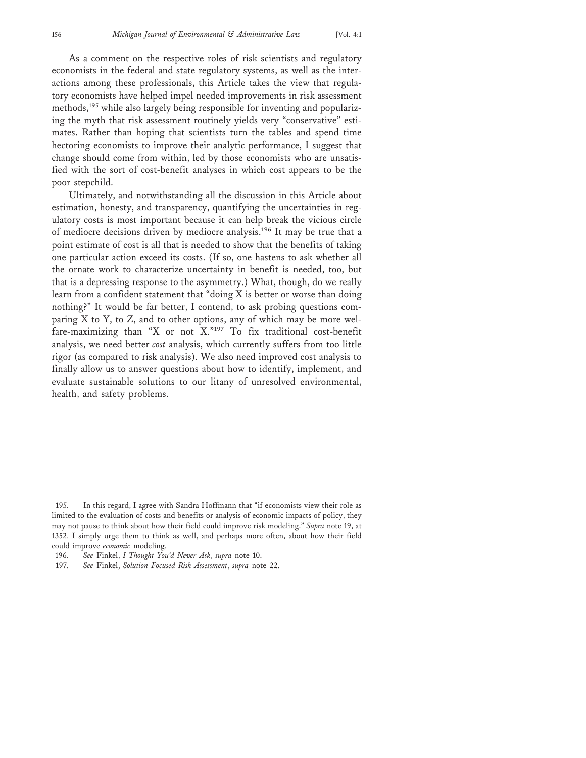As a comment on the respective roles of risk scientists and regulatory economists in the federal and state regulatory systems, as well as the interactions among these professionals, this Article takes the view that regulatory economists have helped impel needed improvements in risk assessment methods,[195] while also largely being responsible for inventing and popularizing the myth that risk assessment routinely yields very "conservative" estimates. Rather than hoping that scientists turn the tables and spend time hectoring economists to improve their analytic performance, I suggest that change should come from within, led by those economists who are unsatisfied with the sort of cost-benefit analyses in which cost appears to be the poor stepchild.

Ultimately, and notwithstanding all the discussion in this Article about estimation, honesty, and transparency, quantifying the uncertainties in regulatory costs is most important because it can help break the vicious circle of mediocre decisions driven by mediocre analysis.[196] It may be true that a point estimate of cost is all that is needed to show that the benefits of taking one particular action exceed its costs. (If so, one hastens to ask whether all the ornate work to characterize uncertainty in benefit is needed, too, but that is a depressing response to the asymmetry.) What, though, do we really learn from a confident statement that "doing X is better or worse than doing nothing?" It would be far better, I contend, to ask probing questions comparing X to Y, to Z, and to other options, any of which may be more welfare-maximizing than "X or not X."[197] To fix traditional cost-benefit analysis, we need better *cost* analysis, which currently suffers from too little rigor (as compared to risk analysis). We also need improved cost analysis to finally allow us to answer questions about how to identify, implement, and evaluate sustainable solutions to our litany of unresolved environmental, health, and safety problems.

---

195. In this regard, I agree with Sandra Hoffmann that "if economists view their role as limited to the evaluation of costs and benefits or analysis of economic impacts of policy, they may not pause to think about how their field could improve risk modeling." *Supra* note 19, at 1352. I simply urge them to think as well, and perhaps more often, about how their field could improve *economic* modeling.

196. *See* Finkel, *I Thought You'd Never Ask*, *supra* note 10.

197. *See* Finkel, *Solution-Focused Risk Assessment*, *supra* note 22.